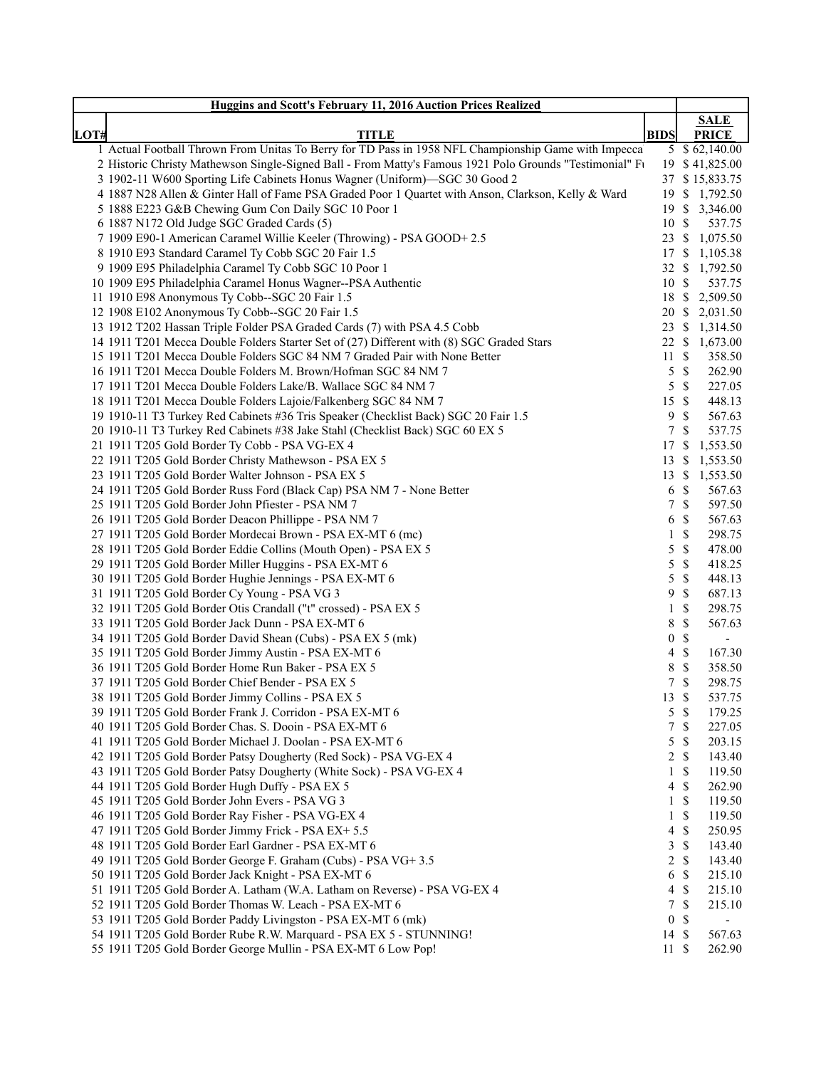| Huggins and Scott's February 11, 2016 Auction Prices Realized | | | |
|---|---|---|---|
| LOT# | TITLE | BIDS | SALE PRICE |
| 1 | Actual Football Thrown From Unitas To Berry for TD Pass in 1958 NFL Championship Game with Impecca | 5 | $ 62,140.00 |
| 2 | Historic Christy Mathewson Single-Signed Ball - From Matty's Famous 1921 Polo Grounds "Testimonial" Fı | 19 | $ 41,825.00 |
| 3 | 1902-11 W600 Sporting Life Cabinets Honus Wagner (Uniform)—SGC 30 Good 2 | 37 | $ 15,833.75 |
| 4 | 1887 N28 Allen & Ginter Hall of Fame PSA Graded Poor 1 Quartet with Anson, Clarkson, Kelly & Ward | 19 | $ 1,792.50 |
| 5 | 1888 E223 G&B Chewing Gum Con Daily SGC 10 Poor 1 | 19 | $ 3,346.00 |
| 6 | 1887 N172 Old Judge SGC Graded Cards (5) | 10 | $ 537.75 |
| 7 | 1909 E90-1 American Caramel Willie Keeler (Throwing) - PSA GOOD+ 2.5 | 23 | $ 1,075.50 |
| 8 | 1910 E93 Standard Caramel Ty Cobb SGC 20 Fair 1.5 | 17 | $ 1,105.38 |
| 9 | 1909 E95 Philadelphia Caramel Ty Cobb SGC 10 Poor 1 | 32 | $ 1,792.50 |
| 10 | 1909 E95 Philadelphia Caramel Honus Wagner--PSA Authentic | 10 | $ 537.75 |
| 11 | 1910 E98 Anonymous Ty Cobb--SGC 20 Fair 1.5 | 18 | $ 2,509.50 |
| 12 | 1908 E102 Anonymous Ty Cobb--SGC 20 Fair 1.5 | 20 | $ 2,031.50 |
| 13 | 1912 T202 Hassan Triple Folder PSA Graded Cards (7) with PSA 4.5 Cobb | 23 | $ 1,314.50 |
| 14 | 1911 T201 Mecca Double Folders Starter Set of (27) Different with (8) SGC Graded Stars | 22 | $ 1,673.00 |
| 15 | 1911 T201 Mecca Double Folders SGC 84 NM 7 Graded Pair with None Better | 11 | $ 358.50 |
| 16 | 1911 T201 Mecca Double Folders M. Brown/Hofman SGC 84 NM 7 | 5 | $ 262.90 |
| 17 | 1911 T201 Mecca Double Folders Lake/B. Wallace SGC 84 NM 7 | 5 | $ 227.05 |
| 18 | 1911 T201 Mecca Double Folders Lajoie/Falkenberg SGC 84 NM 7 | 15 | $ 448.13 |
| 19 | 1910-11 T3 Turkey Red Cabinets #36 Tris Speaker (Checklist Back) SGC 20 Fair 1.5 | 9 | $ 567.63 |
| 20 | 1910-11 T3 Turkey Red Cabinets #38 Jake Stahl (Checklist Back) SGC 60 EX 5 | 7 | $ 537.75 |
| 21 | 1911 T205 Gold Border Ty Cobb - PSA VG-EX 4 | 17 | $ 1,553.50 |
| 22 | 1911 T205 Gold Border Christy Mathewson - PSA EX 5 | 13 | $ 1,553.50 |
| 23 | 1911 T205 Gold Border Walter Johnson - PSA EX 5 | 13 | $ 1,553.50 |
| 24 | 1911 T205 Gold Border Russ Ford (Black Cap) PSA NM 7 - None Better | 6 | $ 567.63 |
| 25 | 1911 T205 Gold Border John Pfiester - PSA NM 7 | 7 | $ 597.50 |
| 26 | 1911 T205 Gold Border Deacon Phillippe - PSA NM 7 | 6 | $ 567.63 |
| 27 | 1911 T205 Gold Border Mordecai Brown - PSA EX-MT 6 (mc) | 1 | $ 298.75 |
| 28 | 1911 T205 Gold Border Eddie Collins (Mouth Open) - PSA EX 5 | 5 | $ 478.00 |
| 29 | 1911 T205 Gold Border Miller Huggins - PSA EX-MT 6 | 5 | $ 418.25 |
| 30 | 1911 T205 Gold Border Hughie Jennings - PSA EX-MT 6 | 5 | $ 448.13 |
| 31 | 1911 T205 Gold Border Cy Young - PSA VG 3 | 9 | $ 687.13 |
| 32 | 1911 T205 Gold Border Otis Crandall ("t" crossed) - PSA EX 5 | 1 | $ 298.75 |
| 33 | 1911 T205 Gold Border Jack Dunn - PSA EX-MT 6 | 8 | $ 567.63 |
| 34 | 1911 T205 Gold Border David Shean (Cubs) - PSA EX 5 (mk) | 0 | $ - |
| 35 | 1911 T205 Gold Border Jimmy Austin - PSA EX-MT 6 | 4 | $ 167.30 |
| 36 | 1911 T205 Gold Border Home Run Baker - PSA EX 5 | 8 | $ 358.50 |
| 37 | 1911 T205 Gold Border Chief Bender - PSA EX 5 | 7 | $ 298.75 |
| 38 | 1911 T205 Gold Border Jimmy Collins - PSA EX 5 | 13 | $ 537.75 |
| 39 | 1911 T205 Gold Border Frank J. Corridon - PSA EX-MT 6 | 5 | $ 179.25 |
| 40 | 1911 T205 Gold Border Chas. S. Dooin - PSA EX-MT 6 | 7 | $ 227.05 |
| 41 | 1911 T205 Gold Border Michael J. Doolan - PSA EX-MT 6 | 5 | $ 203.15 |
| 42 | 1911 T205 Gold Border Patsy Dougherty (Red Sock) - PSA VG-EX 4 | 2 | $ 143.40 |
| 43 | 1911 T205 Gold Border Patsy Dougherty (White Sock) - PSA VG-EX 4 | 1 | $ 119.50 |
| 44 | 1911 T205 Gold Border Hugh Duffy - PSA EX 5 | 4 | $ 262.90 |
| 45 | 1911 T205 Gold Border John Evers - PSA VG 3 | 1 | $ 119.50 |
| 46 | 1911 T205 Gold Border Ray Fisher - PSA VG-EX 4 | 1 | $ 119.50 |
| 47 | 1911 T205 Gold Border Jimmy Frick - PSA EX+ 5.5 | 4 | $ 250.95 |
| 48 | 1911 T205 Gold Border Earl Gardner - PSA EX-MT 6 | 3 | $ 143.40 |
| 49 | 1911 T205 Gold Border George F. Graham (Cubs) - PSA VG+ 3.5 | 2 | $ 143.40 |
| 50 | 1911 T205 Gold Border Jack Knight - PSA EX-MT 6 | 6 | $ 215.10 |
| 51 | 1911 T205 Gold Border A. Latham (W.A. Latham on Reverse) - PSA VG-EX 4 | 4 | $ 215.10 |
| 52 | 1911 T205 Gold Border Thomas W. Leach - PSA EX-MT 6 | 7 | $ 215.10 |
| 53 | 1911 T205 Gold Border Paddy Livingston - PSA EX-MT 6 (mk) | 0 | $ - |
| 54 | 1911 T205 Gold Border Rube R.W. Marquard - PSA EX 5 - STUNNING! | 14 | $ 567.63 |
| 55 | 1911 T205 Gold Border George Mullin - PSA EX-MT 6 Low Pop! | 11 | $ 262.90 |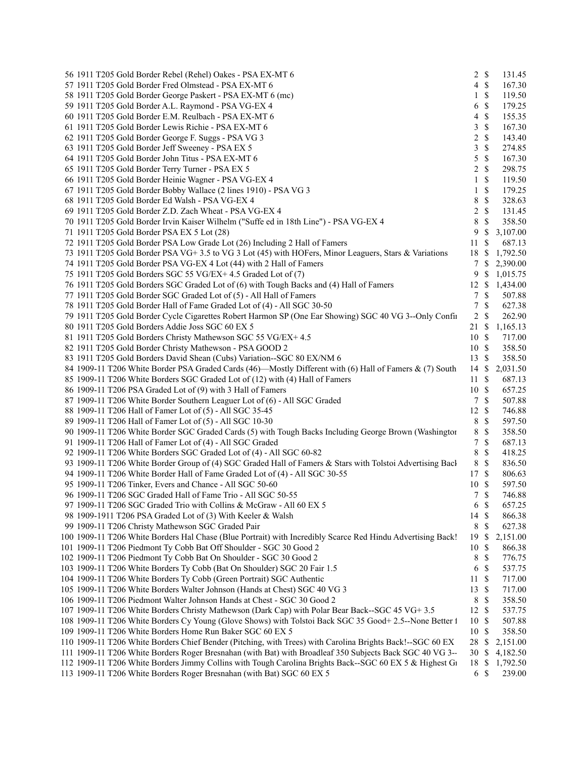| | | | | |
|---|---|---|---|---|
| 56 | 1911 T205 Gold Border Rebel (Rehel) Oakes - PSA EX-MT 6 | 2 | $ | 131.45 |
| 57 | 1911 T205 Gold Border Fred Olmstead - PSA EX-MT 6 | 4 | $ | 167.30 |
| 58 | 1911 T205 Gold Border George Paskert - PSA EX-MT 6 (mc) | 1 | $ | 119.50 |
| 59 | 1911 T205 Gold Border A.L. Raymond - PSA VG-EX 4 | 6 | $ | 179.25 |
| 60 | 1911 T205 Gold Border E.M. Reulbach - PSA EX-MT 6 | 4 | $ | 155.35 |
| 61 | 1911 T205 Gold Border Lewis Richie - PSA EX-MT 6 | 3 | $ | 167.30 |
| 62 | 1911 T205 Gold Border George F. Suggs - PSA VG 3 | 2 | $ | 143.40 |
| 63 | 1911 T205 Gold Border Jeff Sweeney - PSA EX 5 | 3 | $ | 274.85 |
| 64 | 1911 T205 Gold Border John Titus - PSA EX-MT 6 | 5 | $ | 167.30 |
| 65 | 1911 T205 Gold Border Terry Turner - PSA EX 5 | 2 | $ | 298.75 |
| 66 | 1911 T205 Gold Border Heinie Wagner - PSA VG-EX 4 | 1 | $ | 119.50 |
| 67 | 1911 T205 Gold Border Bobby Wallace (2 lines 1910) - PSA VG 3 | 1 | $ | 179.25 |
| 68 | 1911 T205 Gold Border Ed Walsh - PSA VG-EX 4 | 8 | $ | 328.63 |
| 69 | 1911 T205 Gold Border Z.D. Zach Wheat - PSA VG-EX 4 | 2 | $ | 131.45 |
| 70 | 1911 T205 Gold Border Irvin Kaiser Wilhelm ("Suffe ed in 18th Line") - PSA VG-EX 4 | 8 | $ | 358.50 |
| 71 | 1911 T205 Gold Border PSA EX 5 Lot (28) | 9 | $ | 3,107.00 |
| 72 | 1911 T205 Gold Border PSA Low Grade Lot (26) Including 2 Hall of Famers | 11 | $ | 687.13 |
| 73 | 1911 T205 Gold Border PSA VG+ 3.5 to VG 3 Lot (45) with HOFers, Minor Leaguers, Stars & Variations | 18 | $ | 1,792.50 |
| 74 | 1911 T205 Gold Border PSA VG-EX 4 Lot (44) with 2 Hall of Famers | 7 | $ | 2,390.00 |
| 75 | 1911 T205 Gold Borders SGC 55 VG/EX+ 4.5 Graded Lot of (7) | 9 | $ | 1,015.75 |
| 76 | 1911 T205 Gold Borders SGC Graded Lot of (6) with Tough Backs and (4) Hall of Famers | 12 | $ | 1,434.00 |
| 77 | 1911 T205 Gold Border SGC Graded Lot of (5) - All Hall of Famers | 7 | $ | 507.88 |
| 78 | 1911 T205 Gold Border Hall of Fame Graded Lot of (4) - All SGC 30-50 | 7 | $ | 627.38 |
| 79 | 1911 T205 Gold Border Cycle Cigarettes Robert Harmon SP (One Ear Showing) SGC 40 VG 3--Only Confi | 2 | $ | 262.90 |
| 80 | 1911 T205 Gold Borders Addie Joss SGC 60 EX 5 | 21 | $ | 1,165.13 |
| 81 | 1911 T205 Gold Borders Christy Mathewson SGC 55 VG/EX+ 4.5 | 10 | $ | 717.00 |
| 82 | 1911 T205 Gold Border Christy Mathewson - PSA GOOD 2 | 10 | $ | 358.50 |
| 83 | 1911 T205 Gold Borders David Shean (Cubs) Variation--SGC 80 EX/NM 6 | 13 | $ | 358.50 |
| 84 | 1909-11 T206 White Border PSA Graded Cards (46)—Mostly Different with (6) Hall of Famers & (7) South | 14 | $ | 2,031.50 |
| 85 | 1909-11 T206 White Borders SGC Graded Lot of (12) with (4) Hall of Famers | 11 | $ | 687.13 |
| 86 | 1909-11 T206 PSA Graded Lot of (9) with 3 Hall of Famers | 10 | $ | 657.25 |
| 87 | 1909-11 T206 White Border Southern Leaguer Lot of (6) - All SGC Graded | 7 | $ | 507.88 |
| 88 | 1909-11 T206 Hall of Famer Lot of (5) - All SGC 35-45 | 12 | $ | 746.88 |
| 89 | 1909-11 T206 Hall of Famer Lot of (5) - All SGC 10-30 | 8 | $ | 597.50 |
| 90 | 1909-11 T206 White Border SGC Graded Cards (5) with Tough Backs Including George Brown (Washingtor | 8 | $ | 358.50 |
| 91 | 1909-11 T206 Hall of Famer Lot of (4) - All SGC Graded | 7 | $ | 687.13 |
| 92 | 1909-11 T206 White Borders SGC Graded Lot of (4) - All SGC 60-82 | 8 | $ | 418.25 |
| 93 | 1909-11 T206 White Border Group of (4) SGC Graded Hall of Famers & Stars with Tolstoi Advertising Bacl | 8 | $ | 836.50 |
| 94 | 1909-11 T206 White Border Hall of Fame Graded Lot of (4) - All SGC 30-55 | 17 | $ | 806.63 |
| 95 | 1909-11 T206 Tinker, Evers and Chance - All SGC 50-60 | 10 | $ | 597.50 |
| 96 | 1909-11 T206 SGC Graded Hall of Fame Trio - All SGC 50-55 | 7 | $ | 746.88 |
| 97 | 1909-11 T206 SGC Graded Trio with Collins & McGraw - All 60 EX 5 | 6 | $ | 657.25 |
| 98 | 1909-1911 T206 PSA Graded Lot of (3) With Keeler & Walsh | 14 | $ | 866.38 |
| 99 | 1909-11 T206 Christy Mathewson SGC Graded Pair | 8 | $ | 627.38 |
| 100 | 1909-11 T206 White Borders Hal Chase (Blue Portrait) with Incredibly Scarce Red Hindu Advertising Back! | 19 | $ | 2,151.00 |
| 101 | 1909-11 T206 Piedmont Ty Cobb Bat Off Shoulder - SGC 30 Good 2 | 10 | $ | 866.38 |
| 102 | 1909-11 T206 Piedmont Ty Cobb Bat On Shoulder - SGC 30 Good 2 | 8 | $ | 776.75 |
| 103 | 1909-11 T206 White Borders Ty Cobb (Bat On Shoulder) SGC 20 Fair 1.5 | 6 | $ | 537.75 |
| 104 | 1909-11 T206 White Borders Ty Cobb (Green Portrait) SGC Authentic | 11 | $ | 717.00 |
| 105 | 1909-11 T206 White Borders Walter Johnson (Hands at Chest) SGC 40 VG 3 | 13 | $ | 717.00 |
| 106 | 1909-11 T206 Piedmont Walter Johnson Hands at Chest - SGC 30 Good 2 | 8 | $ | 358.50 |
| 107 | 1909-11 T206 White Borders Christy Mathewson (Dark Cap) with Polar Bear Back--SGC 45 VG+ 3.5 | 12 | $ | 537.75 |
| 108 | 1909-11 T206 White Borders Cy Young (Glove Shows) with Tolstoi Back SGC 35 Good+ 2.5--None Better f | 10 | $ | 507.88 |
| 109 | 1909-11 T206 White Borders Home Run Baker SGC 60 EX 5 | 10 | $ | 358.50 |
| 110 | 1909-11 T206 White Borders Chief Bender (Pitching, with Trees) with Carolina Brights Back!--SGC 60 EX | 28 | $ | 2,151.00 |
| 111 | 1909-11 T206 White Borders Roger Bresnahan (with Bat) with Broadleaf 350 Subjects Back SGC 40 VG 3-- | 30 | $ | 4,182.50 |
| 112 | 1909-11 T206 White Borders Jimmy Collins with Tough Carolina Brights Back--SGC 60 EX 5 & Highest Gı | 18 | $ | 1,792.50 |
| 113 | 1909-11 T206 White Borders Roger Bresnahan (with Bat) SGC 60 EX 5 | 6 | $ | 239.00 |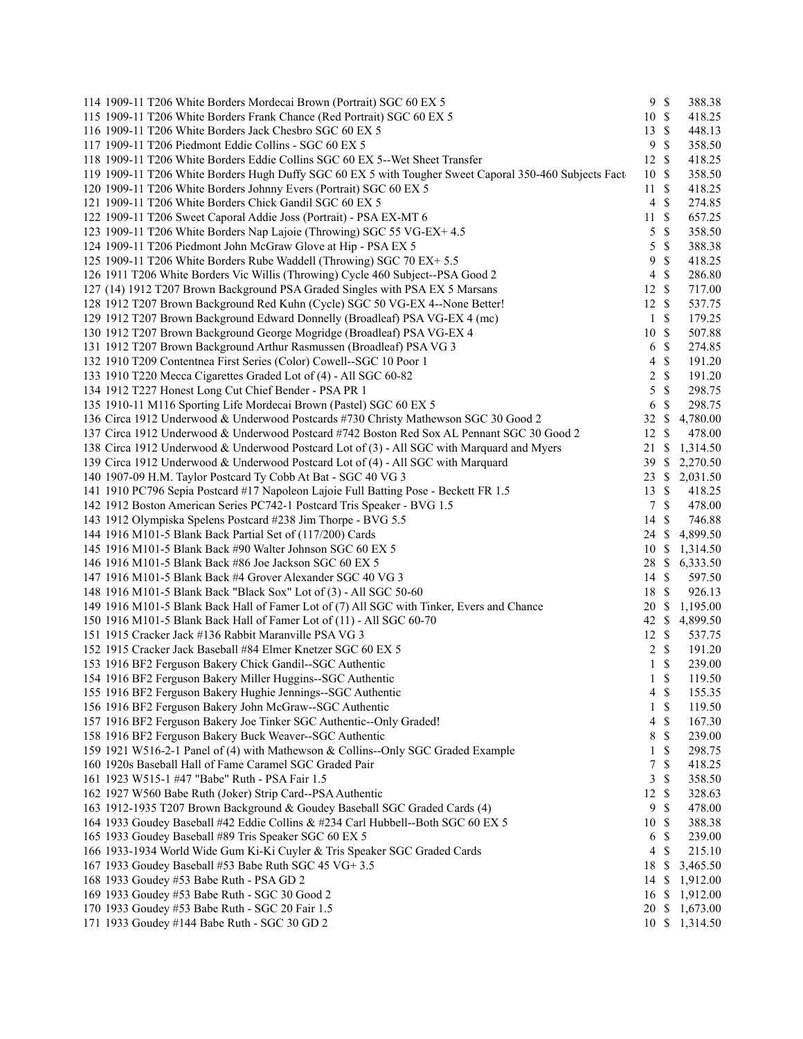| | | | | |
|---|---|---|---|---|
| 114 | 1909-11 T206 White Borders Mordecai Brown (Portrait) SGC 60 EX 5 | 9 | $ | 388.38 |
| 115 | 1909-11 T206 White Borders Frank Chance (Red Portrait) SGC 60 EX 5 | 10 | $ | 418.25 |
| 116 | 1909-11 T206 White Borders Jack Chesbro SGC 60 EX 5 | 13 | $ | 448.13 |
| 117 | 1909-11 T206 Piedmont Eddie Collins - SGC 60 EX 5 | 9 | $ | 358.50 |
| 118 | 1909-11 T206 White Borders Eddie Collins SGC 60 EX 5--Wet Sheet Transfer | 12 | $ | 418.25 |
| 119 | 1909-11 T206 White Borders Hugh Duffy SGC 60 EX 5 with Tougher Sweet Caporal 350-460 Subjects Fact | 10 | $ | 358.50 |
| 120 | 1909-11 T206 White Borders Johnny Evers (Portrait) SGC 60 EX 5 | 11 | $ | 418.25 |
| 121 | 1909-11 T206 White Borders Chick Gandil SGC 60 EX 5 | 4 | $ | 274.85 |
| 122 | 1909-11 T206 Sweet Caporal Addie Joss (Portrait) - PSA EX-MT 6 | 11 | $ | 657.25 |
| 123 | 1909-11 T206 White Borders Nap Lajoie (Throwing) SGC 55 VG-EX+ 4.5 | 5 | $ | 358.50 |
| 124 | 1909-11 T206 Piedmont John McGraw Glove at Hip - PSA EX 5 | 5 | $ | 388.38 |
| 125 | 1909-11 T206 White Borders Rube Waddell (Throwing) SGC 70 EX+ 5.5 | 9 | $ | 418.25 |
| 126 | 1911 T206 White Borders Vic Willis (Throwing) Cycle 460 Subject--PSA Good 2 | 4 | $ | 286.80 |
| 127 | (14) 1912 T207 Brown Background PSA Graded Singles with PSA EX 5 Marsans | 12 | $ | 717.00 |
| 128 | 1912 T207 Brown Background Red Kuhn (Cycle) SGC 50 VG-EX 4--None Better! | 12 | $ | 537.75 |
| 129 | 1912 T207 Brown Background Edward Donnelly (Broadleaf) PSA VG-EX 4 (mc) | 1 | $ | 179.25 |
| 130 | 1912 T207 Brown Background George Mogridge (Broadleaf) PSA VG-EX 4 | 10 | $ | 507.88 |
| 131 | 1912 T207 Brown Background Arthur Rasmussen (Broadleaf) PSA VG 3 | 6 | $ | 274.85 |
| 132 | 1910 T209 Contentnea First Series (Color) Cowell--SGC 10 Poor 1 | 4 | $ | 191.20 |
| 133 | 1910 T220 Mecca Cigarettes Graded Lot of (4) - All SGC 60-82 | 2 | $ | 191.20 |
| 134 | 1912 T227 Honest Long Cut Chief Bender - PSA PR 1 | 5 | $ | 298.75 |
| 135 | 1910-11 M116 Sporting Life Mordecai Brown (Pastel) SGC 60 EX 5 | 6 | $ | 298.75 |
| 136 | Circa 1912 Underwood & Underwood Postcards #730 Christy Mathewson SGC 30 Good 2 | 32 | $ | 4,780.00 |
| 137 | Circa 1912 Underwood & Underwood Postcard #742 Boston Red Sox AL Pennant SGC 30 Good 2 | 12 | $ | 478.00 |
| 138 | Circa 1912 Underwood & Underwood Postcard Lot of (3) - All SGC with Marquard and Myers | 21 | $ | 1,314.50 |
| 139 | Circa 1912 Underwood & Underwood Postcard Lot of (4) - All SGC with Marquard | 39 | $ | 2,270.50 |
| 140 | 1907-09 H.M. Taylor Postcard Ty Cobb At Bat - SGC 40 VG 3 | 23 | $ | 2,031.50 |
| 141 | 1910 PC796 Sepia Postcard #17 Napoleon Lajoie Full Batting Pose - Beckett FR 1.5 | 13 | $ | 418.25 |
| 142 | 1912 Boston American Series PC742-1 Postcard Tris Speaker - BVG 1.5 | 7 | $ | 478.00 |
| 143 | 1912 Olympiska Spelens Postcard #238 Jim Thorpe - BVG 5.5 | 14 | $ | 746.88 |
| 144 | 1916 M101-5 Blank Back Partial Set of (117/200) Cards | 24 | $ | 4,899.50 |
| 145 | 1916 M101-5 Blank Back #90 Walter Johnson SGC 60 EX 5 | 10 | $ | 1,314.50 |
| 146 | 1916 M101-5 Blank Back #86 Joe Jackson SGC 60 EX 5 | 28 | $ | 6,333.50 |
| 147 | 1916 M101-5 Blank Back #4 Grover Alexander SGC 40 VG 3 | 14 | $ | 597.50 |
| 148 | 1916 M101-5 Blank Back "Black Sox" Lot of (3) - All SGC 50-60 | 18 | $ | 926.13 |
| 149 | 1916 M101-5 Blank Back Hall of Famer Lot of (7) All SGC with Tinker, Evers and Chance | 20 | $ | 1,195.00 |
| 150 | 1916 M101-5 Blank Back Hall of Famer Lot of (11) - All SGC 60-70 | 42 | $ | 4,899.50 |
| 151 | 1915 Cracker Jack #136 Rabbit Maranville PSA VG 3 | 12 | $ | 537.75 |
| 152 | 1915 Cracker Jack Baseball #84 Elmer Knetzer SGC 60 EX 5 | 2 | $ | 191.20 |
| 153 | 1916 BF2 Ferguson Bakery Chick Gandil--SGC Authentic | 1 | $ | 239.00 |
| 154 | 1916 BF2 Ferguson Bakery Miller Huggins--SGC Authentic | 1 | $ | 119.50 |
| 155 | 1916 BF2 Ferguson Bakery Hughie Jennings--SGC Authentic | 4 | $ | 155.35 |
| 156 | 1916 BF2 Ferguson Bakery John McGraw--SGC Authentic | 1 | $ | 119.50 |
| 157 | 1916 BF2 Ferguson Bakery Joe Tinker SGC Authentic--Only Graded! | 4 | $ | 167.30 |
| 158 | 1916 BF2 Ferguson Bakery Buck Weaver--SGC Authentic | 8 | $ | 239.00 |
| 159 | 1921 W516-2-1 Panel of (4) with Mathewson & Collins--Only SGC Graded Example | 1 | $ | 298.75 |
| 160 | 1920s Baseball Hall of Fame Caramel SGC Graded Pair | 7 | $ | 418.25 |
| 161 | 1923 W515-1 #47 "Babe" Ruth - PSA Fair 1.5 | 3 | $ | 358.50 |
| 162 | 1927 W560 Babe Ruth (Joker) Strip Card--PSA Authentic | 12 | $ | 328.63 |
| 163 | 1912-1935 T207 Brown Background & Goudey Baseball SGC Graded Cards (4) | 9 | $ | 478.00 |
| 164 | 1933 Goudey Baseball #42 Eddie Collins & #234 Carl Hubbell--Both SGC 60 EX 5 | 10 | $ | 388.38 |
| 165 | 1933 Goudey Baseball #89 Tris Speaker SGC 60 EX 5 | 6 | $ | 239.00 |
| 166 | 1933-1934 World Wide Gum Ki-Ki Cuyler & Tris Speaker SGC Graded Cards | 4 | $ | 215.10 |
| 167 | 1933 Goudey Baseball #53 Babe Ruth SGC 45 VG+ 3.5 | 18 | $ | 3,465.50 |
| 168 | 1933 Goudey #53 Babe Ruth - PSA GD 2 | 14 | $ | 1,912.00 |
| 169 | 1933 Goudey #53 Babe Ruth - SGC 30 Good 2 | 16 | $ | 1,912.00 |
| 170 | 1933 Goudey #53 Babe Ruth - SGC 20 Fair 1.5 | 20 | $ | 1,673.00 |
| 171 | 1933 Goudey #144 Babe Ruth - SGC 30 GD 2 | 10 | $ | 1,314.50 |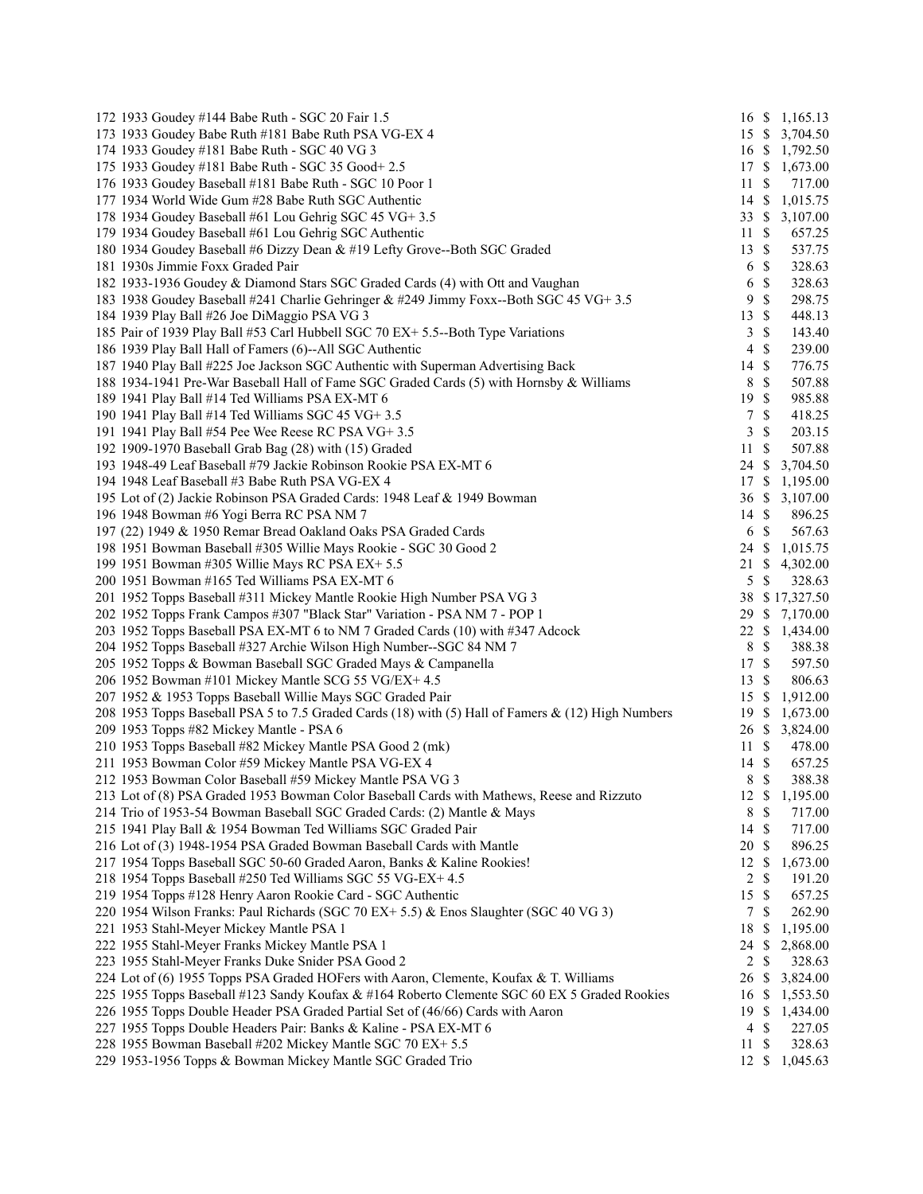| | | | |
|---|---|---|---|
| 172 | 1933 Goudey #144 Babe Ruth - SGC 20 Fair 1.5 | 16 | $ 1,165.13 |
| 173 | 1933 Goudey Babe Ruth #181 Babe Ruth PSA VG-EX 4 | 15 | $ 3,704.50 |
| 174 | 1933 Goudey #181 Babe Ruth - SGC 40 VG 3 | 16 | $ 1,792.50 |
| 175 | 1933 Goudey #181 Babe Ruth - SGC 35 Good+ 2.5 | 17 | $ 1,673.00 |
| 176 | 1933 Goudey Baseball #181 Babe Ruth - SGC 10 Poor 1 | 11 | $ 717.00 |
| 177 | 1934 World Wide Gum #28 Babe Ruth SGC Authentic | 14 | $ 1,015.75 |
| 178 | 1934 Goudey Baseball #61 Lou Gehrig SGC 45 VG+ 3.5 | 33 | $ 3,107.00 |
| 179 | 1934 Goudey Baseball #61 Lou Gehrig SGC Authentic | 11 | $ 657.25 |
| 180 | 1934 Goudey Baseball #6 Dizzy Dean & #19 Lefty Grove--Both SGC Graded | 13 | $ 537.75 |
| 181 | 1930s Jimmie Foxx Graded Pair | 6 | $ 328.63 |
| 182 | 1933-1936 Goudey & Diamond Stars SGC Graded Cards (4) with Ott and Vaughan | 6 | $ 328.63 |
| 183 | 1938 Goudey Baseball #241 Charlie Gehringer & #249 Jimmy Foxx--Both SGC 45 VG+ 3.5 | 9 | $ 298.75 |
| 184 | 1939 Play Ball #26 Joe DiMaggio PSA VG 3 | 13 | $ 448.13 |
| 185 | Pair of 1939 Play Ball #53 Carl Hubbell SGC 70 EX+ 5.5--Both Type Variations | 3 | $ 143.40 |
| 186 | 1939 Play Ball Hall of Famers (6)--All SGC Authentic | 4 | $ 239.00 |
| 187 | 1940 Play Ball #225 Joe Jackson SGC Authentic with Superman Advertising Back | 14 | $ 776.75 |
| 188 | 1934-1941 Pre-War Baseball Hall of Fame SGC Graded Cards (5) with Hornsby & Williams | 8 | $ 507.88 |
| 189 | 1941 Play Ball #14 Ted Williams PSA EX-MT 6 | 19 | $ 985.88 |
| 190 | 1941 Play Ball #14 Ted Williams SGC 45 VG+ 3.5 | 7 | $ 418.25 |
| 191 | 1941 Play Ball #54 Pee Wee Reese RC PSA VG+ 3.5 | 3 | $ 203.15 |
| 192 | 1909-1970 Baseball Grab Bag (28) with (15) Graded | 11 | $ 507.88 |
| 193 | 1948-49 Leaf Baseball #79 Jackie Robinson Rookie PSA EX-MT 6 | 24 | $ 3,704.50 |
| 194 | 1948 Leaf Baseball #3 Babe Ruth PSA VG-EX 4 | 17 | $ 1,195.00 |
| 195 | Lot of (2) Jackie Robinson PSA Graded Cards: 1948 Leaf & 1949 Bowman | 36 | $ 3,107.00 |
| 196 | 1948 Bowman #6 Yogi Berra RC PSA NM 7 | 14 | $ 896.25 |
| 197 | (22) 1949 & 1950 Remar Bread Oakland Oaks PSA Graded Cards | 6 | $ 567.63 |
| 198 | 1951 Bowman Baseball #305 Willie Mays Rookie - SGC 30 Good 2 | 24 | $ 1,015.75 |
| 199 | 1951 Bowman #305 Willie Mays RC PSA EX+ 5.5 | 21 | $ 4,302.00 |
| 200 | 1951 Bowman #165 Ted Williams PSA EX-MT 6 | 5 | $ 328.63 |
| 201 | 1952 Topps Baseball #311 Mickey Mantle Rookie High Number PSA VG 3 | 38 | $ 17,327.50 |
| 202 | 1952 Topps Frank Campos #307 "Black Star" Variation - PSA NM 7 - POP 1 | 29 | $ 7,170.00 |
| 203 | 1952 Topps Baseball PSA EX-MT 6 to NM 7 Graded Cards (10) with #347 Adcock | 22 | $ 1,434.00 |
| 204 | 1952 Topps Baseball #327 Archie Wilson High Number--SGC 84 NM 7 | 8 | $ 388.38 |
| 205 | 1952 Topps & Bowman Baseball SGC Graded Mays & Campanella | 17 | $ 597.50 |
| 206 | 1952 Bowman #101 Mickey Mantle SCG 55 VG/EX+ 4.5 | 13 | $ 806.63 |
| 207 | 1952 & 1953 Topps Baseball Willie Mays SGC Graded Pair | 15 | $ 1,912.00 |
| 208 | 1953 Topps Baseball PSA 5 to 7.5 Graded Cards (18) with (5) Hall of Famers & (12) High Numbers | 19 | $ 1,673.00 |
| 209 | 1953 Topps #82 Mickey Mantle - PSA 6 | 26 | $ 3,824.00 |
| 210 | 1953 Topps Baseball #82 Mickey Mantle PSA Good 2 (mk) | 11 | $ 478.00 |
| 211 | 1953 Bowman Color #59 Mickey Mantle PSA VG-EX 4 | 14 | $ 657.25 |
| 212 | 1953 Bowman Color Baseball #59 Mickey Mantle PSA VG 3 | 8 | $ 388.38 |
| 213 | Lot of (8) PSA Graded 1953 Bowman Color Baseball Cards with Mathews, Reese and Rizzuto | 12 | $ 1,195.00 |
| 214 | Trio of 1953-54 Bowman Baseball SGC Graded Cards: (2) Mantle & Mays | 8 | $ 717.00 |
| 215 | 1941 Play Ball & 1954 Bowman Ted Williams SGC Graded Pair | 14 | $ 717.00 |
| 216 | Lot of (3) 1948-1954 PSA Graded Bowman Baseball Cards with Mantle | 20 | $ 896.25 |
| 217 | 1954 Topps Baseball SGC 50-60 Graded Aaron, Banks & Kaline Rookies! | 12 | $ 1,673.00 |
| 218 | 1954 Topps Baseball #250 Ted Williams SGC 55 VG-EX+ 4.5 | 2 | $ 191.20 |
| 219 | 1954 Topps #128 Henry Aaron Rookie Card - SGC Authentic | 15 | $ 657.25 |
| 220 | 1954 Wilson Franks: Paul Richards (SGC 70 EX+ 5.5) & Enos Slaughter (SGC 40 VG 3) | 7 | $ 262.90 |
| 221 | 1953 Stahl-Meyer Mickey Mantle PSA 1 | 18 | $ 1,195.00 |
| 222 | 1955 Stahl-Meyer Franks Mickey Mantle PSA 1 | 24 | $ 2,868.00 |
| 223 | 1955 Stahl-Meyer Franks Duke Snider PSA Good 2 | 2 | $ 328.63 |
| 224 | Lot of (6) 1955 Topps PSA Graded HOFers with Aaron, Clemente, Koufax & T. Williams | 26 | $ 3,824.00 |
| 225 | 1955 Topps Baseball #123 Sandy Koufax & #164 Roberto Clemente SGC 60 EX 5 Graded Rookies | 16 | $ 1,553.50 |
| 226 | 1955 Topps Double Header PSA Graded Partial Set of (46/66) Cards with Aaron | 19 | $ 1,434.00 |
| 227 | 1955 Topps Double Headers Pair: Banks & Kaline - PSA EX-MT 6 | 4 | $ 227.05 |
| 228 | 1955 Bowman Baseball #202 Mickey Mantle SGC 70 EX+ 5.5 | 11 | $ 328.63 |
| 229 | 1953-1956 Topps & Bowman Mickey Mantle SGC Graded Trio | 12 | $ 1,045.63 |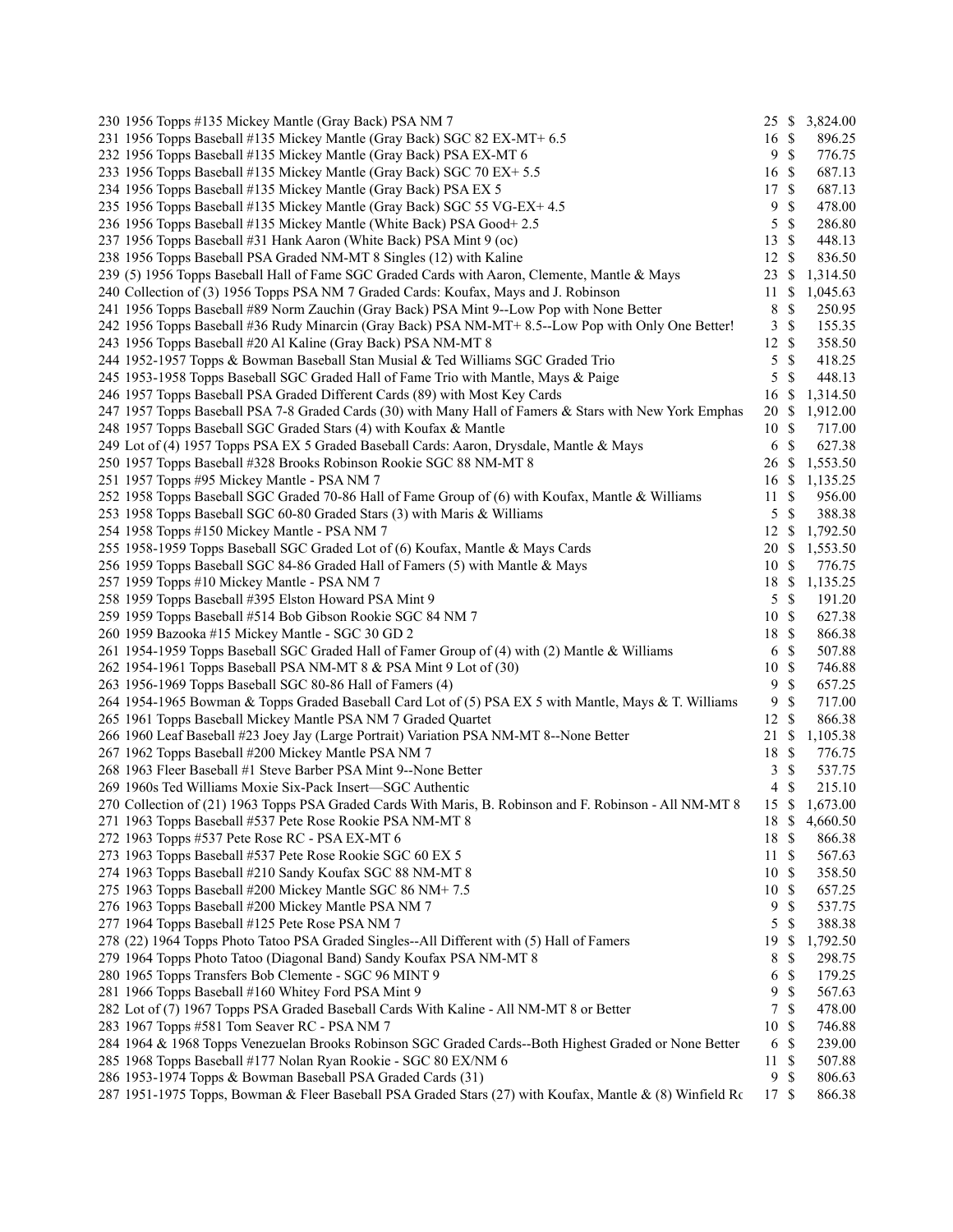| | | | | |
|---|---|---|---|---|
| 230 | 1956 Topps #135 Mickey Mantle (Gray Back) PSA NM 7 | 25 | $ | 3,824.00 |
| 231 | 1956 Topps Baseball #135 Mickey Mantle (Gray Back) SGC 82 EX-MT+ 6.5 | 16 | $ | 896.25 |
| 232 | 1956 Topps Baseball #135 Mickey Mantle (Gray Back) PSA EX-MT 6 | 9 | $ | 776.75 |
| 233 | 1956 Topps Baseball #135 Mickey Mantle (Gray Back) SGC 70 EX+ 5.5 | 16 | $ | 687.13 |
| 234 | 1956 Topps Baseball #135 Mickey Mantle (Gray Back) PSA EX 5 | 17 | $ | 687.13 |
| 235 | 1956 Topps Baseball #135 Mickey Mantle (Gray Back) SGC 55 VG-EX+ 4.5 | 9 | $ | 478.00 |
| 236 | 1956 Topps Baseball #135 Mickey Mantle (White Back) PSA Good+ 2.5 | 5 | $ | 286.80 |
| 237 | 1956 Topps Baseball #31 Hank Aaron (White Back) PSA Mint 9 (oc) | 13 | $ | 448.13 |
| 238 | 1956 Topps Baseball PSA Graded NM-MT 8 Singles (12) with Kaline | 12 | $ | 836.50 |
| 239 | (5) 1956 Topps Baseball Hall of Fame SGC Graded Cards with Aaron, Clemente, Mantle & Mays | 23 | $ | 1,314.50 |
| 240 | Collection of (3) 1956 Topps PSA NM 7 Graded Cards: Koufax, Mays and J. Robinson | 11 | $ | 1,045.63 |
| 241 | 1956 Topps Baseball #89 Norm Zauchin (Gray Back) PSA Mint 9--Low Pop with None Better | 8 | $ | 250.95 |
| 242 | 1956 Topps Baseball #36 Rudy Minarcin (Gray Back) PSA NM-MT+ 8.5--Low Pop with Only One Better! | 3 | $ | 155.35 |
| 243 | 1956 Topps Baseball #20 Al Kaline (Gray Back) PSA NM-MT 8 | 12 | $ | 358.50 |
| 244 | 1952-1957 Topps & Bowman Baseball Stan Musial & Ted Williams SGC Graded Trio | 5 | $ | 418.25 |
| 245 | 1953-1958 Topps Baseball SGC Graded Hall of Fame Trio with Mantle, Mays & Paige | 5 | $ | 448.13 |
| 246 | 1957 Topps Baseball PSA Graded Different Cards (89) with Most Key Cards | 16 | $ | 1,314.50 |
| 247 | 1957 Topps Baseball PSA 7-8 Graded Cards (30) with Many Hall of Famers & Stars with New York Emphas | 20 | $ | 1,912.00 |
| 248 | 1957 Topps Baseball SGC Graded Stars (4) with Koufax & Mantle | 10 | $ | 717.00 |
| 249 | Lot of (4) 1957 Topps PSA EX 5 Graded Baseball Cards: Aaron, Drysdale, Mantle & Mays | 6 | $ | 627.38 |
| 250 | 1957 Topps Baseball #328 Brooks Robinson Rookie SGC 88 NM-MT 8 | 26 | $ | 1,553.50 |
| 251 | 1957 Topps #95 Mickey Mantle - PSA NM 7 | 16 | $ | 1,135.25 |
| 252 | 1958 Topps Baseball SGC Graded 70-86 Hall of Fame Group of (6) with Koufax, Mantle & Williams | 11 | $ | 956.00 |
| 253 | 1958 Topps Baseball SGC 60-80 Graded Stars (3) with Maris & Williams | 5 | $ | 388.38 |
| 254 | 1958 Topps #150 Mickey Mantle - PSA NM 7 | 12 | $ | 1,792.50 |
| 255 | 1958-1959 Topps Baseball SGC Graded Lot of (6) Koufax, Mantle & Mays Cards | 20 | $ | 1,553.50 |
| 256 | 1959 Topps Baseball SGC 84-86 Graded Hall of Famers (5) with Mantle & Mays | 10 | $ | 776.75 |
| 257 | 1959 Topps #10 Mickey Mantle - PSA NM 7 | 18 | $ | 1,135.25 |
| 258 | 1959 Topps Baseball #395 Elston Howard PSA Mint 9 | 5 | $ | 191.20 |
| 259 | 1959 Topps Baseball #514 Bob Gibson Rookie SGC 84 NM 7 | 10 | $ | 627.38 |
| 260 | 1959 Bazooka #15 Mickey Mantle - SGC 30 GD 2 | 18 | $ | 866.38 |
| 261 | 1954-1959 Topps Baseball SGC Graded Hall of Famer Group of (4) with (2) Mantle & Williams | 6 | $ | 507.88 |
| 262 | 1954-1961 Topps Baseball PSA NM-MT 8 & PSA Mint 9 Lot of (30) | 10 | $ | 746.88 |
| 263 | 1956-1969 Topps Baseball SGC 80-86 Hall of Famers (4) | 9 | $ | 657.25 |
| 264 | 1954-1965 Bowman & Topps Graded Baseball Card Lot of (5) PSA EX 5 with Mantle, Mays & T. Williams | 9 | $ | 717.00 |
| 265 | 1961 Topps Baseball Mickey Mantle PSA NM 7 Graded Quartet | 12 | $ | 866.38 |
| 266 | 1960 Leaf Baseball #23 Joey Jay (Large Portrait) Variation PSA NM-MT 8--None Better | 21 | $ | 1,105.38 |
| 267 | 1962 Topps Baseball #200 Mickey Mantle PSA NM 7 | 18 | $ | 776.75 |
| 268 | 1963 Fleer Baseball #1 Steve Barber PSA Mint 9--None Better | 3 | $ | 537.75 |
| 269 | 1960s Ted Williams Moxie Six-Pack Insert—SGC Authentic | 4 | $ | 215.10 |
| 270 | Collection of (21) 1963 Topps PSA Graded Cards With Maris, B. Robinson and F. Robinson - All NM-MT 8 | 15 | $ | 1,673.00 |
| 271 | 1963 Topps Baseball #537 Pete Rose Rookie PSA NM-MT 8 | 18 | $ | 4,660.50 |
| 272 | 1963 Topps #537 Pete Rose RC - PSA EX-MT 6 | 18 | $ | 866.38 |
| 273 | 1963 Topps Baseball #537 Pete Rose Rookie SGC 60 EX 5 | 11 | $ | 567.63 |
| 274 | 1963 Topps Baseball #210 Sandy Koufax SGC 88 NM-MT 8 | 10 | $ | 358.50 |
| 275 | 1963 Topps Baseball #200 Mickey Mantle SGC 86 NM+ 7.5 | 10 | $ | 657.25 |
| 276 | 1963 Topps Baseball #200 Mickey Mantle PSA NM 7 | 9 | $ | 537.75 |
| 277 | 1964 Topps Baseball #125 Pete Rose PSA NM 7 | 5 | $ | 388.38 |
| 278 | (22) 1964 Topps Photo Tatoo PSA Graded Singles--All Different with (5) Hall of Famers | 19 | $ | 1,792.50 |
| 279 | 1964 Topps Photo Tatoo (Diagonal Band) Sandy Koufax PSA NM-MT 8 | 8 | $ | 298.75 |
| 280 | 1965 Topps Transfers Bob Clemente - SGC 96 MINT 9 | 6 | $ | 179.25 |
| 281 | 1966 Topps Baseball #160 Whitey Ford PSA Mint 9 | 9 | $ | 567.63 |
| 282 | Lot of (7) 1967 Topps PSA Graded Baseball Cards With Kaline - All NM-MT 8 or Better | 7 | $ | 478.00 |
| 283 | 1967 Topps #581 Tom Seaver RC - PSA NM 7 | 10 | $ | 746.88 |
| 284 | 1964 & 1968 Topps Venezuelan Brooks Robinson SGC Graded Cards--Both Highest Graded or None Better | 6 | $ | 239.00 |
| 285 | 1968 Topps Baseball #177 Nolan Ryan Rookie - SGC 80 EX/NM 6 | 11 | $ | 507.88 |
| 286 | 1953-1974 Topps & Bowman Baseball PSA Graded Cards (31) | 9 | $ | 806.63 |
| 287 | 1951-1975 Topps, Bowman & Fleer Baseball PSA Graded Stars (27) with Koufax, Mantle & (8) Winfield Rc | 17 | $ | 866.38 |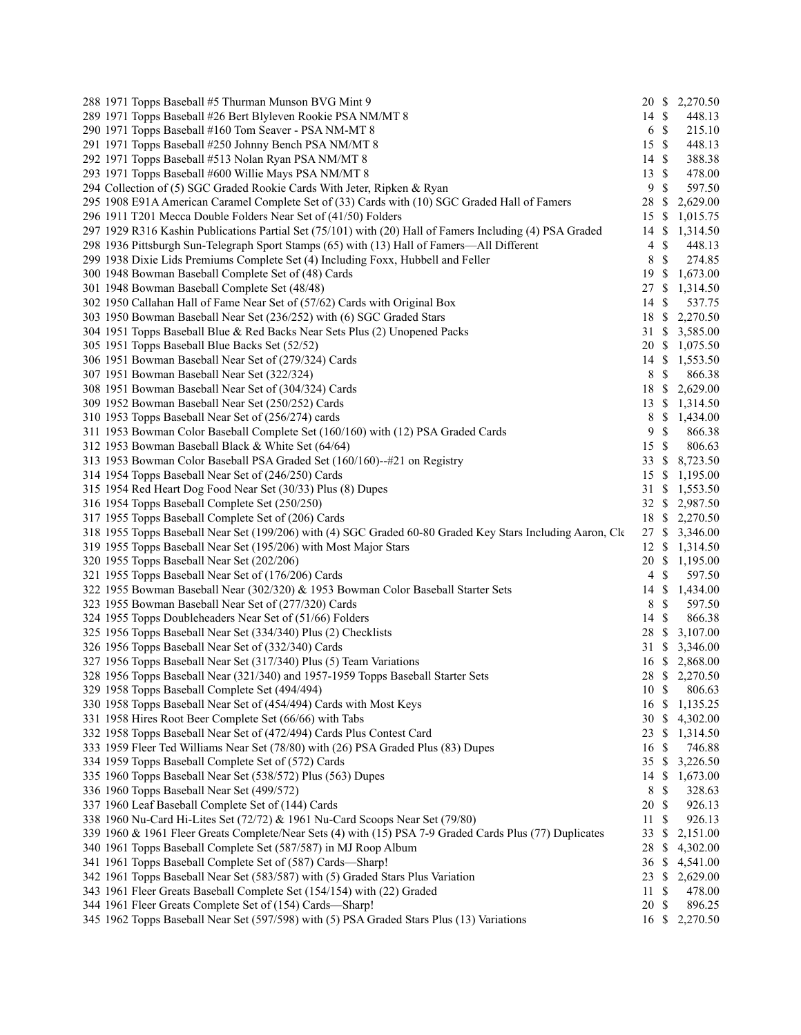| Lot | Description | Bids | | Price |
|---|---|---|---|---|
| 288 | 1971 Topps Baseball #5 Thurman Munson BVG Mint 9 | 20 | $ | 2,270.50 |
| 289 | 1971 Topps Baseball #26 Bert Blyleven Rookie PSA NM/MT 8 | 14 | $ | 448.13 |
| 290 | 1971 Topps Baseball #160 Tom Seaver - PSA NM-MT 8 | 6 | $ | 215.10 |
| 291 | 1971 Topps Baseball #250 Johnny Bench PSA NM/MT 8 | 15 | $ | 448.13 |
| 292 | 1971 Topps Baseball #513 Nolan Ryan PSA NM/MT 8 | 14 | $ | 388.38 |
| 293 | 1971 Topps Baseball #600 Willie Mays PSA NM/MT 8 | 13 | $ | 478.00 |
| 294 | Collection of (5) SGC Graded Rookie Cards With Jeter, Ripken & Ryan | 9 | $ | 597.50 |
| 295 | 1908 E91A American Caramel Complete Set of (33) Cards with (10) SGC Graded Hall of Famers | 28 | $ | 2,629.00 |
| 296 | 1911 T201 Mecca Double Folders Near Set of (41/50) Folders | 15 | $ | 1,015.75 |
| 297 | 1929 R316 Kashin Publications Partial Set (75/101) with (20) Hall of Famers Including (4) PSA Graded | 14 | $ | 1,314.50 |
| 298 | 1936 Pittsburgh Sun-Telegraph Sport Stamps (65) with (13) Hall of Famers—All Different | 4 | $ | 448.13 |
| 299 | 1938 Dixie Lids Premiums Complete Set (4) Including Foxx, Hubbell and Feller | 8 | $ | 274.85 |
| 300 | 1948 Bowman Baseball Complete Set of (48) Cards | 19 | $ | 1,673.00 |
| 301 | 1948 Bowman Baseball Complete Set (48/48) | 27 | $ | 1,314.50 |
| 302 | 1950 Callahan Hall of Fame Near Set of (57/62) Cards with Original Box | 14 | $ | 537.75 |
| 303 | 1950 Bowman Baseball Near Set (236/252) with (6) SGC Graded Stars | 18 | $ | 2,270.50 |
| 304 | 1951 Topps Baseball Blue & Red Backs Near Sets Plus (2) Unopened Packs | 31 | $ | 3,585.00 |
| 305 | 1951 Topps Baseball Blue Backs Set (52/52) | 20 | $ | 1,075.50 |
| 306 | 1951 Bowman Baseball Near Set of (279/324) Cards | 14 | $ | 1,553.50 |
| 307 | 1951 Bowman Baseball Near Set (322/324) | 8 | $ | 866.38 |
| 308 | 1951 Bowman Baseball Near Set of (304/324) Cards | 18 | $ | 2,629.00 |
| 309 | 1952 Bowman Baseball Near Set (250/252) Cards | 13 | $ | 1,314.50 |
| 310 | 1953 Topps Baseball Near Set of (256/274) cards | 8 | $ | 1,434.00 |
| 311 | 1953 Bowman Color Baseball Complete Set (160/160) with (12) PSA Graded Cards | 9 | $ | 866.38 |
| 312 | 1953 Bowman Baseball Black & White Set (64/64) | 15 | $ | 806.63 |
| 313 | 1953 Bowman Color Baseball PSA Graded Set (160/160)--#21 on Registry | 33 | $ | 8,723.50 |
| 314 | 1954 Topps Baseball Near Set of (246/250) Cards | 15 | $ | 1,195.00 |
| 315 | 1954 Red Heart Dog Food Near Set (30/33) Plus (8) Dupes | 31 | $ | 1,553.50 |
| 316 | 1954 Topps Baseball Complete Set (250/250) | 32 | $ | 2,987.50 |
| 317 | 1955 Topps Baseball Complete Set of (206) Cards | 18 | $ | 2,270.50 |
| 318 | 1955 Topps Baseball Near Set (199/206) with (4) SGC Graded 60-80 Graded Key Stars Including Aaron, Cle | 27 | $ | 3,346.00 |
| 319 | 1955 Topps Baseball Near Set (195/206) with Most Major Stars | 12 | $ | 1,314.50 |
| 320 | 1955 Topps Baseball Near Set (202/206) | 20 | $ | 1,195.00 |
| 321 | 1955 Topps Baseball Near Set of (176/206) Cards | 4 | $ | 597.50 |
| 322 | 1955 Bowman Baseball Near (302/320) & 1953 Bowman Color Baseball Starter Sets | 14 | $ | 1,434.00 |
| 323 | 1955 Bowman Baseball Near Set of (277/320) Cards | 8 | $ | 597.50 |
| 324 | 1955 Topps Doubleheaders Near Set of (51/66) Folders | 14 | $ | 866.38 |
| 325 | 1956 Topps Baseball Near Set (334/340) Plus (2) Checklists | 28 | $ | 3,107.00 |
| 326 | 1956 Topps Baseball Near Set of (332/340) Cards | 31 | $ | 3,346.00 |
| 327 | 1956 Topps Baseball Near Set (317/340) Plus (5) Team Variations | 16 | $ | 2,868.00 |
| 328 | 1956 Topps Baseball Near (321/340) and 1957-1959 Topps Baseball Starter Sets | 28 | $ | 2,270.50 |
| 329 | 1958 Topps Baseball Complete Set (494/494) | 10 | $ | 806.63 |
| 330 | 1958 Topps Baseball Near Set of (454/494) Cards with Most Keys | 16 | $ | 1,135.25 |
| 331 | 1958 Hires Root Beer Complete Set (66/66) with Tabs | 30 | $ | 4,302.00 |
| 332 | 1958 Topps Baseball Near Set of (472/494) Cards Plus Contest Card | 23 | $ | 1,314.50 |
| 333 | 1959 Fleer Ted Williams Near Set (78/80) with (26) PSA Graded Plus (83) Dupes | 16 | $ | 746.88 |
| 334 | 1959 Topps Baseball Complete Set of (572) Cards | 35 | $ | 3,226.50 |
| 335 | 1960 Topps Baseball Near Set (538/572) Plus (563) Dupes | 14 | $ | 1,673.00 |
| 336 | 1960 Topps Baseball Near Set (499/572) | 8 | $ | 328.63 |
| 337 | 1960 Leaf Baseball Complete Set of (144) Cards | 20 | $ | 926.13 |
| 338 | 1960 Nu-Card Hi-Lites Set (72/72) & 1961 Nu-Card Scoops Near Set (79/80) | 11 | $ | 926.13 |
| 339 | 1960 & 1961 Fleer Greats Complete/Near Sets (4) with (15) PSA 7-9 Graded Cards Plus (77) Duplicates | 33 | $ | 2,151.00 |
| 340 | 1961 Topps Baseball Complete Set (587/587) in MJ Roop Album | 28 | $ | 4,302.00 |
| 341 | 1961 Topps Baseball Complete Set of (587) Cards—Sharp! | 36 | $ | 4,541.00 |
| 342 | 1961 Topps Baseball Near Set (583/587) with (5) Graded Stars Plus Variation | 23 | $ | 2,629.00 |
| 343 | 1961 Fleer Greats Baseball Complete Set (154/154) with (22) Graded | 11 | $ | 478.00 |
| 344 | 1961 Fleer Greats Complete Set of (154) Cards—Sharp! | 20 | $ | 896.25 |
| 345 | 1962 Topps Baseball Near Set (597/598) with (5) PSA Graded Stars Plus (13) Variations | 16 | $ | 2,270.50 |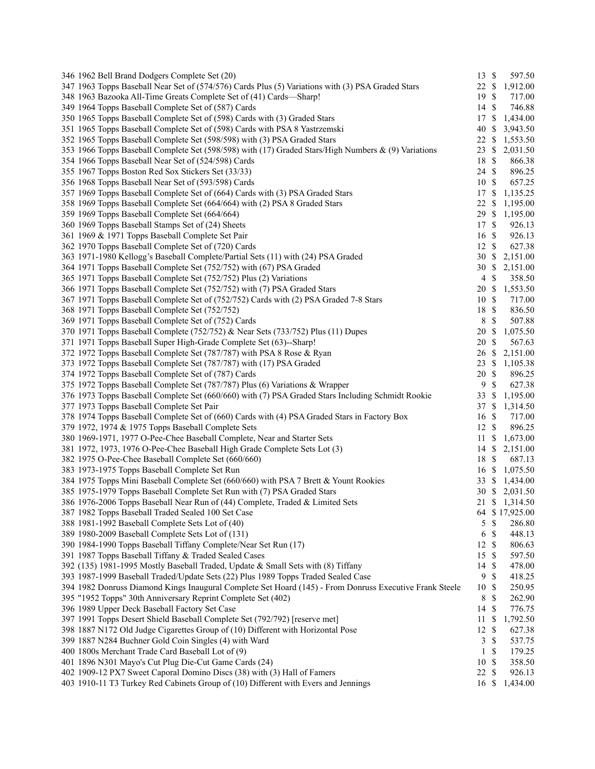| Lot | Description | Bids | Price |
|---|---|---|---|
| 346 | 1962 Bell Brand Dodgers Complete Set (20) | 13 | $ 597.50 |
| 347 | 1963 Topps Baseball Near Set of (574/576) Cards Plus (5) Variations with (3) PSA Graded Stars | 22 | $ 1,912.00 |
| 348 | 1963 Bazooka All-Time Greats Complete Set of (41) Cards—Sharp! | 19 | $ 717.00 |
| 349 | 1964 Topps Baseball Complete Set of (587) Cards | 14 | $ 746.88 |
| 350 | 1965 Topps Baseball Complete Set of (598) Cards with (3) Graded Stars | 17 | $ 1,434.00 |
| 351 | 1965 Topps Baseball Complete Set of (598) Cards with PSA 8 Yastrzemski | 40 | $ 3,943.50 |
| 352 | 1965 Topps Baseball Complete Set (598/598) with (3) PSA Graded Stars | 22 | $ 1,553.50 |
| 353 | 1966 Topps Baseball Complete Set (598/598) with (17) Graded Stars/High Numbers & (9) Variations | 23 | $ 2,031.50 |
| 354 | 1966 Topps Baseball Near Set of (524/598) Cards | 18 | $ 866.38 |
| 355 | 1967 Topps Boston Red Sox Stickers Set (33/33) | 24 | $ 896.25 |
| 356 | 1968 Topps Baseball Near Set of (593/598) Cards | 10 | $ 657.25 |
| 357 | 1969 Topps Baseball Complete Set of (664) Cards with (3) PSA Graded Stars | 17 | $ 1,135.25 |
| 358 | 1969 Topps Baseball Complete Set (664/664) with (2) PSA 8 Graded Stars | 22 | $ 1,195.00 |
| 359 | 1969 Topps Baseball Complete Set (664/664) | 29 | $ 1,195.00 |
| 360 | 1969 Topps Baseball Stamps Set of (24) Sheets | 17 | $ 926.13 |
| 361 | 1969 & 1971 Topps Baseball Complete Set Pair | 16 | $ 926.13 |
| 362 | 1970 Topps Baseball Complete Set of (720) Cards | 12 | $ 627.38 |
| 363 | 1971-1980 Kellogg's Baseball Complete/Partial Sets (11) with (24) PSA Graded | 30 | $ 2,151.00 |
| 364 | 1971 Topps Baseball Complete Set (752/752) with (67) PSA Graded | 30 | $ 2,151.00 |
| 365 | 1971 Topps Baseball Complete Set (752/752) Plus (2) Variations | 4 | $ 358.50 |
| 366 | 1971 Topps Baseball Complete Set (752/752) with (7) PSA Graded Stars | 20 | $ 1,553.50 |
| 367 | 1971 Topps Baseball Complete Set of (752/752) Cards with (2) PSA Graded 7-8 Stars | 10 | $ 717.00 |
| 368 | 1971 Topps Baseball Complete Set (752/752) | 18 | $ 836.50 |
| 369 | 1971 Topps Baseball Complete Set of (752) Cards | 8 | $ 507.88 |
| 370 | 1971 Topps Baseball Complete (752/752) & Near Sets (733/752) Plus (11) Dupes | 20 | $ 1,075.50 |
| 371 | 1971 Topps Baseball Super High-Grade Complete Set (63)--Sharp! | 20 | $ 567.63 |
| 372 | 1972 Topps Baseball Complete Set (787/787) with PSA 8 Rose & Ryan | 26 | $ 2,151.00 |
| 373 | 1972 Topps Baseball Complete Set (787/787) with (17) PSA Graded | 23 | $ 1,105.38 |
| 374 | 1972 Topps Baseball Complete Set of (787) Cards | 20 | $ 896.25 |
| 375 | 1972 Topps Baseball Complete Set (787/787) Plus (6) Variations & Wrapper | 9 | $ 627.38 |
| 376 | 1973 Topps Baseball Complete Set (660/660) with (7) PSA Graded Stars Including Schmidt Rookie | 33 | $ 1,195.00 |
| 377 | 1973 Topps Baseball Complete Set Pair | 37 | $ 1,314.50 |
| 378 | 1974 Topps Baseball Complete Set of (660) Cards with (4) PSA Graded Stars in Factory Box | 16 | $ 717.00 |
| 379 | 1972, 1974 & 1975 Topps Baseball Complete Sets | 12 | $ 896.25 |
| 380 | 1969-1971, 1977 O-Pee-Chee Baseball Complete, Near and Starter Sets | 11 | $ 1,673.00 |
| 381 | 1972, 1973, 1976 O-Pee-Chee Baseball High Grade Complete Sets Lot (3) | 14 | $ 2,151.00 |
| 382 | 1975 O-Pee-Chee Baseball Complete Set (660/660) | 18 | $ 687.13 |
| 383 | 1973-1975 Topps Baseball Complete Set Run | 16 | $ 1,075.50 |
| 384 | 1975 Topps Mini Baseball Complete Set (660/660) with PSA 7 Brett & Yount Rookies | 33 | $ 1,434.00 |
| 385 | 1975-1979 Topps Baseball Complete Set Run with (7) PSA Graded Stars | 30 | $ 2,031.50 |
| 386 | 1976-2006 Topps Baseball Near Run of (44) Complete, Traded & Limited Sets | 21 | $ 1,314.50 |
| 387 | 1982 Topps Baseball Traded Sealed 100 Set Case | 64 | $ 17,925.00 |
| 388 | 1981-1992 Baseball Complete Sets Lot of (40) | 5 | $ 286.80 |
| 389 | 1980-2009 Baseball Complete Sets Lot of (131) | 6 | $ 448.13 |
| 390 | 1984-1990 Topps Baseball Tiffany Complete/Near Set Run (17) | 12 | $ 806.63 |
| 391 | 1987 Topps Baseball Tiffany & Traded Sealed Cases | 15 | $ 597.50 |
| 392 | (135) 1981-1995 Mostly Baseball Traded, Update & Small Sets with (8) Tiffany | 14 | $ 478.00 |
| 393 | 1987-1999 Baseball Traded/Update Sets (22) Plus 1989 Topps Traded Sealed Case | 9 | $ 418.25 |
| 394 | 1982 Donruss Diamond Kings Inaugural Complete Set Hoard (145) - From Donruss Executive Frank Steele | 10 | $ 250.95 |
| 395 | "1952 Topps" 30th Anniversary Reprint Complete Set (402) | 8 | $ 262.90 |
| 396 | 1989 Upper Deck Baseball Factory Set Case | 14 | $ 776.75 |
| 397 | 1991 Topps Desert Shield Baseball Complete Set (792/792) [reserve met] | 11 | $ 1,792.50 |
| 398 | 1887 N172 Old Judge Cigarettes Group of (10) Different with Horizontal Pose | 12 | $ 627.38 |
| 399 | 1887 N284 Buchner Gold Coin Singles (4) with Ward | 3 | $ 537.75 |
| 400 | 1800s Merchant Trade Card Baseball Lot of (9) | 1 | $ 179.25 |
| 401 | 1896 N301 Mayo's Cut Plug Die-Cut Game Cards (24) | 10 | $ 358.50 |
| 402 | 1909-12 PX7 Sweet Caporal Domino Discs (38) with (3) Hall of Famers | 22 | $ 926.13 |
| 403 | 1910-11 T3 Turkey Red Cabinets Group of (10) Different with Evers and Jennings | 16 | $ 1,434.00 |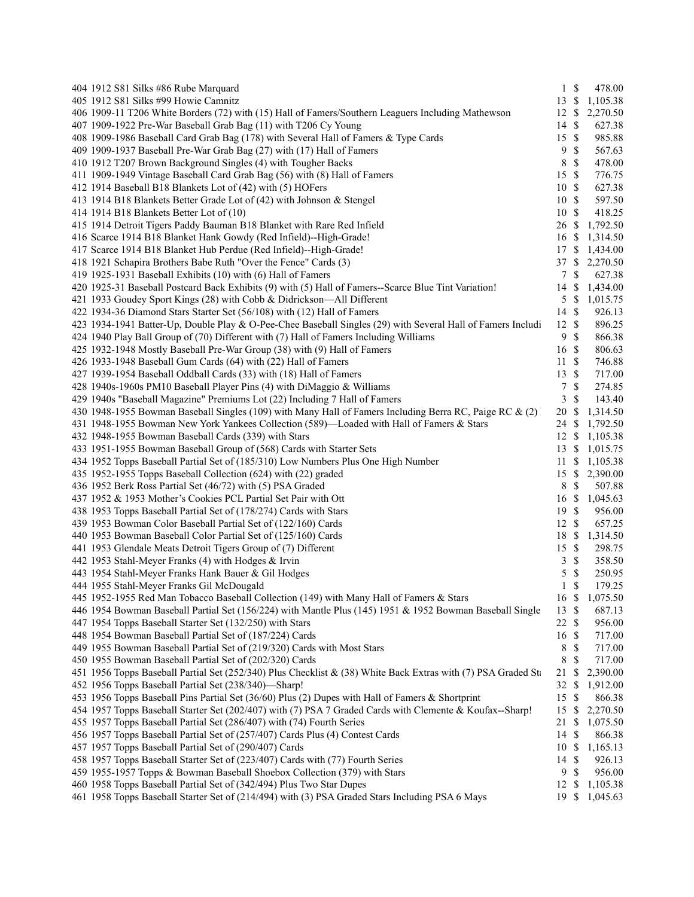| Lot | Description | Bids | | Price |
|---|---|---|---|---|
| 404 | 1912 S81 Silks #86 Rube Marquard | 1 | $ | 478.00 |
| 405 | 1912 S81 Silks #99 Howie Camnitz | 13 | $ | 1,105.38 |
| 406 | 1909-11 T206 White Borders (72) with (15) Hall of Famers/Southern Leaguers Including Mathewson | 12 | $ | 2,270.50 |
| 407 | 1909-1922 Pre-War Baseball Grab Bag (11) with T206 Cy Young | 14 | $ | 627.38 |
| 408 | 1909-1986 Baseball Card Grab Bag (178) with Several Hall of Famers & Type Cards | 15 | $ | 985.88 |
| 409 | 1909-1937 Baseball Pre-War Grab Bag (27) with (17) Hall of Famers | 9 | $ | 567.63 |
| 410 | 1912 T207 Brown Background Singles (4) with Tougher Backs | 8 | $ | 478.00 |
| 411 | 1909-1949 Vintage Baseball Card Grab Bag (56) with (8) Hall of Famers | 15 | $ | 776.75 |
| 412 | 1914 Baseball B18 Blankets Lot of (42) with (5) HOFers | 10 | $ | 627.38 |
| 413 | 1914 B18 Blankets Better Grade Lot of (42) with Johnson & Stengel | 10 | $ | 597.50 |
| 414 | 1914 B18 Blankets Better Lot of (10) | 10 | $ | 418.25 |
| 415 | 1914 Detroit Tigers Paddy Bauman B18 Blanket with Rare Red Infield | 26 | $ | 1,792.50 |
| 416 | Scarce 1914 B18 Blanket Hank Gowdy (Red Infield)--High-Grade! | 16 | $ | 1,314.50 |
| 417 | Scarce 1914 B18 Blanket Hub Perdue (Red Infield)--High-Grade! | 17 | $ | 1,434.00 |
| 418 | 1921 Schapira Brothers Babe Ruth "Over the Fence" Cards (3) | 37 | $ | 2,270.50 |
| 419 | 1925-1931 Baseball Exhibits (10) with (6) Hall of Famers | 7 | $ | 627.38 |
| 420 | 1925-31 Baseball Postcard Back Exhibits (9) with (5) Hall of Famers--Scarce Blue Tint Variation! | 14 | $ | 1,434.00 |
| 421 | 1933 Goudey Sport Kings (28) with Cobb & Didrickson—All Different | 5 | $ | 1,015.75 |
| 422 | 1934-36 Diamond Stars Starter Set (56/108) with (12) Hall of Famers | 14 | $ | 926.13 |
| 423 | 1934-1941 Batter-Up, Double Play & O-Pee-Chee Baseball Singles (29) with Several Hall of Famers Includi | 12 | $ | 896.25 |
| 424 | 1940 Play Ball Group of (70) Different with (7) Hall of Famers Including Williams | 9 | $ | 866.38 |
| 425 | 1932-1948 Mostly Baseball Pre-War Group (38) with (9) Hall of Famers | 16 | $ | 806.63 |
| 426 | 1933-1948 Baseball Gum Cards (64) with (22) Hall of Famers | 11 | $ | 746.88 |
| 427 | 1939-1954 Baseball Oddball Cards (33) with (18) Hall of Famers | 13 | $ | 717.00 |
| 428 | 1940s-1960s PM10 Baseball Player Pins (4) with DiMaggio & Williams | 7 | $ | 274.85 |
| 429 | 1940s "Baseball Magazine" Premiums Lot (22) Including 7 Hall of Famers | 3 | $ | 143.40 |
| 430 | 1948-1955 Bowman Baseball Singles (109) with Many Hall of Famers Including Berra RC, Paige RC & (2) | 20 | $ | 1,314.50 |
| 431 | 1948-1955 Bowman New York Yankees Collection (589)—Loaded with Hall of Famers & Stars | 24 | $ | 1,792.50 |
| 432 | 1948-1955 Bowman Baseball Cards (339) with Stars | 12 | $ | 1,105.38 |
| 433 | 1951-1955 Bowman Baseball Group of (568) Cards with Starter Sets | 13 | $ | 1,015.75 |
| 434 | 1952 Topps Baseball Partial Set of (185/310) Low Numbers Plus One High Number | 11 | $ | 1,105.38 |
| 435 | 1952-1955 Topps Baseball Collection (624) with (22) graded | 15 | $ | 2,390.00 |
| 436 | 1952 Berk Ross Partial Set (46/72) with (5) PSA Graded | 8 | $ | 507.88 |
| 437 | 1952 & 1953 Mother's Cookies PCL Partial Set Pair with Ott | 16 | $ | 1,045.63 |
| 438 | 1953 Topps Baseball Partial Set of (178/274) Cards with Stars | 19 | $ | 956.00 |
| 439 | 1953 Bowman Color Baseball Partial Set of (122/160) Cards | 12 | $ | 657.25 |
| 440 | 1953 Bowman Baseball Color Partial Set of (125/160) Cards | 18 | $ | 1,314.50 |
| 441 | 1953 Glendale Meats Detroit Tigers Group of (7) Different | 15 | $ | 298.75 |
| 442 | 1953 Stahl-Meyer Franks (4) with Hodges & Irvin | 3 | $ | 358.50 |
| 443 | 1954 Stahl-Meyer Franks Hank Bauer & Gil Hodges | 5 | $ | 250.95 |
| 444 | 1955 Stahl-Meyer Franks Gil McDougald | 1 | $ | 179.25 |
| 445 | 1952-1955 Red Man Tobacco Baseball Collection (149) with Many Hall of Famers & Stars | 16 | $ | 1,075.50 |
| 446 | 1954 Bowman Baseball Partial Set (156/224) with Mantle Plus (145) 1951 & 1952 Bowman Baseball Single | 13 | $ | 687.13 |
| 447 | 1954 Topps Baseball Starter Set (132/250) with Stars | 22 | $ | 956.00 |
| 448 | 1954 Bowman Baseball Partial Set of (187/224) Cards | 16 | $ | 717.00 |
| 449 | 1955 Bowman Baseball Partial Set of (219/320) Cards with Most Stars | 8 | $ | 717.00 |
| 450 | 1955 Bowman Baseball Partial Set of (202/320) Cards | 8 | $ | 717.00 |
| 451 | 1956 Topps Baseball Partial Set (252/340) Plus Checklist & (38) White Back Extras with (7) PSA Graded Sta | 21 | $ | 2,390.00 |
| 452 | 1956 Topps Baseball Partial Set (238/340)—Sharp! | 32 | $ | 1,912.00 |
| 453 | 1956 Topps Baseball Pins Partial Set (36/60) Plus (2) Dupes with Hall of Famers & Shortprint | 15 | $ | 866.38 |
| 454 | 1957 Topps Baseball Starter Set (202/407) with (7) PSA 7 Graded Cards with Clemente & Koufax--Sharp! | 15 | $ | 2,270.50 |
| 455 | 1957 Topps Baseball Partial Set (286/407) with (74) Fourth Series | 21 | $ | 1,075.50 |
| 456 | 1957 Topps Baseball Partial Set of (257/407) Cards Plus (4) Contest Cards | 14 | $ | 866.38 |
| 457 | 1957 Topps Baseball Partial Set of (290/407) Cards | 10 | $ | 1,165.13 |
| 458 | 1957 Topps Baseball Starter Set of (223/407) Cards with (77) Fourth Series | 14 | $ | 926.13 |
| 459 | 1955-1957 Topps & Bowman Baseball Shoebox Collection (379) with Stars | 9 | $ | 956.00 |
| 460 | 1958 Topps Baseball Partial Set of (342/494) Plus Two Star Dupes | 12 | $ | 1,105.38 |
| 461 | 1958 Topps Baseball Starter Set of (214/494) with (3) PSA Graded Stars Including PSA 6 Mays | 19 | $ | 1,045.63 |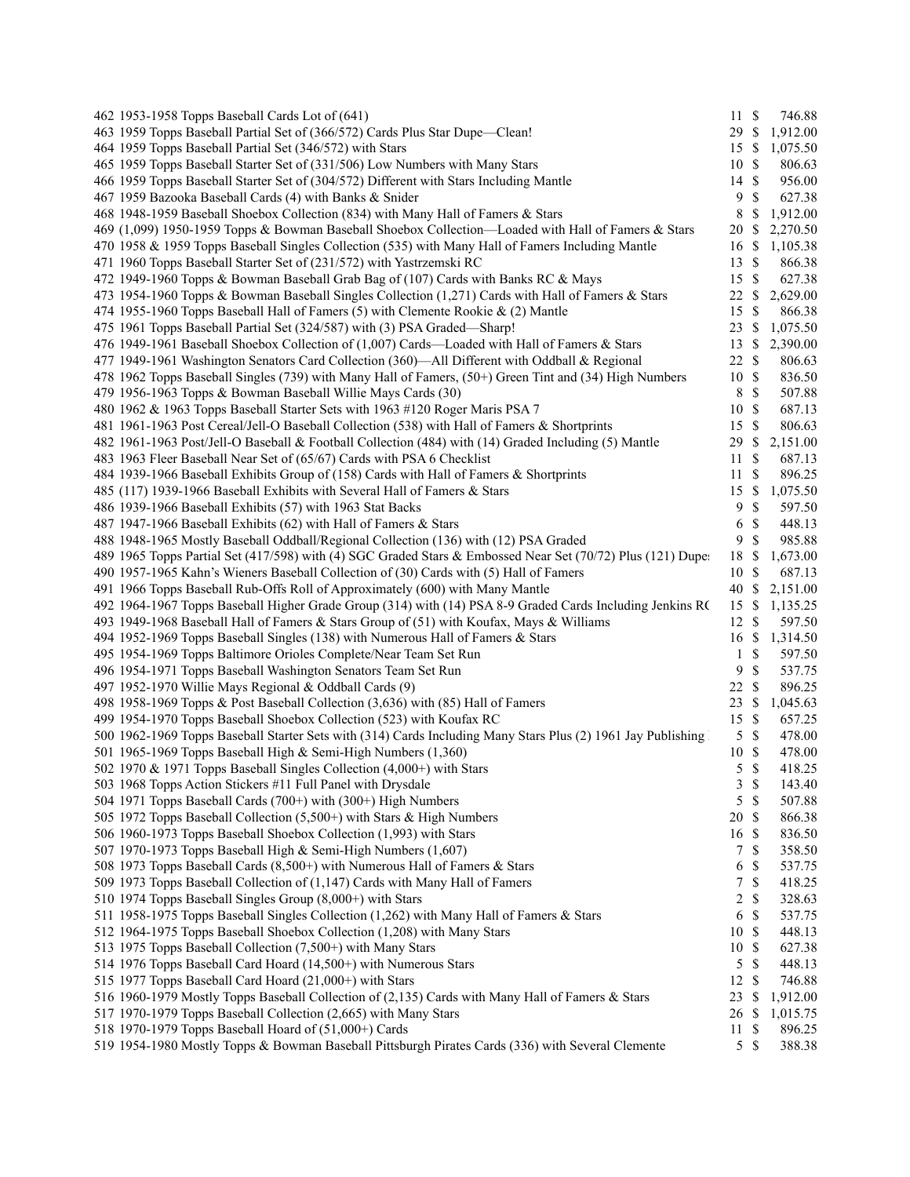| Lot | Description | Bids | | Price |
|---|---|---|---|---|
| 462 | 1953-1958 Topps Baseball Cards Lot of (641) | 11 | $ | 746.88 |
| 463 | 1959 Topps Baseball Partial Set of (366/572) Cards Plus Star Dupe—Clean! | 29 | $ | 1,912.00 |
| 464 | 1959 Topps Baseball Partial Set (346/572) with Stars | 15 | $ | 1,075.50 |
| 465 | 1959 Topps Baseball Starter Set of (331/506) Low Numbers with Many Stars | 10 | $ | 806.63 |
| 466 | 1959 Topps Baseball Starter Set of (304/572) Different with Stars Including Mantle | 14 | $ | 956.00 |
| 467 | 1959 Bazooka Baseball Cards (4) with Banks & Snider | 9 | $ | 627.38 |
| 468 | 1948-1959 Baseball Shoebox Collection (834) with Many Hall of Famers & Stars | 8 | $ | 1,912.00 |
| 469 | (1,099) 1950-1959 Topps & Bowman Baseball Shoebox Collection—Loaded with Hall of Famers & Stars | 20 | $ | 2,270.50 |
| 470 | 1958 & 1959 Topps Baseball Singles Collection (535) with Many Hall of Famers Including Mantle | 16 | $ | 1,105.38 |
| 471 | 1960 Topps Baseball Starter Set of (231/572) with Yastrzemski RC | 13 | $ | 866.38 |
| 472 | 1949-1960 Topps & Bowman Baseball Grab Bag of (107) Cards with Banks RC & Mays | 15 | $ | 627.38 |
| 473 | 1954-1960 Topps & Bowman Baseball Singles Collection (1,271) Cards with Hall of Famers & Stars | 22 | $ | 2,629.00 |
| 474 | 1955-1960 Topps Baseball Hall of Famers (5) with Clemente Rookie & (2) Mantle | 15 | $ | 866.38 |
| 475 | 1961 Topps Baseball Partial Set (324/587) with (3) PSA Graded—Sharp! | 23 | $ | 1,075.50 |
| 476 | 1949-1961 Baseball Shoebox Collection of (1,007) Cards—Loaded with Hall of Famers & Stars | 13 | $ | 2,390.00 |
| 477 | 1949-1961 Washington Senators Card Collection (360)—All Different with Oddball & Regional | 22 | $ | 806.63 |
| 478 | 1962 Topps Baseball Singles (739) with Many Hall of Famers, (50+) Green Tint and (34) High Numbers | 10 | $ | 836.50 |
| 479 | 1956-1963 Topps & Bowman Baseball Willie Mays Cards (30) | 8 | $ | 507.88 |
| 480 | 1962 & 1963 Topps Baseball Starter Sets with 1963 #120 Roger Maris PSA 7 | 10 | $ | 687.13 |
| 481 | 1961-1963 Post Cereal/Jell-O Baseball Collection (538) with Hall of Famers & Shortprints | 15 | $ | 806.63 |
| 482 | 1961-1963 Post/Jell-O Baseball & Football Collection (484) with (14) Graded Including (5) Mantle | 29 | $ | 2,151.00 |
| 483 | 1963 Fleer Baseball Near Set of (65/67) Cards with PSA 6 Checklist | 11 | $ | 687.13 |
| 484 | 1939-1966 Baseball Exhibits Group of (158) Cards with Hall of Famers & Shortprints | 11 | $ | 896.25 |
| 485 | (117) 1939-1966 Baseball Exhibits with Several Hall of Famers & Stars | 15 | $ | 1,075.50 |
| 486 | 1939-1966 Baseball Exhibits (57) with 1963 Stat Backs | 9 | $ | 597.50 |
| 487 | 1947-1966 Baseball Exhibits (62) with Hall of Famers & Stars | 6 | $ | 448.13 |
| 488 | 1948-1965 Mostly Baseball Oddball/Regional Collection (136) with (12) PSA Graded | 9 | $ | 985.88 |
| 489 | 1965 Topps Partial Set (417/598) with (4) SGC Graded Stars & Embossed Near Set (70/72) Plus (121) Dupes | 18 | $ | 1,673.00 |
| 490 | 1957-1965 Kahn's Wieners Baseball Collection of (30) Cards with (5) Hall of Famers | 10 | $ | 687.13 |
| 491 | 1966 Topps Baseball Rub-Offs Roll of Approximately (600) with Many Mantle | 40 | $ | 2,151.00 |
| 492 | 1964-1967 Topps Baseball Higher Grade Group (314) with (14) PSA 8-9 Graded Cards Including Jenkins RC | 15 | $ | 1,135.25 |
| 493 | 1949-1968 Baseball Hall of Famers & Stars Group of (51) with Koufax, Mays & Williams | 12 | $ | 597.50 |
| 494 | 1952-1969 Topps Baseball Singles (138) with Numerous Hall of Famers & Stars | 16 | $ | 1,314.50 |
| 495 | 1954-1969 Topps Baltimore Orioles Complete/Near Team Set Run | 1 | $ | 597.50 |
| 496 | 1954-1971 Topps Baseball Washington Senators Team Set Run | 9 | $ | 537.75 |
| 497 | 1952-1970 Willie Mays Regional & Oddball Cards (9) | 22 | $ | 896.25 |
| 498 | 1958-1969 Topps & Post Baseball Collection (3,636) with (85) Hall of Famers | 23 | $ | 1,045.63 |
| 499 | 1954-1970 Topps Baseball Shoebox Collection (523) with Koufax RC | 15 | $ | 657.25 |
| 500 | 1962-1969 Topps Baseball Starter Sets with (314) Cards Including Many Stars Plus (2) 1961 Jay Publishing | 5 | $ | 478.00 |
| 501 | 1965-1969 Topps Baseball High & Semi-High Numbers (1,360) | 10 | $ | 478.00 |
| 502 | 1970 & 1971 Topps Baseball Singles Collection (4,000+) with Stars | 5 | $ | 418.25 |
| 503 | 1968 Topps Action Stickers #11 Full Panel with Drysdale | 3 | $ | 143.40 |
| 504 | 1971 Topps Baseball Cards (700+) with (300+) High Numbers | 5 | $ | 507.88 |
| 505 | 1972 Topps Baseball Collection (5,500+) with Stars & High Numbers | 20 | $ | 866.38 |
| 506 | 1960-1973 Topps Baseball Shoebox Collection (1,993) with Stars | 16 | $ | 836.50 |
| 507 | 1970-1973 Topps Baseball High & Semi-High Numbers (1,607) | 7 | $ | 358.50 |
| 508 | 1973 Topps Baseball Cards (8,500+) with Numerous Hall of Famers & Stars | 6 | $ | 537.75 |
| 509 | 1973 Topps Baseball Collection of (1,147) Cards with Many Hall of Famers | 7 | $ | 418.25 |
| 510 | 1974 Topps Baseball Singles Group (8,000+) with Stars | 2 | $ | 328.63 |
| 511 | 1958-1975 Topps Baseball Singles Collection (1,262) with Many Hall of Famers & Stars | 6 | $ | 537.75 |
| 512 | 1964-1975 Topps Baseball Shoebox Collection (1,208) with Many Stars | 10 | $ | 448.13 |
| 513 | 1975 Topps Baseball Collection (7,500+) with Many Stars | 10 | $ | 627.38 |
| 514 | 1976 Topps Baseball Card Hoard (14,500+) with Numerous Stars | 5 | $ | 448.13 |
| 515 | 1977 Topps Baseball Card Hoard (21,000+) with Stars | 12 | $ | 746.88 |
| 516 | 1960-1979 Mostly Topps Baseball Collection of (2,135) Cards with Many Hall of Famers & Stars | 23 | $ | 1,912.00 |
| 517 | 1970-1979 Topps Baseball Collection (2,665) with Many Stars | 26 | $ | 1,015.75 |
| 518 | 1970-1979 Topps Baseball Hoard of (51,000+) Cards | 11 | $ | 896.25 |
| 519 | 1954-1980 Mostly Topps & Bowman Baseball Pittsburgh Pirates Cards (336) with Several Clemente | 5 | $ | 388.38 |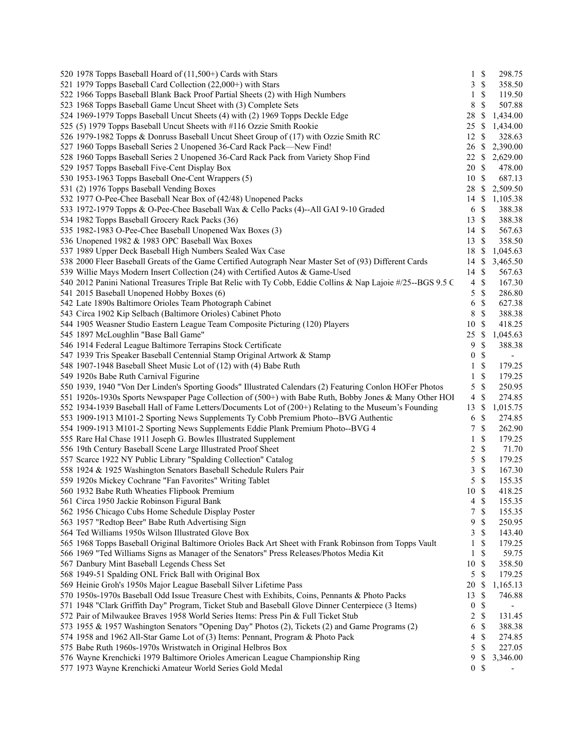| Lot | Description | Bids | | Price |
|---|---|---|---|---|
| 520 | 1978 Topps Baseball Hoard of (11,500+) Cards with Stars | 1 | $ | 298.75 |
| 521 | 1979 Topps Baseball Card Collection (22,000+) with Stars | 3 | $ | 358.50 |
| 522 | 1966 Topps Baseball Blank Back Proof Partial Sheets (2) with High Numbers | 1 | $ | 119.50 |
| 523 | 1968 Topps Baseball Game Uncut Sheet with (3) Complete Sets | 8 | $ | 507.88 |
| 524 | 1969-1979 Topps Baseball Uncut Sheets (4) with (2) 1969 Topps Deckle Edge | 28 | $ | 1,434.00 |
| 525 | (5) 1979 Topps Baseball Uncut Sheets with #116 Ozzie Smith Rookie | 25 | $ | 1,434.00 |
| 526 | 1979-1982 Topps & Donruss Baseball Uncut Sheet Group of (17) with Ozzie Smith RC | 12 | $ | 328.63 |
| 527 | 1960 Topps Baseball Series 2 Unopened 36-Card Rack Pack—New Find! | 26 | $ | 2,390.00 |
| 528 | 1960 Topps Baseball Series 2 Unopened 36-Card Rack Pack from Variety Shop Find | 22 | $ | 2,629.00 |
| 529 | 1957 Topps Baseball Five-Cent Display Box | 20 | $ | 478.00 |
| 530 | 1953-1963 Topps Baseball One-Cent Wrappers (5) | 10 | $ | 687.13 |
| 531 | (2) 1976 Topps Baseball Vending Boxes | 28 | $ | 2,509.50 |
| 532 | 1977 O-Pee-Chee Baseball Near Box of (42/48) Unopened Packs | 14 | $ | 1,105.38 |
| 533 | 1972-1979 Topps & O-Pee-Chee Baseball Wax & Cello Packs (4)--All GAI 9-10 Graded | 6 | $ | 388.38 |
| 534 | 1982 Topps Baseball Grocery Rack Packs (36) | 13 | $ | 388.38 |
| 535 | 1982-1983 O-Pee-Chee Baseball Unopened Wax Boxes (3) | 14 | $ | 567.63 |
| 536 | Unopened 1982 & 1983 OPC Baseball Wax Boxes | 13 | $ | 358.50 |
| 537 | 1989 Upper Deck Baseball High Numbers Sealed Wax Case | 18 | $ | 1,045.63 |
| 538 | 2000 Fleer Baseball Greats of the Game Certified Autograph Near Master Set of (93) Different Cards | 14 | $ | 3,465.50 |
| 539 | Willie Mays Modern Insert Collection (24) with Certified Autos & Game-Used | 14 | $ | 567.63 |
| 540 | 2012 Panini National Treasures Triple Bat Relic with Ty Cobb, Eddie Collins & Nap Lajoie #/25--BGS 9.5 C | 4 | $ | 167.30 |
| 541 | 2015 Baseball Unopened Hobby Boxes (6) | 5 | $ | 286.80 |
| 542 | Late 1890s Baltimore Orioles Team Photograph Cabinet | 6 | $ | 627.38 |
| 543 | Circa 1902 Kip Selbach (Baltimore Orioles) Cabinet Photo | 8 | $ | 388.38 |
| 544 | 1905 Weasner Studio Eastern League Team Composite Picturing (120) Players | 10 | $ | 418.25 |
| 545 | 1897 McLoughlin "Base Ball Game" | 25 | $ | 1,045.63 |
| 546 | 1914 Federal League Baltimore Terrapins Stock Certificate | 9 | $ | 388.38 |
| 547 | 1939 Tris Speaker Baseball Centennial Stamp Original Artwork & Stamp | 0 | $ | - |
| 548 | 1907-1948 Baseball Sheet Music Lot of (12) with (4) Babe Ruth | 1 | $ | 179.25 |
| 549 | 1920s Babe Ruth Carnival Figurine | 1 | $ | 179.25 |
| 550 | 1939, 1940 "Von Der Linden's Sporting Goods" Illustrated Calendars (2) Featuring Conlon HOFer Photos | 5 | $ | 250.95 |
| 551 | 1920s-1930s Sports Newspaper Page Collection of (500+) with Babe Ruth, Bobby Jones & Many Other HOI | 4 | $ | 274.85 |
| 552 | 1934-1939 Baseball Hall of Fame Letters/Documents Lot of (200+) Relating to the Museum's Founding | 13 | $ | 1,015.75 |
| 553 | 1909-1913 M101-2 Sporting News Supplements Ty Cobb Premium Photo--BVG Authentic | 6 | $ | 274.85 |
| 554 | 1909-1913 M101-2 Sporting News Supplements Eddie Plank Premium Photo--BVG 4 | 7 | $ | 262.90 |
| 555 | Rare Hal Chase 1911 Joseph G. Bowles Illustrated Supplement | 1 | $ | 179.25 |
| 556 | 19th Century Baseball Scene Large Illustrated Proof Sheet | 2 | $ | 71.70 |
| 557 | Scarce 1922 NY Public Library "Spalding Collection" Catalog | 5 | $ | 179.25 |
| 558 | 1924 & 1925 Washington Senators Baseball Schedule Rulers Pair | 3 | $ | 167.30 |
| 559 | 1920s Mickey Cochrane "Fan Favorites" Writing Tablet | 5 | $ | 155.35 |
| 560 | 1932 Babe Ruth Wheaties Flipbook Premium | 10 | $ | 418.25 |
| 561 | Circa 1950 Jackie Robinson Figural Bank | 4 | $ | 155.35 |
| 562 | 1956 Chicago Cubs Home Schedule Display Poster | 7 | $ | 155.35 |
| 563 | 1957 "Redtop Beer" Babe Ruth Advertising Sign | 9 | $ | 250.95 |
| 564 | Ted Williams 1950s Wilson Illustrated Glove Box | 3 | $ | 143.40 |
| 565 | 1968 Topps Baseball Original Baltimore Orioles Back Art Sheet with Frank Robinson from Topps Vault | 1 | $ | 179.25 |
| 566 | 1969 "Ted Williams Signs as Manager of the Senators" Press Releases/Photos Media Kit | 1 | $ | 59.75 |
| 567 | Danbury Mint Baseball Legends Chess Set | 10 | $ | 358.50 |
| 568 | 1949-51 Spalding ONL Frick Ball with Original Box | 5 | $ | 179.25 |
| 569 | Heinie Groh's 1950s Major League Baseball Silver Lifetime Pass | 20 | $ | 1,165.13 |
| 570 | 1950s-1970s Baseball Odd Issue Treasure Chest with Exhibits, Coins, Pennants & Photo Packs | 13 | $ | 746.88 |
| 571 | 1948 "Clark Griffith Day" Program, Ticket Stub and Baseball Glove Dinner Centerpiece (3 Items) | 0 | $ | - |
| 572 | Pair of Milwaukee Braves 1958 World Series Items: Press Pin & Full Ticket Stub | 2 | $ | 131.45 |
| 573 | 1955 & 1957 Washington Senators "Opening Day" Photos (2), Tickets (2) and Game Programs (2) | 6 | $ | 388.38 |
| 574 | 1958 and 1962 All-Star Game Lot of (3) Items: Pennant, Program & Photo Pack | 4 | $ | 274.85 |
| 575 | Babe Ruth 1960s-1970s Wristwatch in Original Helbros Box | 5 | $ | 227.05 |
| 576 | Wayne Krenchicki 1979 Baltimore Orioles American League Championship Ring | 9 | $ | 3,346.00 |
| 577 | 1973 Wayne Krenchicki Amateur World Series Gold Medal | 0 | $ | - |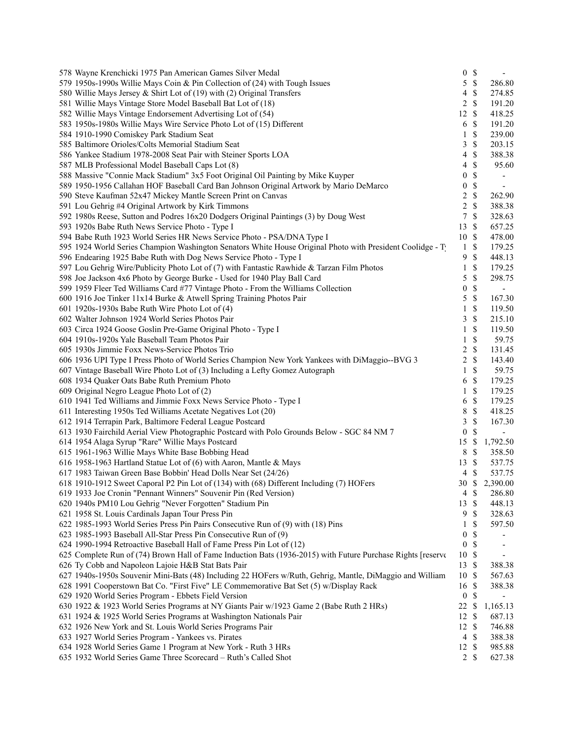| Lot | Description | Bids | | Price |
|---|---|---|---|---|
| 578 | Wayne Krenchicki 1975 Pan American Games Silver Medal | 0 | $ | - |
| 579 | 1950s-1990s Willie Mays Coin & Pin Collection of (24) with Tough Issues | 5 | $ | 286.80 |
| 580 | Willie Mays Jersey & Shirt Lot of (19) with (2) Original Transfers | 4 | $ | 274.85 |
| 581 | Willie Mays Vintage Store Model Baseball Bat Lot of (18) | 2 | $ | 191.20 |
| 582 | Willie Mays Vintage Endorsement Advertising Lot of (54) | 12 | $ | 418.25 |
| 583 | 1950s-1980s Willie Mays Wire Service Photo Lot of (15) Different | 6 | $ | 191.20 |
| 584 | 1910-1990 Comiskey Park Stadium Seat | 1 | $ | 239.00 |
| 585 | Baltimore Orioles/Colts Memorial Stadium Seat | 3 | $ | 203.15 |
| 586 | Yankee Stadium 1978-2008 Seat Pair with Steiner Sports LOA | 4 | $ | 388.38 |
| 587 | MLB Professional Model Baseball Caps Lot (8) | 4 | $ | 95.60 |
| 588 | Massive "Connie Mack Stadium" 3x5 Foot Original Oil Painting by Mike Kuyper | 0 | $ | - |
| 589 | 1950-1956 Callahan HOF Baseball Card Ban Johnson Original Artwork by Mario DeMarco | 0 | $ | - |
| 590 | Steve Kaufman 52x47 Mickey Mantle Screen Print on Canvas | 2 | $ | 262.90 |
| 591 | Lou Gehrig #4 Original Artwork by Kirk Timmons | 2 | $ | 388.38 |
| 592 | 1980s Reese, Sutton and Podres 16x20 Dodgers Original Paintings (3) by Doug West | 7 | $ | 328.63 |
| 593 | 1920s Babe Ruth News Service Photo - Type I | 13 | $ | 657.25 |
| 594 | Babe Ruth 1923 World Series HR News Service Photo - PSA/DNA Type I | 10 | $ | 478.00 |
| 595 | 1924 World Series Champion Washington Senators White House Original Photo with President Coolidge - Ty | 1 | $ | 179.25 |
| 596 | Endearing 1925 Babe Ruth with Dog News Service Photo - Type I | 9 | $ | 448.13 |
| 597 | Lou Gehrig Wire/Publicity Photo Lot of (7) with Fantastic Rawhide & Tarzan Film Photos | 1 | $ | 179.25 |
| 598 | Joe Jackson 4x6 Photo by George Burke - Used for 1940 Play Ball Card | 5 | $ | 298.75 |
| 599 | 1959 Fleer Ted Williams Card #77 Vintage Photo - From the Williams Collection | 0 | $ | - |
| 600 | 1916 Joe Tinker 11x14 Burke & Atwell Spring Training Photos Pair | 5 | $ | 167.30 |
| 601 | 1920s-1930s Babe Ruth Wire Photo Lot of (4) | 1 | $ | 119.50 |
| 602 | Walter Johnson 1924 World Series Photos Pair | 3 | $ | 215.10 |
| 603 | Circa 1924 Goose Goslin Pre-Game Original Photo - Type I | 1 | $ | 119.50 |
| 604 | 1910s-1920s Yale Baseball Team Photos Pair | 1 | $ | 59.75 |
| 605 | 1930s Jimmie Foxx News-Service Photos Trio | 2 | $ | 131.45 |
| 606 | 1936 UPI Type I Press Photo of World Series Champion New York Yankees with DiMaggio--BVG 3 | 2 | $ | 143.40 |
| 607 | Vintage Baseball Wire Photo Lot of (3) Including a Lefty Gomez Autograph | 1 | $ | 59.75 |
| 608 | 1934 Quaker Oats Babe Ruth Premium Photo | 6 | $ | 179.25 |
| 609 | Original Negro League Photo Lot of (2) | 1 | $ | 179.25 |
| 610 | 1941 Ted Williams and Jimmie Foxx News Service Photo - Type I | 6 | $ | 179.25 |
| 611 | Interesting 1950s Ted Williams Acetate Negatives Lot (20) | 8 | $ | 418.25 |
| 612 | 1914 Terrapin Park, Baltimore Federal League Postcard | 3 | $ | 167.30 |
| 613 | 1930 Fairchild Aerial View Photographic Postcard with Polo Grounds Below - SGC 84 NM 7 | 0 | $ | - |
| 614 | 1954 Alaga Syrup "Rare" Willie Mays Postcard | 15 | $ | 1,792.50 |
| 615 | 1961-1963 Willie Mays White Base Bobbing Head | 8 | $ | 358.50 |
| 616 | 1958-1963 Hartland Statue Lot of (6) with Aaron, Mantle & Mays | 13 | $ | 537.75 |
| 617 | 1983 Taiwan Green Base Bobbin' Head Dolls Near Set (24/26) | 4 | $ | 537.75 |
| 618 | 1910-1912 Sweet Caporal P2 Pin Lot of (134) with (68) Different Including (7) HOFers | 30 | $ | 2,390.00 |
| 619 | 1933 Joe Cronin "Pennant Winners" Souvenir Pin (Red Version) | 4 | $ | 286.80 |
| 620 | 1940s PM10 Lou Gehrig "Never Forgotten" Stadium Pin | 13 | $ | 448.13 |
| 621 | 1958 St. Louis Cardinals Japan Tour Press Pin | 9 | $ | 328.63 |
| 622 | 1985-1993 World Series Press Pin Pairs Consecutive Run of (9) with (18) Pins | 1 | $ | 597.50 |
| 623 | 1985-1993 Baseball All-Star Press Pin Consecutive Run of (9) | 0 | $ | - |
| 624 | 1990-1994 Retroactive Baseball Hall of Fame Press Pin Lot of (12) | 0 | $ | - |
| 625 | Complete Run of (74) Brown Hall of Fame Induction Bats (1936-2015) with Future Purchase Rights [reserve | 10 | $ | - |
| 626 | Ty Cobb and Napoleon Lajoie H&B Stat Bats Pair | 13 | $ | 388.38 |
| 627 | 1940s-1950s Souvenir Mini-Bats (48) Including 22 HOFers w/Ruth, Gehrig, Mantle, DiMaggio and William | 10 | $ | 567.63 |
| 628 | 1991 Cooperstown Bat Co. "First Five" LE Commemorative Bat Set (5) w/Display Rack | 16 | $ | 388.38 |
| 629 | 1920 World Series Program - Ebbets Field Version | 0 | $ | - |
| 630 | 1922 & 1923 World Series Programs at NY Giants Pair w/1923 Game 2 (Babe Ruth 2 HRs) | 22 | $ | 1,165.13 |
| 631 | 1924 & 1925 World Series Programs at Washington Nationals Pair | 12 | $ | 687.13 |
| 632 | 1926 New York and St. Louis World Series Programs Pair | 12 | $ | 746.88 |
| 633 | 1927 World Series Program - Yankees vs. Pirates | 4 | $ | 388.38 |
| 634 | 1928 World Series Game 1 Program at New York - Ruth 3 HRs | 12 | $ | 985.88 |
| 635 | 1932 World Series Game Three Scorecard – Ruth's Called Shot | 2 | $ | 627.38 |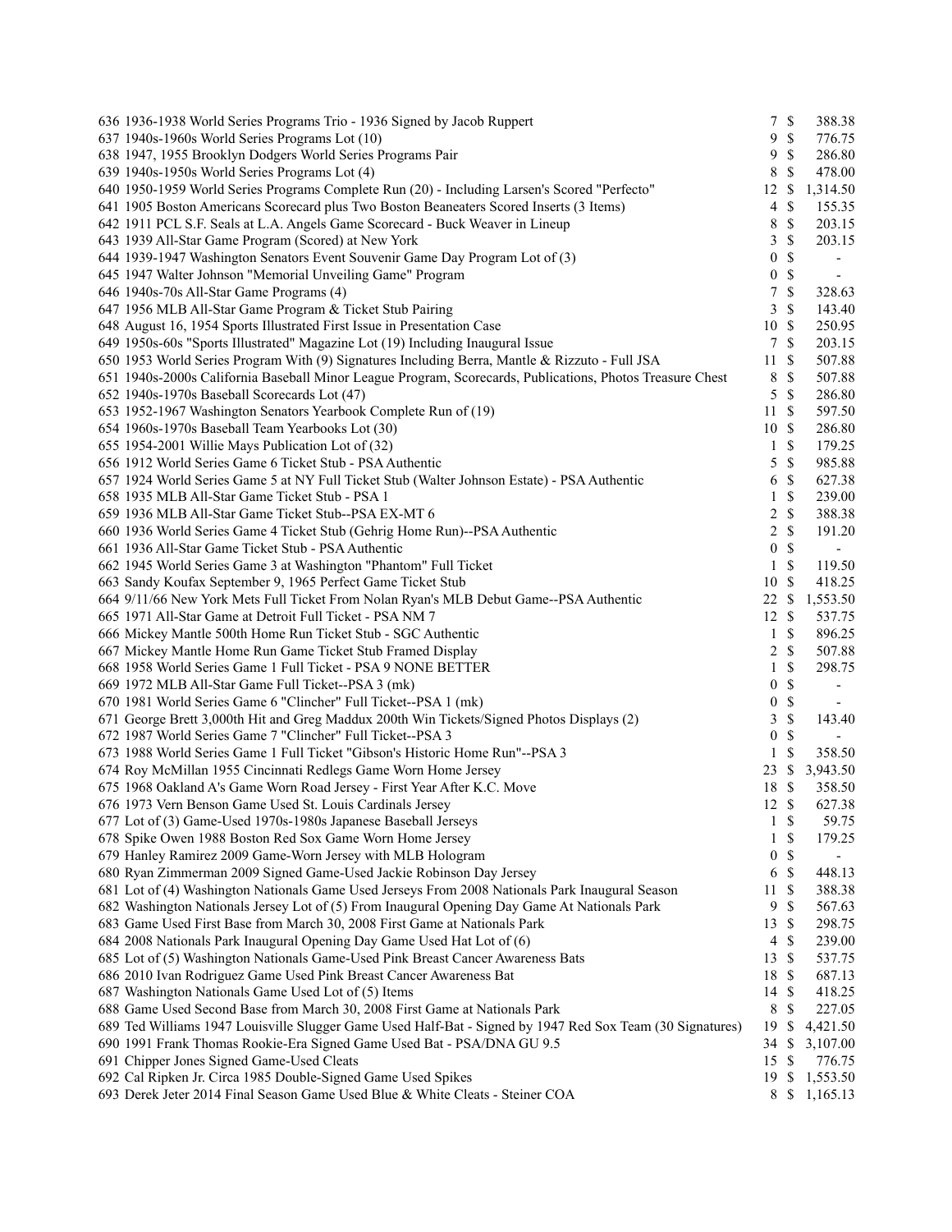| Lot | Description | Bids | | Price |
|---|---|---|---|---|
| 636 | 1936-1938 World Series Programs Trio - 1936 Signed by Jacob Ruppert | 7 | $ | 388.38 |
| 637 | 1940s-1960s World Series Programs Lot (10) | 9 | $ | 776.75 |
| 638 | 1947, 1955 Brooklyn Dodgers World Series Programs Pair | 9 | $ | 286.80 |
| 639 | 1940s-1950s World Series Programs Lot (4) | 8 | $ | 478.00 |
| 640 | 1950-1959 World Series Programs Complete Run (20) - Including Larsen's Scored "Perfecto" | 12 | $ | 1,314.50 |
| 641 | 1905 Boston Americans Scorecard plus Two Boston Beaneaters Scored Inserts (3 Items) | 4 | $ | 155.35 |
| 642 | 1911 PCL S.F. Seals at L.A. Angels Game Scorecard - Buck Weaver in Lineup | 8 | $ | 203.15 |
| 643 | 1939 All-Star Game Program (Scored) at New York | 3 | $ | 203.15 |
| 644 | 1939-1947 Washington Senators Event Souvenir Game Day Program Lot of (3) | 0 | $ | - |
| 645 | 1947 Walter Johnson "Memorial Unveiling Game" Program | 0 | $ | - |
| 646 | 1940s-70s All-Star Game Programs (4) | 7 | $ | 328.63 |
| 647 | 1956 MLB All-Star Game Program & Ticket Stub Pairing | 3 | $ | 143.40 |
| 648 | August 16, 1954 Sports Illustrated First Issue in Presentation Case | 10 | $ | 250.95 |
| 649 | 1950s-60s "Sports Illustrated" Magazine Lot (19) Including Inaugural Issue | 7 | $ | 203.15 |
| 650 | 1953 World Series Program With (9) Signatures Including Berra, Mantle & Rizzuto - Full JSA | 11 | $ | 507.88 |
| 651 | 1940s-2000s California Baseball Minor League Program, Scorecards, Publications, Photos Treasure Chest | 8 | $ | 507.88 |
| 652 | 1940s-1970s Baseball Scorecards Lot (47) | 5 | $ | 286.80 |
| 653 | 1952-1967 Washington Senators Yearbook Complete Run of (19) | 11 | $ | 597.50 |
| 654 | 1960s-1970s Baseball Team Yearbooks Lot (30) | 10 | $ | 286.80 |
| 655 | 1954-2001 Willie Mays Publication Lot of (32) | 1 | $ | 179.25 |
| 656 | 1912 World Series Game 6 Ticket Stub - PSA Authentic | 5 | $ | 985.88 |
| 657 | 1924 World Series Game 5 at NY Full Ticket Stub (Walter Johnson Estate) - PSA Authentic | 6 | $ | 627.38 |
| 658 | 1935 MLB All-Star Game Ticket Stub - PSA 1 | 1 | $ | 239.00 |
| 659 | 1936 MLB All-Star Game Ticket Stub--PSA EX-MT 6 | 2 | $ | 388.38 |
| 660 | 1936 World Series Game 4 Ticket Stub (Gehrig Home Run)--PSA Authentic | 2 | $ | 191.20 |
| 661 | 1936 All-Star Game Ticket Stub - PSA Authentic | 0 | $ | - |
| 662 | 1945 World Series Game 3 at Washington "Phantom" Full Ticket | 1 | $ | 119.50 |
| 663 | Sandy Koufax September 9, 1965 Perfect Game Ticket Stub | 10 | $ | 418.25 |
| 664 | 9/11/66 New York Mets Full Ticket From Nolan Ryan's MLB Debut Game--PSA Authentic | 22 | $ | 1,553.50 |
| 665 | 1971 All-Star Game at Detroit Full Ticket - PSA NM 7 | 12 | $ | 537.75 |
| 666 | Mickey Mantle 500th Home Run Ticket Stub - SGC Authentic | 1 | $ | 896.25 |
| 667 | Mickey Mantle Home Run Game Ticket Stub Framed Display | 2 | $ | 507.88 |
| 668 | 1958 World Series Game 1 Full Ticket - PSA 9 NONE BETTER | 1 | $ | 298.75 |
| 669 | 1972 MLB All-Star Game Full Ticket--PSA 3 (mk) | 0 | $ | - |
| 670 | 1981 World Series Game 6 "Clincher" Full Ticket--PSA 1 (mk) | 0 | $ | - |
| 671 | George Brett 3,000th Hit and Greg Maddux 200th Win Tickets/Signed Photos Displays (2) | 3 | $ | 143.40 |
| 672 | 1987 World Series Game 7 "Clincher" Full Ticket--PSA 3 | 0 | $ | - |
| 673 | 1988 World Series Game 1 Full Ticket "Gibson's Historic Home Run"--PSA 3 | 1 | $ | 358.50 |
| 674 | Roy McMillan 1955 Cincinnati Redlegs Game Worn Home Jersey | 23 | $ | 3,943.50 |
| 675 | 1968 Oakland A's Game Worn Road Jersey - First Year After K.C. Move | 18 | $ | 358.50 |
| 676 | 1973 Vern Benson Game Used St. Louis Cardinals Jersey | 12 | $ | 627.38 |
| 677 | Lot of (3) Game-Used 1970s-1980s Japanese Baseball Jerseys | 1 | $ | 59.75 |
| 678 | Spike Owen 1988 Boston Red Sox Game Worn Home Jersey | 1 | $ | 179.25 |
| 679 | Hanley Ramirez 2009 Game-Worn Jersey with MLB Hologram | 0 | $ | - |
| 680 | Ryan Zimmerman 2009 Signed Game-Used Jackie Robinson Day Jersey | 6 | $ | 448.13 |
| 681 | Lot of (4) Washington Nationals Game Used Jerseys From 2008 Nationals Park Inaugural Season | 11 | $ | 388.38 |
| 682 | Washington Nationals Jersey Lot of (5) From Inaugural Opening Day Game At Nationals Park | 9 | $ | 567.63 |
| 683 | Game Used First Base from March 30, 2008 First Game at Nationals Park | 13 | $ | 298.75 |
| 684 | 2008 Nationals Park Inaugural Opening Day Game Used Hat Lot of (6) | 4 | $ | 239.00 |
| 685 | Lot of (5) Washington Nationals Game-Used Pink Breast Cancer Awareness Bats | 13 | $ | 537.75 |
| 686 | 2010 Ivan Rodriguez Game Used Pink Breast Cancer Awareness Bat | 18 | $ | 687.13 |
| 687 | Washington Nationals Game Used Lot of (5) Items | 14 | $ | 418.25 |
| 688 | Game Used Second Base from March 30, 2008 First Game at Nationals Park | 8 | $ | 227.05 |
| 689 | Ted Williams 1947 Louisville Slugger Game Used Half-Bat - Signed by 1947 Red Sox Team (30 Signatures) | 19 | $ | 4,421.50 |
| 690 | 1991 Frank Thomas Rookie-Era Signed Game Used Bat - PSA/DNA GU 9.5 | 34 | $ | 3,107.00 |
| 691 | Chipper Jones Signed Game-Used Cleats | 15 | $ | 776.75 |
| 692 | Cal Ripken Jr. Circa 1985 Double-Signed Game Used Spikes | 19 | $ | 1,553.50 |
| 693 | Derek Jeter 2014 Final Season Game Used Blue & White Cleats - Steiner COA | 8 | $ | 1,165.13 |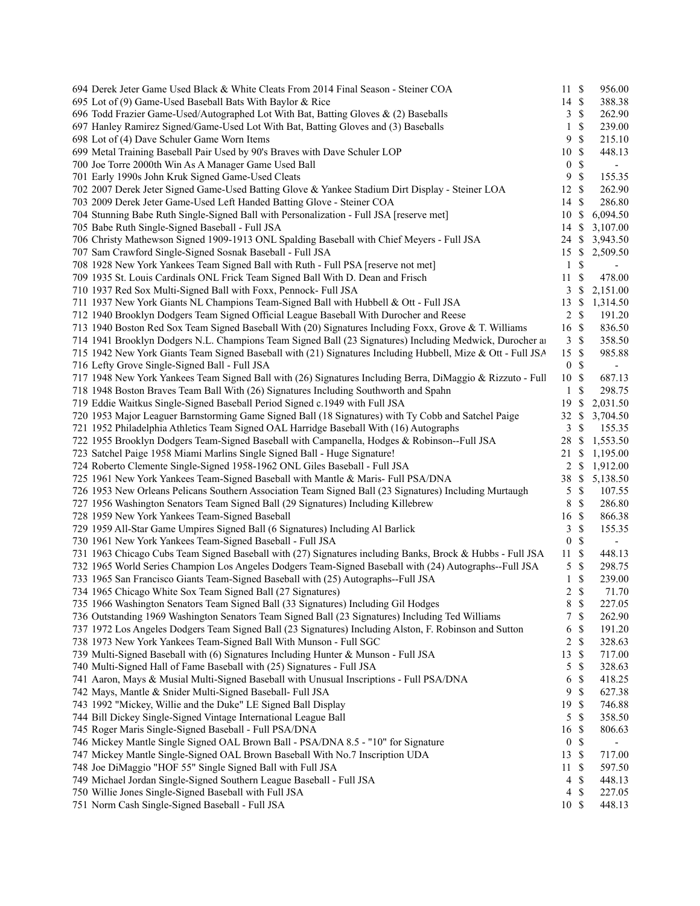| Lot | Description | Bids | | Price |
|---|---|---|---|---|
| 694 | Derek Jeter Game Used Black & White Cleats From 2014 Final Season - Steiner COA | 11 | $ | 956.00 |
| 695 | Lot of (9) Game-Used Baseball Bats With Baylor & Rice | 14 | $ | 388.38 |
| 696 | Todd Frazier Game-Used/Autographed Lot With Bat, Batting Gloves & (2) Baseballs | 3 | $ | 262.90 |
| 697 | Hanley Ramirez Signed/Game-Used Lot With Bat, Batting Gloves and (3) Baseballs | 1 | $ | 239.00 |
| 698 | Lot of (4) Dave Schuler Game Worn Items | 9 | $ | 215.10 |
| 699 | Metal Training Baseball Pair Used by 90's Braves with Dave Schuler LOP | 10 | $ | 448.13 |
| 700 | Joe Torre 2000th Win As A Manager Game Used Ball | 0 | $ | - |
| 701 | Early 1990s John Kruk Signed Game-Used Cleats | 9 | $ | 155.35 |
| 702 | 2007 Derek Jeter Signed Game-Used Batting Glove & Yankee Stadium Dirt Display - Steiner LOA | 12 | $ | 262.90 |
| 703 | 2009 Derek Jeter Game-Used Left Handed Batting Glove - Steiner COA | 14 | $ | 286.80 |
| 704 | Stunning Babe Ruth Single-Signed Ball with Personalization - Full JSA [reserve met] | 10 | $ | 6,094.50 |
| 705 | Babe Ruth Single-Signed Baseball - Full JSA | 14 | $ | 3,107.00 |
| 706 | Christy Mathewson Signed 1909-1913 ONL Spalding Baseball with Chief Meyers - Full JSA | 24 | $ | 3,943.50 |
| 707 | Sam Crawford Single-Signed Sosnak Baseball - Full JSA | 15 | $ | 2,509.50 |
| 708 | 1928 New York Yankees Team Signed Ball with Ruth - Full PSA [reserve not met] | 1 | $ | - |
| 709 | 1935 St. Louis Cardinals ONL Frick Team Signed Ball With D. Dean and Frisch | 11 | $ | 478.00 |
| 710 | 1937 Red Sox Multi-Signed Ball with Foxx, Pennock- Full JSA | 3 | $ | 2,151.00 |
| 711 | 1937 New York Giants NL Champions Team-Signed Ball with Hubbell & Ott - Full JSA | 13 | $ | 1,314.50 |
| 712 | 1940 Brooklyn Dodgers Team Signed Official League Baseball With Durocher and Reese | 2 | $ | 191.20 |
| 713 | 1940 Boston Red Sox Team Signed Baseball With (20) Signatures Including Foxx, Grove & T. Williams | 16 | $ | 836.50 |
| 714 | 1941 Brooklyn Dodgers N.L. Champions Team Signed Ball (23 Signatures) Including Medwick, Durocher ar | 3 | $ | 358.50 |
| 715 | 1942 New York Giants Team Signed Baseball with (21) Signatures Including Hubbell, Mize & Ott - Full JSA | 15 | $ | 985.88 |
| 716 | Lefty Grove Single-Signed Ball - Full JSA | 0 | $ | - |
| 717 | 1948 New York Yankees Team Signed Ball with (26) Signatures Including Berra, DiMaggio & Rizzuto - Full | 10 | $ | 687.13 |
| 718 | 1948 Boston Braves Team Ball With (26) Signatures Including Southworth and Spahn | 1 | $ | 298.75 |
| 719 | Eddie Waitkus Single-Signed Baseball Period Signed c.1949 with Full JSA | 19 | $ | 2,031.50 |
| 720 | 1953 Major Leaguer Barnstorming Game Signed Ball (18 Signatures) with Ty Cobb and Satchel Paige | 32 | $ | 3,704.50 |
| 721 | 1952 Philadelphia Athletics Team Signed OAL Harridge Baseball With (16) Autographs | 3 | $ | 155.35 |
| 722 | 1955 Brooklyn Dodgers Team-Signed Baseball with Campanella, Hodges & Robinson--Full JSA | 28 | $ | 1,553.50 |
| 723 | Satchel Paige 1958 Miami Marlins Single Signed Ball - Huge Signature! | 21 | $ | 1,195.00 |
| 724 | Roberto Clemente Single-Signed 1958-1962 ONL Giles Baseball - Full JSA | 2 | $ | 1,912.00 |
| 725 | 1961 New York Yankees Team-Signed Baseball with Mantle & Maris- Full PSA/DNA | 38 | $ | 5,138.50 |
| 726 | 1953 New Orleans Pelicans Southern Association Team Signed Ball (23 Signatures) Including Murtaugh | 5 | $ | 107.55 |
| 727 | 1956 Washington Senators Team Signed Ball (29 Signatures) Including Killebrew | 8 | $ | 286.80 |
| 728 | 1959 New York Yankees Team-Signed Baseball | 16 | $ | 866.38 |
| 729 | 1959 All-Star Game Umpires Signed Ball (6 Signatures) Including Al Barlick | 3 | $ | 155.35 |
| 730 | 1961 New York Yankees Team-Signed Baseball - Full JSA | 0 | $ | - |
| 731 | 1963 Chicago Cubs Team Signed Baseball with (27) Signatures including Banks, Brock & Hubbs - Full JSA | 11 | $ | 448.13 |
| 732 | 1965 World Series Champion Los Angeles Dodgers Team-Signed Baseball with (24) Autographs--Full JSA | 5 | $ | 298.75 |
| 733 | 1965 San Francisco Giants Team-Signed Baseball with (25) Autographs--Full JSA | 1 | $ | 239.00 |
| 734 | 1965 Chicago White Sox Team Signed Ball (27 Signatures) | 2 | $ | 71.70 |
| 735 | 1966 Washington Senators Team Signed Ball (33 Signatures) Including Gil Hodges | 8 | $ | 227.05 |
| 736 | Outstanding 1969 Washington Senators Team Signed Ball (23 Signatures) Including Ted Williams | 7 | $ | 262.90 |
| 737 | 1972 Los Angeles Dodgers Team Signed Ball (23 Signatures) Including Alston, F. Robinson and Sutton | 6 | $ | 191.20 |
| 738 | 1973 New York Yankees Team-Signed Ball With Munson - Full SGC | 2 | $ | 328.63 |
| 739 | Multi-Signed Baseball with (6) Signatures Including Hunter & Munson - Full JSA | 13 | $ | 717.00 |
| 740 | Multi-Signed Hall of Fame Baseball with (25) Signatures - Full JSA | 5 | $ | 328.63 |
| 741 | Aaron, Mays & Musial Multi-Signed Baseball with Unusual Inscriptions - Full PSA/DNA | 6 | $ | 418.25 |
| 742 | Mays, Mantle & Snider Multi-Signed Baseball- Full JSA | 9 | $ | 627.38 |
| 743 | 1992 "Mickey, Willie and the Duke" LE Signed Ball Display | 19 | $ | 746.88 |
| 744 | Bill Dickey Single-Signed Vintage International League Ball | 5 | $ | 358.50 |
| 745 | Roger Maris Single-Signed Baseball - Full PSA/DNA | 16 | $ | 806.63 |
| 746 | Mickey Mantle Single Signed OAL Brown Ball - PSA/DNA 8.5 - "10" for Signature | 0 | $ | - |
| 747 | Mickey Mantle Single-Signed OAL Brown Baseball With No.7 Inscription UDA | 13 | $ | 717.00 |
| 748 | Joe DiMaggio "HOF 55" Single Signed Ball with Full JSA | 11 | $ | 597.50 |
| 749 | Michael Jordan Single-Signed Southern League Baseball - Full JSA | 4 | $ | 448.13 |
| 750 | Willie Jones Single-Signed Baseball with Full JSA | 4 | $ | 227.05 |
| 751 | Norm Cash Single-Signed Baseball - Full JSA | 10 | $ | 448.13 |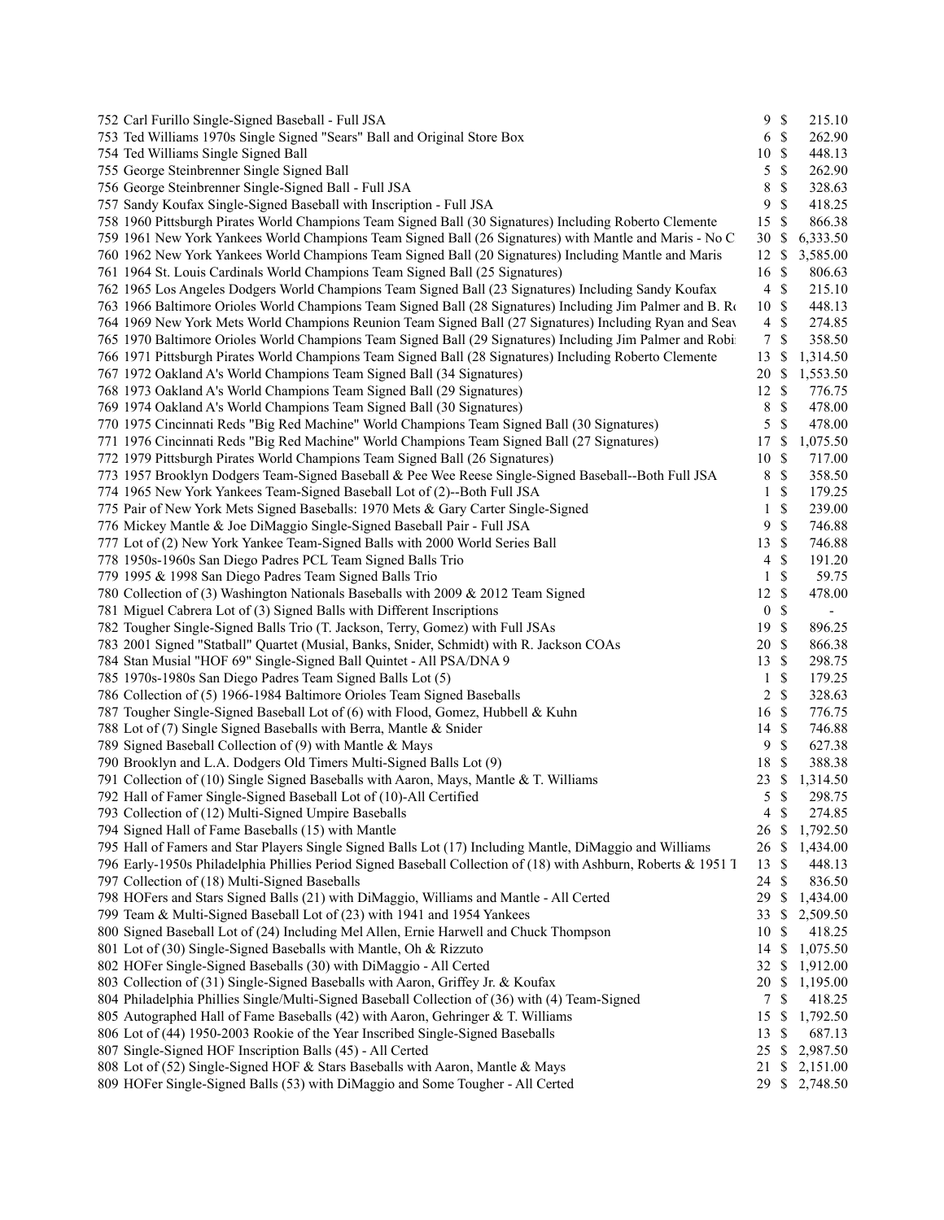| Lot | Description | Bids | | Price |
|---|---|---|---|---|
| 752 | Carl Furillo Single-Signed Baseball - Full JSA | 9 | $ | 215.10 |
| 753 | Ted Williams 1970s Single Signed "Sears" Ball and Original Store Box | 6 | $ | 262.90 |
| 754 | Ted Williams Single Signed Ball | 10 | $ | 448.13 |
| 755 | George Steinbrenner Single Signed Ball | 5 | $ | 262.90 |
| 756 | George Steinbrenner Single-Signed Ball - Full JSA | 8 | $ | 328.63 |
| 757 | Sandy Koufax Single-Signed Baseball with Inscription - Full JSA | 9 | $ | 418.25 |
| 758 | 1960 Pittsburgh Pirates World Champions Team Signed Ball (30 Signatures) Including Roberto Clemente | 15 | $ | 866.38 |
| 759 | 1961 New York Yankees World Champions Team Signed Ball (26 Signatures) with Mantle and Maris - No C | 30 | $ | 6,333.50 |
| 760 | 1962 New York Yankees World Champions Team Signed Ball (20 Signatures) Including Mantle and Maris | 12 | $ | 3,585.00 |
| 761 | 1964 St. Louis Cardinals World Champions Team Signed Ball (25 Signatures) | 16 | $ | 806.63 |
| 762 | 1965 Los Angeles Dodgers World Champions Team Signed Ball (23 Signatures) Including Sandy Koufax | 4 | $ | 215.10 |
| 763 | 1966 Baltimore Orioles World Champions Team Signed Ball (28 Signatures) Including Jim Palmer and B. Ro | 10 | $ | 448.13 |
| 764 | 1969 New York Mets World Champions Reunion Team Signed Ball (27 Signatures) Including Ryan and Seav | 4 | $ | 274.85 |
| 765 | 1970 Baltimore Orioles World Champions Team Signed Ball (29 Signatures) Including Jim Palmer and Robi | 7 | $ | 358.50 |
| 766 | 1971 Pittsburgh Pirates World Champions Team Signed Ball (28 Signatures) Including Roberto Clemente | 13 | $ | 1,314.50 |
| 767 | 1972 Oakland A's World Champions Team Signed Ball (34 Signatures) | 20 | $ | 1,553.50 |
| 768 | 1973 Oakland A's World Champions Team Signed Ball (29 Signatures) | 12 | $ | 776.75 |
| 769 | 1974 Oakland A's World Champions Team Signed Ball (30 Signatures) | 8 | $ | 478.00 |
| 770 | 1975 Cincinnati Reds "Big Red Machine" World Champions Team Signed Ball (30 Signatures) | 5 | $ | 478.00 |
| 771 | 1976 Cincinnati Reds "Big Red Machine" World Champions Team Signed Ball (27 Signatures) | 17 | $ | 1,075.50 |
| 772 | 1979 Pittsburgh Pirates World Champions Team Signed Ball (26 Signatures) | 10 | $ | 717.00 |
| 773 | 1957 Brooklyn Dodgers Team-Signed Baseball & Pee Wee Reese Single-Signed Baseball--Both Full JSA | 8 | $ | 358.50 |
| 774 | 1965 New York Yankees Team-Signed Baseball Lot of (2)--Both Full JSA | 1 | $ | 179.25 |
| 775 | Pair of New York Mets Signed Baseballs: 1970 Mets & Gary Carter Single-Signed | 1 | $ | 239.00 |
| 776 | Mickey Mantle & Joe DiMaggio Single-Signed Baseball Pair - Full JSA | 9 | $ | 746.88 |
| 777 | Lot of (2) New York Yankee Team-Signed Balls with 2000 World Series Ball | 13 | $ | 746.88 |
| 778 | 1950s-1960s San Diego Padres PCL Team Signed Balls Trio | 4 | $ | 191.20 |
| 779 | 1995 & 1998 San Diego Padres Team Signed Balls Trio | 1 | $ | 59.75 |
| 780 | Collection of (3) Washington Nationals Baseballs with 2009 & 2012 Team Signed | 12 | $ | 478.00 |
| 781 | Miguel Cabrera Lot of (3) Signed Balls with Different Inscriptions | 0 | $ | - |
| 782 | Tougher Single-Signed Balls Trio (T. Jackson, Terry, Gomez) with Full JSAs | 19 | $ | 896.25 |
| 783 | 2001 Signed "Statball" Quartet (Musial, Banks, Snider, Schmidt) with R. Jackson COAs | 20 | $ | 866.38 |
| 784 | Stan Musial "HOF 69" Single-Signed Ball Quintet - All PSA/DNA 9 | 13 | $ | 298.75 |
| 785 | 1970s-1980s San Diego Padres Team Signed Balls Lot (5) | 1 | $ | 179.25 |
| 786 | Collection of (5) 1966-1984 Baltimore Orioles Team Signed Baseballs | 2 | $ | 328.63 |
| 787 | Tougher Single-Signed Baseball Lot of (6) with Flood, Gomez, Hubbell & Kuhn | 16 | $ | 776.75 |
| 788 | Lot of (7) Single Signed Baseballs with Berra, Mantle & Snider | 14 | $ | 746.88 |
| 789 | Signed Baseball Collection of (9) with Mantle & Mays | 9 | $ | 627.38 |
| 790 | Brooklyn and L.A. Dodgers Old Timers Multi-Signed Balls Lot (9) | 18 | $ | 388.38 |
| 791 | Collection of (10) Single Signed Baseballs with Aaron, Mays, Mantle & T. Williams | 23 | $ | 1,314.50 |
| 792 | Hall of Famer Single-Signed Baseball Lot of (10)-All Certified | 5 | $ | 298.75 |
| 793 | Collection of (12) Multi-Signed Umpire Baseballs | 4 | $ | 274.85 |
| 794 | Signed Hall of Fame Baseballs (15) with Mantle | 26 | $ | 1,792.50 |
| 795 | Hall of Famers and Star Players Single Signed Balls Lot (17) Including Mantle, DiMaggio and Williams | 26 | $ | 1,434.00 |
| 796 | Early-1950s Philadelphia Phillies Period Signed Baseball Collection of (18) with Ashburn, Roberts & 1951 T | 13 | $ | 448.13 |
| 797 | Collection of (18) Multi-Signed Baseballs | 24 | $ | 836.50 |
| 798 | HOFers and Stars Signed Balls (21) with DiMaggio, Williams and Mantle - All Certed | 29 | $ | 1,434.00 |
| 799 | Team & Multi-Signed Baseball Lot of (23) with 1941 and 1954 Yankees | 33 | $ | 2,509.50 |
| 800 | Signed Baseball Lot of (24) Including Mel Allen, Ernie Harwell and Chuck Thompson | 10 | $ | 418.25 |
| 801 | Lot of (30) Single-Signed Baseballs with Mantle, Oh & Rizzuto | 14 | $ | 1,075.50 |
| 802 | HOFer Single-Signed Baseballs (30) with DiMaggio - All Certed | 32 | $ | 1,912.00 |
| 803 | Collection of (31) Single-Signed Baseballs with Aaron, Griffey Jr. & Koufax | 20 | $ | 1,195.00 |
| 804 | Philadelphia Phillies Single/Multi-Signed Baseball Collection of (36) with (4) Team-Signed | 7 | $ | 418.25 |
| 805 | Autographed Hall of Fame Baseballs (42) with Aaron, Gehringer & T. Williams | 15 | $ | 1,792.50 |
| 806 | Lot of (44) 1950-2003 Rookie of the Year Inscribed Single-Signed Baseballs | 13 | $ | 687.13 |
| 807 | Single-Signed HOF Inscription Balls (45) - All Certed | 25 | $ | 2,987.50 |
| 808 | Lot of (52) Single-Signed HOF & Stars Baseballs with Aaron, Mantle & Mays | 21 | $ | 2,151.00 |
| 809 | HOFer Single-Signed Balls (53) with DiMaggio and Some Tougher - All Certed | 29 | $ | 2,748.50 |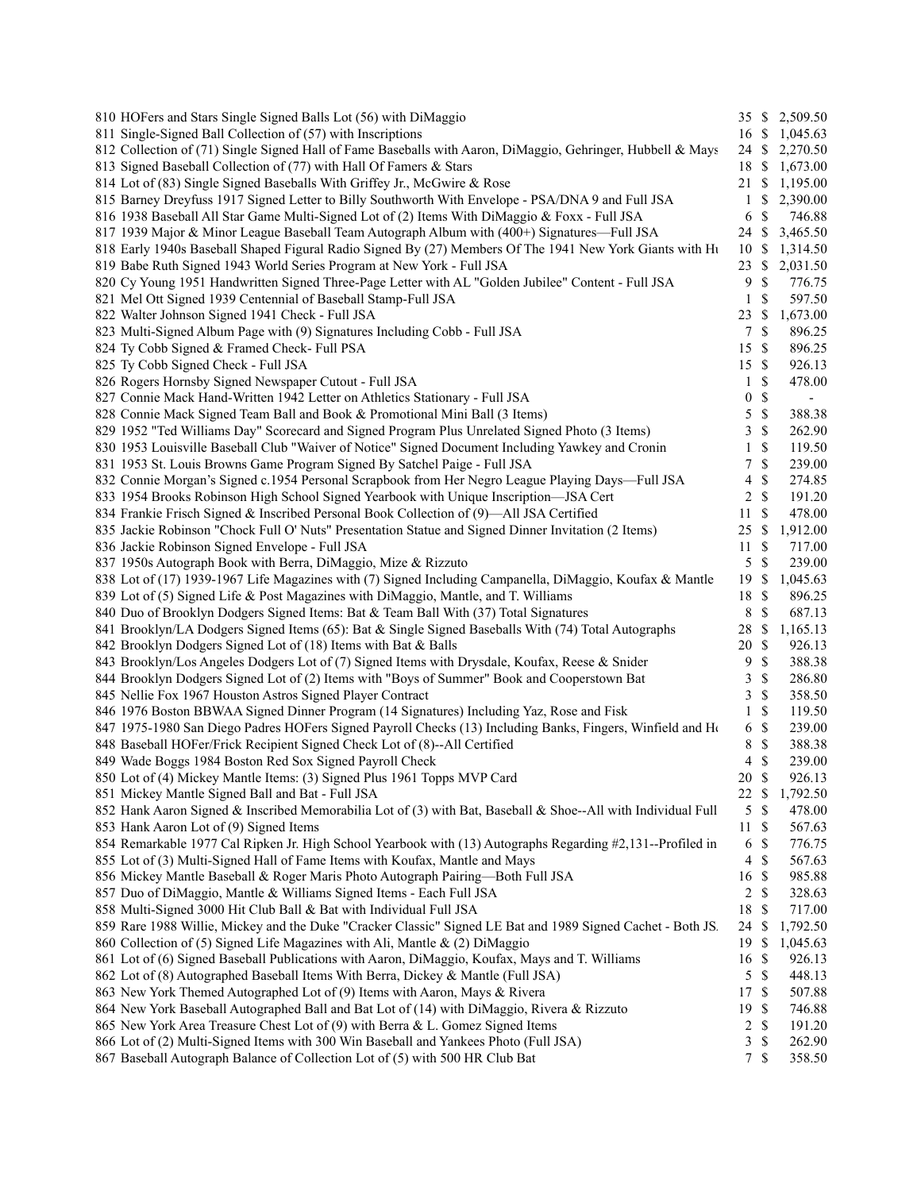| Lot | Description | Bids | | Price |
|---|---|---|---|---|
| 810 | HOFers and Stars Single Signed Balls Lot (56) with DiMaggio | 35 | $ | 2,509.50 |
| 811 | Single-Signed Ball Collection of (57) with Inscriptions | 16 | $ | 1,045.63 |
| 812 | Collection of (71) Single Signed Hall of Fame Baseballs with Aaron, DiMaggio, Gehringer, Hubbell & Mays | 24 | $ | 2,270.50 |
| 813 | Signed Baseball Collection of (77) with Hall Of Famers & Stars | 18 | $ | 1,673.00 |
| 814 | Lot of (83) Single Signed Baseballs With Griffey Jr., McGwire & Rose | 21 | $ | 1,195.00 |
| 815 | Barney Dreyfuss 1917 Signed Letter to Billy Southworth With Envelope - PSA/DNA 9 and Full JSA | 1 | $ | 2,390.00 |
| 816 | 1938 Baseball All Star Game Multi-Signed Lot of (2) Items With DiMaggio & Foxx - Full JSA | 6 | $ | 746.88 |
| 817 | 1939 Major & Minor League Baseball Team Autograph Album with (400+) Signatures—Full JSA | 24 | $ | 3,465.50 |
| 818 | Early 1940s Baseball Shaped Figural Radio Signed By (27) Members Of The 1941 New York Giants with Hu | 10 | $ | 1,314.50 |
| 819 | Babe Ruth Signed 1943 World Series Program at New York - Full JSA | 23 | $ | 2,031.50 |
| 820 | Cy Young 1951 Handwritten Signed Three-Page Letter with AL "Golden Jubilee" Content - Full JSA | 9 | $ | 776.75 |
| 821 | Mel Ott Signed 1939 Centennial of Baseball Stamp-Full JSA | 1 | $ | 597.50 |
| 822 | Walter Johnson Signed 1941 Check - Full JSA | 23 | $ | 1,673.00 |
| 823 | Multi-Signed Album Page with (9) Signatures Including Cobb - Full JSA | 7 | $ | 896.25 |
| 824 | Ty Cobb Signed & Framed Check- Full PSA | 15 | $ | 896.25 |
| 825 | Ty Cobb Signed Check - Full JSA | 15 | $ | 926.13 |
| 826 | Rogers Hornsby Signed Newspaper Cutout - Full JSA | 1 | $ | 478.00 |
| 827 | Connie Mack Hand-Written 1942 Letter on Athletics Stationary - Full JSA | 0 | $ | - |
| 828 | Connie Mack Signed Team Ball and Book & Promotional Mini Ball (3 Items) | 5 | $ | 388.38 |
| 829 | 1952 "Ted Williams Day" Scorecard and Signed Program Plus Unrelated Signed Photo (3 Items) | 3 | $ | 262.90 |
| 830 | 1953 Louisville Baseball Club "Waiver of Notice" Signed Document Including Yawkey and Cronin | 1 | $ | 119.50 |
| 831 | 1953 St. Louis Browns Game Program Signed By Satchel Paige - Full JSA | 7 | $ | 239.00 |
| 832 | Connie Morgan's Signed c.1954 Personal Scrapbook from Her Negro League Playing Days—Full JSA | 4 | $ | 274.85 |
| 833 | 1954 Brooks Robinson High School Signed Yearbook with Unique Inscription—JSA Cert | 2 | $ | 191.20 |
| 834 | Frankie Frisch Signed & Inscribed Personal Book Collection of (9)—All JSA Certified | 11 | $ | 478.00 |
| 835 | Jackie Robinson "Chock Full O' Nuts" Presentation Statue and Signed Dinner Invitation (2 Items) | 25 | $ | 1,912.00 |
| 836 | Jackie Robinson Signed Envelope - Full JSA | 11 | $ | 717.00 |
| 837 | 1950s Autograph Book with Berra, DiMaggio, Mize & Rizzuto | 5 | $ | 239.00 |
| 838 | Lot of (17) 1939-1967 Life Magazines with (7) Signed Including Campanella, DiMaggio, Koufax & Mantle | 19 | $ | 1,045.63 |
| 839 | Lot of (5) Signed Life & Post Magazines with DiMaggio, Mantle, and T. Williams | 18 | $ | 896.25 |
| 840 | Duo of Brooklyn Dodgers Signed Items: Bat & Team Ball With (37) Total Signatures | 8 | $ | 687.13 |
| 841 | Brooklyn/LA Dodgers Signed Items (65): Bat & Single Signed Baseballs With (74) Total Autographs | 28 | $ | 1,165.13 |
| 842 | Brooklyn Dodgers Signed Lot of (18) Items with Bat & Balls | 20 | $ | 926.13 |
| 843 | Brooklyn/Los Angeles Dodgers Lot of (7) Signed Items with Drysdale, Koufax, Reese & Snider | 9 | $ | 388.38 |
| 844 | Brooklyn Dodgers Signed Lot of (2) Items with "Boys of Summer" Book and Cooperstown Bat | 3 | $ | 286.80 |
| 845 | Nellie Fox 1967 Houston Astros Signed Player Contract | 3 | $ | 358.50 |
| 846 | 1976 Boston BBWAA Signed Dinner Program (14 Signatures) Including Yaz, Rose and Fisk | 1 | $ | 119.50 |
| 847 | 1975-1980 San Diego Padres HOFers Signed Payroll Checks (13) Including Banks, Fingers, Winfield and Ho | 6 | $ | 239.00 |
| 848 | Baseball HOFer/Frick Recipient Signed Check Lot of (8)--All Certified | 8 | $ | 388.38 |
| 849 | Wade Boggs 1984 Boston Red Sox Signed Payroll Check | 4 | $ | 239.00 |
| 850 | Lot of (4) Mickey Mantle Items: (3) Signed Plus 1961 Topps MVP Card | 20 | $ | 926.13 |
| 851 | Mickey Mantle Signed Ball and Bat - Full JSA | 22 | $ | 1,792.50 |
| 852 | Hank Aaron Signed & Inscribed Memorabilia Lot of (3) with Bat, Baseball & Shoe--All with Individual Full | 5 | $ | 478.00 |
| 853 | Hank Aaron Lot of (9) Signed Items | 11 | $ | 567.63 |
| 854 | Remarkable 1977 Cal Ripken Jr. High School Yearbook with (13) Autographs Regarding #2,131--Profiled in | 6 | $ | 776.75 |
| 855 | Lot of (3) Multi-Signed Hall of Fame Items with Koufax, Mantle and Mays | 4 | $ | 567.63 |
| 856 | Mickey Mantle Baseball & Roger Maris Photo Autograph Pairing—Both Full JSA | 16 | $ | 985.88 |
| 857 | Duo of DiMaggio, Mantle & Williams Signed Items - Each Full JSA | 2 | $ | 328.63 |
| 858 | Multi-Signed 3000 Hit Club Ball & Bat with Individual Full JSA | 18 | $ | 717.00 |
| 859 | Rare 1988 Willie, Mickey and the Duke "Cracker Classic" Signed LE Bat and 1989 Signed Cachet - Both JS | 24 | $ | 1,792.50 |
| 860 | Collection of (5) Signed Life Magazines with Ali, Mantle & (2) DiMaggio | 19 | $ | 1,045.63 |
| 861 | Lot of (6) Signed Baseball Publications with Aaron, DiMaggio, Koufax, Mays and T. Williams | 16 | $ | 926.13 |
| 862 | Lot of (8) Autographed Baseball Items With Berra, Dickey & Mantle (Full JSA) | 5 | $ | 448.13 |
| 863 | New York Themed Autographed Lot of (9) Items with Aaron, Mays & Rivera | 17 | $ | 507.88 |
| 864 | New York Baseball Autographed Ball and Bat Lot of (14) with DiMaggio, Rivera & Rizzuto | 19 | $ | 746.88 |
| 865 | New York Area Treasure Chest Lot of (9) with Berra & L. Gomez Signed Items | 2 | $ | 191.20 |
| 866 | Lot of (2) Multi-Signed Items with 300 Win Baseball and Yankees Photo (Full JSA) | 3 | $ | 262.90 |
| 867 | Baseball Autograph Balance of Collection Lot of (5) with 500 HR Club Bat | 7 | $ | 358.50 |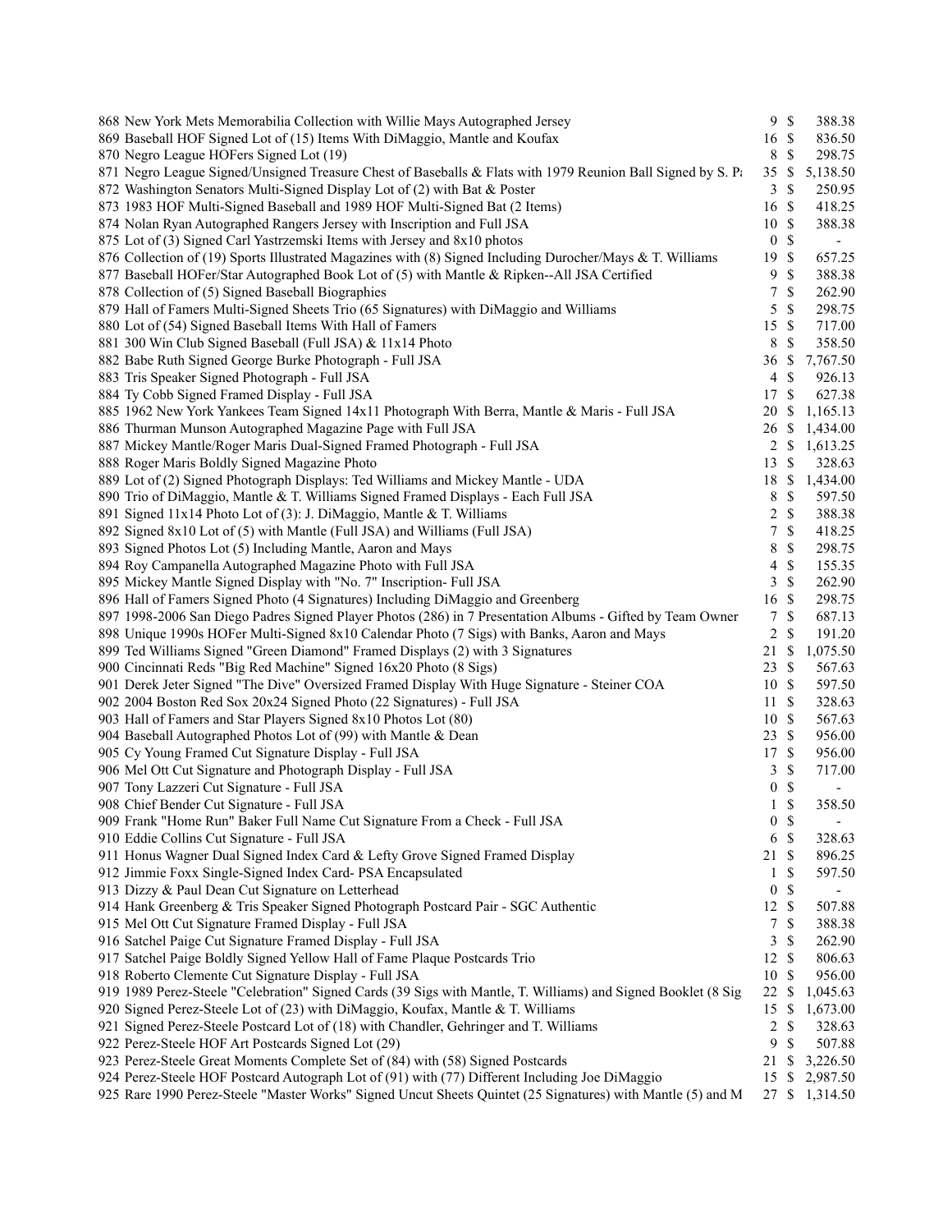| | | | | |
|---|---|---|---|---|
| 868 | New York Mets Memorabilia Collection with Willie Mays Autographed Jersey | 9 | $ | 388.38 |
| 869 | Baseball HOF Signed Lot of (15) Items With DiMaggio, Mantle and Koufax | 16 | $ | 836.50 |
| 870 | Negro League HOFers Signed Lot (19) | 8 | $ | 298.75 |
| 871 | Negro League Signed/Unsigned Treasure Chest of Baseballs & Flats with 1979 Reunion Ball Signed by S. Pa | 35 | $ | 5,138.50 |
| 872 | Washington Senators Multi-Signed Display Lot of (2) with Bat & Poster | 3 | $ | 250.95 |
| 873 | 1983 HOF Multi-Signed Baseball and 1989 HOF Multi-Signed Bat (2 Items) | 16 | $ | 418.25 |
| 874 | Nolan Ryan Autographed Rangers Jersey with Inscription and Full JSA | 10 | $ | 388.38 |
| 875 | Lot of (3) Signed Carl Yastrzemski Items with Jersey and 8x10 photos | 0 | $ | - |
| 876 | Collection of (19) Sports Illustrated Magazines with (8) Signed Including Durocher/Mays & T. Williams | 19 | $ | 657.25 |
| 877 | Baseball HOFer/Star Autographed Book Lot of (5) with Mantle & Ripken--All JSA Certified | 9 | $ | 388.38 |
| 878 | Collection of (5) Signed Baseball Biographies | 7 | $ | 262.90 |
| 879 | Hall of Famers Multi-Signed Sheets Trio (65 Signatures) with DiMaggio and Williams | 5 | $ | 298.75 |
| 880 | Lot of (54) Signed Baseball Items With Hall of Famers | 15 | $ | 717.00 |
| 881 | 300 Win Club Signed Baseball (Full JSA) & 11x14 Photo | 8 | $ | 358.50 |
| 882 | Babe Ruth Signed George Burke Photograph - Full JSA | 36 | $ | 7,767.50 |
| 883 | Tris Speaker Signed Photograph - Full JSA | 4 | $ | 926.13 |
| 884 | Ty Cobb Signed Framed Display - Full JSA | 17 | $ | 627.38 |
| 885 | 1962 New York Yankees Team Signed 14x11 Photograph With Berra, Mantle & Maris - Full JSA | 20 | $ | 1,165.13 |
| 886 | Thurman Munson Autographed Magazine Page with Full JSA | 26 | $ | 1,434.00 |
| 887 | Mickey Mantle/Roger Maris Dual-Signed Framed Photograph - Full JSA | 2 | $ | 1,613.25 |
| 888 | Roger Maris Boldly Signed Magazine Photo | 13 | $ | 328.63 |
| 889 | Lot of (2) Signed Photograph Displays: Ted Williams and Mickey Mantle - UDA | 18 | $ | 1,434.00 |
| 890 | Trio of DiMaggio, Mantle & T. Williams Signed Framed Displays - Each Full JSA | 8 | $ | 597.50 |
| 891 | Signed 11x14 Photo Lot of (3): J. DiMaggio, Mantle & T. Williams | 2 | $ | 388.38 |
| 892 | Signed 8x10 Lot of (5) with Mantle (Full JSA) and Williams (Full JSA) | 7 | $ | 418.25 |
| 893 | Signed Photos Lot (5) Including Mantle, Aaron and Mays | 8 | $ | 298.75 |
| 894 | Roy Campanella Autographed Magazine Photo with Full JSA | 4 | $ | 155.35 |
| 895 | Mickey Mantle Signed Display with "No. 7" Inscription- Full JSA | 3 | $ | 262.90 |
| 896 | Hall of Famers Signed Photo (4 Signatures) Including DiMaggio and Greenberg | 16 | $ | 298.75 |
| 897 | 1998-2006 San Diego Padres Signed Player Photos (286) in 7 Presentation Albums - Gifted by Team Owner | 7 | $ | 687.13 |
| 898 | Unique 1990s HOFer Multi-Signed 8x10 Calendar Photo (7 Sigs) with Banks, Aaron and Mays | 2 | $ | 191.20 |
| 899 | Ted Williams Signed "Green Diamond" Framed Displays (2) with 3 Signatures | 21 | $ | 1,075.50 |
| 900 | Cincinnati Reds "Big Red Machine" Signed 16x20 Photo (8 Sigs) | 23 | $ | 567.63 |
| 901 | Derek Jeter Signed "The Dive" Oversized Framed Display With Huge Signature - Steiner COA | 10 | $ | 597.50 |
| 902 | 2004 Boston Red Sox 20x24 Signed Photo (22 Signatures) - Full JSA | 11 | $ | 328.63 |
| 903 | Hall of Famers and Star Players Signed 8x10 Photos Lot (80) | 10 | $ | 567.63 |
| 904 | Baseball Autographed Photos Lot of (99) with Mantle & Dean | 23 | $ | 956.00 |
| 905 | Cy Young Framed Cut Signature Display - Full JSA | 17 | $ | 956.00 |
| 906 | Mel Ott Cut Signature and Photograph Display - Full JSA | 3 | $ | 717.00 |
| 907 | Tony Lazzeri Cut Signature - Full JSA | 0 | $ | - |
| 908 | Chief Bender Cut Signature - Full JSA | 1 | $ | 358.50 |
| 909 | Frank "Home Run" Baker Full Name Cut Signature From a Check - Full JSA | 0 | $ | - |
| 910 | Eddie Collins Cut Signature - Full JSA | 6 | $ | 328.63 |
| 911 | Honus Wagner Dual Signed Index Card & Lefty Grove Signed Framed Display | 21 | $ | 896.25 |
| 912 | Jimmie Foxx Single-Signed Index Card- PSA Encapsulated | 1 | $ | 597.50 |
| 913 | Dizzy & Paul Dean Cut Signature on Letterhead | 0 | $ | - |
| 914 | Hank Greenberg & Tris Speaker Signed Photograph Postcard Pair - SGC Authentic | 12 | $ | 507.88 |
| 915 | Mel Ott Cut Signature Framed Display - Full JSA | 7 | $ | 388.38 |
| 916 | Satchel Paige Cut Signature Framed Display - Full JSA | 3 | $ | 262.90 |
| 917 | Satchel Paige Boldly Signed Yellow Hall of Fame Plaque Postcards Trio | 12 | $ | 806.63 |
| 918 | Roberto Clemente Cut Signature Display - Full JSA | 10 | $ | 956.00 |
| 919 | 1989 Perez-Steele "Celebration" Signed Cards (39 Sigs with Mantle, T. Williams) and Signed Booklet (8 Sig | 22 | $ | 1,045.63 |
| 920 | Signed Perez-Steele Lot of (23) with DiMaggio, Koufax, Mantle & T. Williams | 15 | $ | 1,673.00 |
| 921 | Signed Perez-Steele Postcard Lot of (18) with Chandler, Gehringer and T. Williams | 2 | $ | 328.63 |
| 922 | Perez-Steele HOF Art Postcards Signed Lot (29) | 9 | $ | 507.88 |
| 923 | Perez-Steele Great Moments Complete Set of (84) with (58) Signed Postcards | 21 | $ | 3,226.50 |
| 924 | Perez-Steele HOF Postcard Autograph Lot of (91) with (77) Different Including Joe DiMaggio | 15 | $ | 2,987.50 |
| 925 | Rare 1990 Perez-Steele "Master Works" Signed Uncut Sheets Quintet (25 Signatures) with Mantle (5) and M | 27 | $ | 1,314.50 |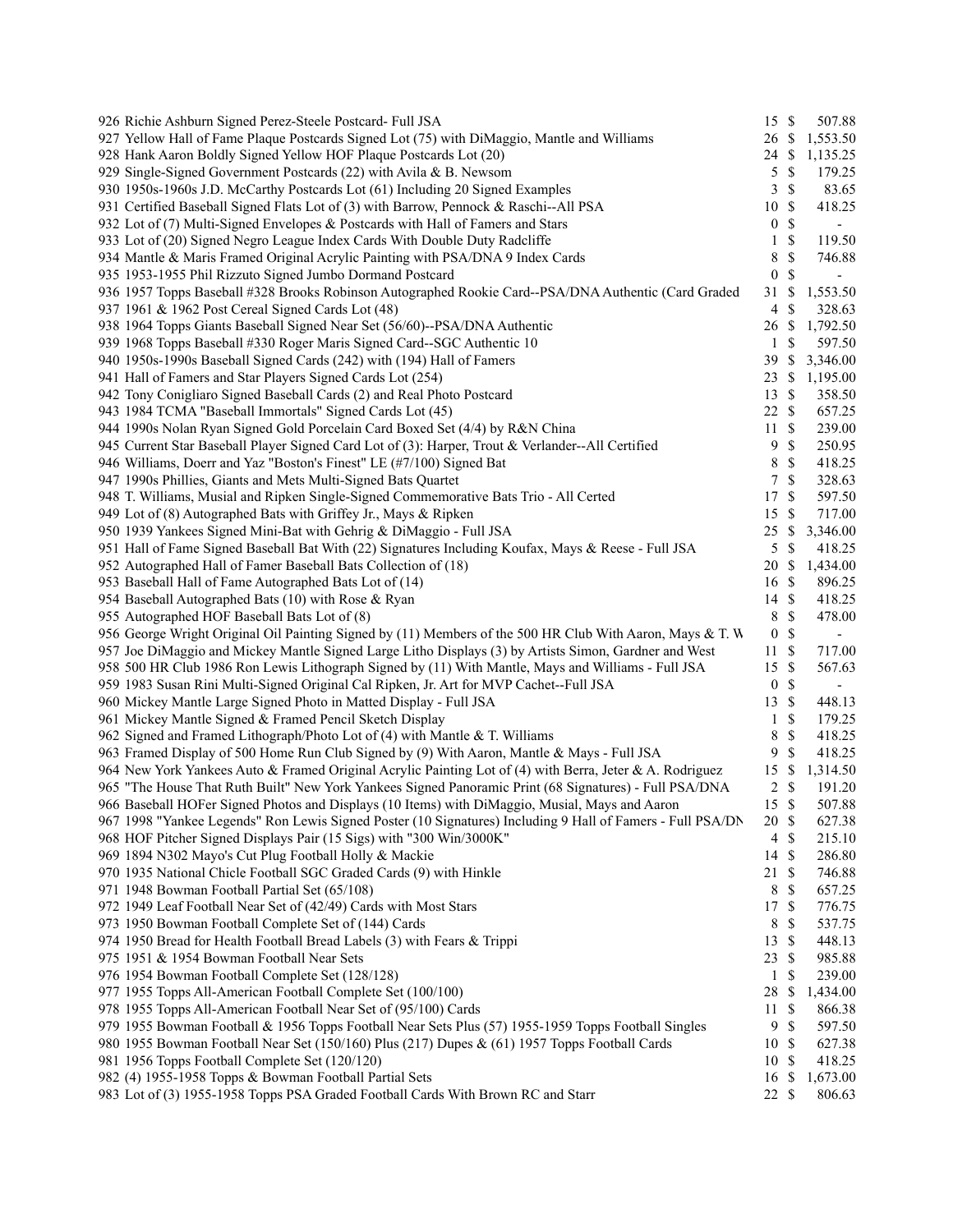| Lot | Description | Bids | | Price |
|---|---|---|---|---|
| 926 | Richie Ashburn Signed Perez-Steele Postcard- Full JSA | 15 | $ | 507.88 |
| 927 | Yellow Hall of Fame Plaque Postcards Signed Lot (75) with DiMaggio, Mantle and Williams | 26 | $ | 1,553.50 |
| 928 | Hank Aaron Boldly Signed Yellow HOF Plaque Postcards Lot (20) | 24 | $ | 1,135.25 |
| 929 | Single-Signed Government Postcards (22) with Avila & B. Newsom | 5 | $ | 179.25 |
| 930 | 1950s-1960s J.D. McCarthy Postcards Lot (61) Including 20 Signed Examples | 3 | $ | 83.65 |
| 931 | Certified Baseball Signed Flats Lot of (3) with Barrow, Pennock & Raschi--All PSA | 10 | $ | 418.25 |
| 932 | Lot of (7) Multi-Signed Envelopes & Postcards with Hall of Famers and Stars | 0 | $ | - |
| 933 | Lot of (20) Signed Negro League Index Cards With Double Duty Radcliffe | 1 | $ | 119.50 |
| 934 | Mantle & Maris Framed Original Acrylic Painting with PSA/DNA 9 Index Cards | 8 | $ | 746.88 |
| 935 | 1953-1955 Phil Rizzuto Signed Jumbo Dormand Postcard | 0 | $ | - |
| 936 | 1957 Topps Baseball #328 Brooks Robinson Autographed Rookie Card--PSA/DNA Authentic (Card Graded | 31 | $ | 1,553.50 |
| 937 | 1961 & 1962 Post Cereal Signed Cards Lot (48) | 4 | $ | 328.63 |
| 938 | 1964 Topps Giants Baseball Signed Near Set (56/60)--PSA/DNA Authentic | 26 | $ | 1,792.50 |
| 939 | 1968 Topps Baseball #330 Roger Maris Signed Card--SGC Authentic 10 | 1 | $ | 597.50 |
| 940 | 1950s-1990s Baseball Signed Cards (242) with (194) Hall of Famers | 39 | $ | 3,346.00 |
| 941 | Hall of Famers and Star Players Signed Cards Lot (254) | 23 | $ | 1,195.00 |
| 942 | Tony Conigliaro Signed Baseball Cards (2) and Real Photo Postcard | 13 | $ | 358.50 |
| 943 | 1984 TCMA "Baseball Immortals" Signed Cards Lot (45) | 22 | $ | 657.25 |
| 944 | 1990s Nolan Ryan Signed Gold Porcelain Card Boxed Set (4/4) by R&N China | 11 | $ | 239.00 |
| 945 | Current Star Baseball Player Signed Card Lot of (3): Harper, Trout & Verlander--All Certified | 9 | $ | 250.95 |
| 946 | Williams, Doerr and Yaz "Boston's Finest" LE (#7/100) Signed Bat | 8 | $ | 418.25 |
| 947 | 1990s Phillies, Giants and Mets Multi-Signed Bats Quartet | 7 | $ | 328.63 |
| 948 | T. Williams, Musial and Ripken Single-Signed Commemorative Bats Trio - All Certed | 17 | $ | 597.50 |
| 949 | Lot of (8) Autographed Bats with Griffey Jr., Mays & Ripken | 15 | $ | 717.00 |
| 950 | 1939 Yankees Signed Mini-Bat with Gehrig & DiMaggio - Full JSA | 25 | $ | 3,346.00 |
| 951 | Hall of Fame Signed Baseball Bat With (22) Signatures Including Koufax, Mays & Reese - Full JSA | 5 | $ | 418.25 |
| 952 | Autographed Hall of Famer Baseball Bats Collection of (18) | 20 | $ | 1,434.00 |
| 953 | Baseball Hall of Fame Autographed Bats Lot of (14) | 16 | $ | 896.25 |
| 954 | Baseball Autographed Bats (10) with Rose & Ryan | 14 | $ | 418.25 |
| 955 | Autographed HOF Baseball Bats Lot of (8) | 8 | $ | 478.00 |
| 956 | George Wright Original Oil Painting Signed by (11) Members of the 500 HR Club With Aaron, Mays & T. W | 0 | $ | - |
| 957 | Joe DiMaggio and Mickey Mantle Signed Large Litho Displays (3) by Artists Simon, Gardner and West | 11 | $ | 717.00 |
| 958 | 500 HR Club 1986 Ron Lewis Lithograph Signed by (11) With Mantle, Mays and Williams - Full JSA | 15 | $ | 567.63 |
| 959 | 1983 Susan Rini Multi-Signed Original Cal Ripken, Jr. Art for MVP Cachet--Full JSA | 0 | $ | - |
| 960 | Mickey Mantle Large Signed Photo in Matted Display - Full JSA | 13 | $ | 448.13 |
| 961 | Mickey Mantle Signed & Framed Pencil Sketch Display | 1 | $ | 179.25 |
| 962 | Signed and Framed Lithograph/Photo Lot of (4) with Mantle & T. Williams | 8 | $ | 418.25 |
| 963 | Framed Display of 500 Home Run Club Signed by (9) With Aaron, Mantle & Mays - Full JSA | 9 | $ | 418.25 |
| 964 | New York Yankees Auto & Framed Original Acrylic Painting Lot of (4) with Berra, Jeter & A. Rodriguez | 15 | $ | 1,314.50 |
| 965 | "The House That Ruth Built" New York Yankees Signed Panoramic Print (68 Signatures) - Full PSA/DNA | 2 | $ | 191.20 |
| 966 | Baseball HOFer Signed Photos and Displays (10 Items) with DiMaggio, Musial, Mays and Aaron | 15 | $ | 507.88 |
| 967 | 1998 "Yankee Legends" Ron Lewis Signed Poster (10 Signatures) Including 9 Hall of Famers - Full PSA/DN | 20 | $ | 627.38 |
| 968 | HOF Pitcher Signed Displays Pair (15 Sigs) with "300 Win/3000K" | 4 | $ | 215.10 |
| 969 | 1894 N302 Mayo's Cut Plug Football Holly & Mackie | 14 | $ | 286.80 |
| 970 | 1935 National Chicle Football SGC Graded Cards (9) with Hinkle | 21 | $ | 746.88 |
| 971 | 1948 Bowman Football Partial Set (65/108) | 8 | $ | 657.25 |
| 972 | 1949 Leaf Football Near Set of (42/49) Cards with Most Stars | 17 | $ | 776.75 |
| 973 | 1950 Bowman Football Complete Set of (144) Cards | 8 | $ | 537.75 |
| 974 | 1950 Bread for Health Football Bread Labels (3) with Fears & Trippi | 13 | $ | 448.13 |
| 975 | 1951 & 1954 Bowman Football Near Sets | 23 | $ | 985.88 |
| 976 | 1954 Bowman Football Complete Set (128/128) | 1 | $ | 239.00 |
| 977 | 1955 Topps All-American Football Complete Set (100/100) | 28 | $ | 1,434.00 |
| 978 | 1955 Topps All-American Football Near Set of (95/100) Cards | 11 | $ | 866.38 |
| 979 | 1955 Bowman Football & 1956 Topps Football Near Sets Plus (57) 1955-1959 Topps Football Singles | 9 | $ | 597.50 |
| 980 | 1955 Bowman Football Near Set (150/160) Plus (217) Dupes & (61) 1957 Topps Football Cards | 10 | $ | 627.38 |
| 981 | 1956 Topps Football Complete Set (120/120) | 10 | $ | 418.25 |
| 982 | (4) 1955-1958 Topps & Bowman Football Partial Sets | 16 | $ | 1,673.00 |
| 983 | Lot of (3) 1955-1958 Topps PSA Graded Football Cards With Brown RC and Starr | 22 | $ | 806.63 |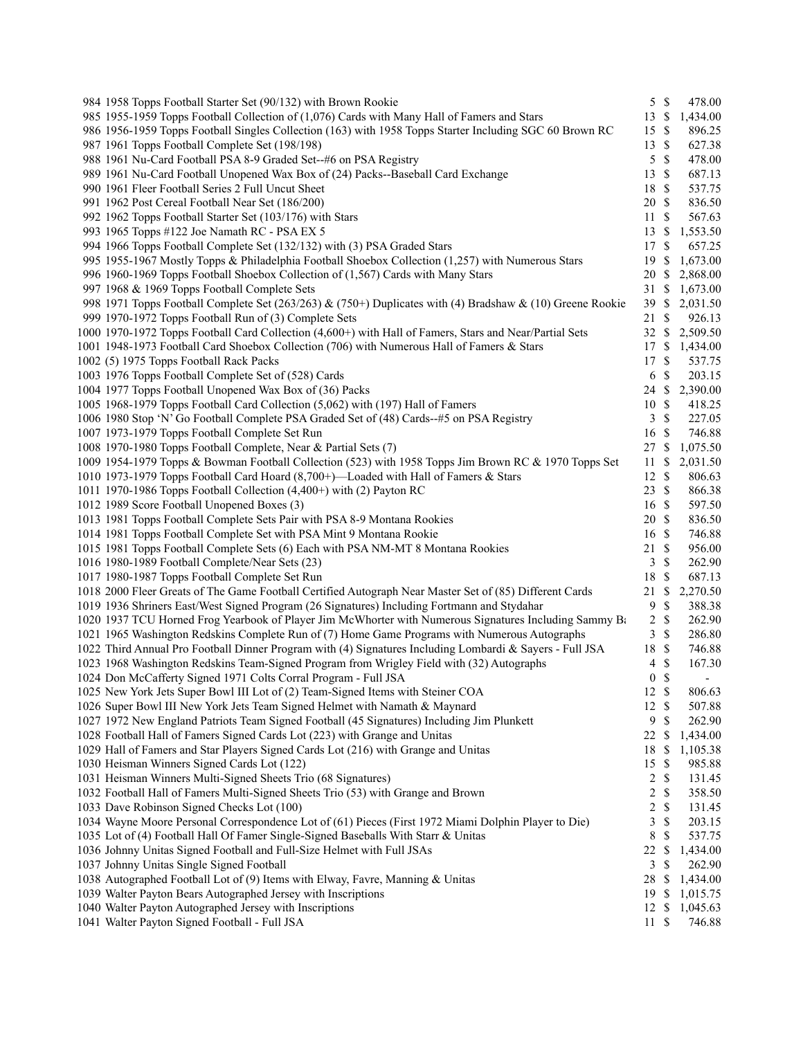| Lot | Description | Bids | | Price |
|---|---|---|---|---|
| 984 | 1958 Topps Football Starter Set (90/132) with Brown Rookie | 5 | $ | 478.00 |
| 985 | 1955-1959 Topps Football Collection of (1,076) Cards with Many Hall of Famers and Stars | 13 | $ | 1,434.00 |
| 986 | 1956-1959 Topps Football Singles Collection (163) with 1958 Topps Starter Including SGC 60 Brown RC | 15 | $ | 896.25 |
| 987 | 1961 Topps Football Complete Set (198/198) | 13 | $ | 627.38 |
| 988 | 1961 Nu-Card Football PSA 8-9 Graded Set--#6 on PSA Registry | 5 | $ | 478.00 |
| 989 | 1961 Nu-Card Football Unopened Wax Box of (24) Packs--Baseball Card Exchange | 13 | $ | 687.13 |
| 990 | 1961 Fleer Football Series 2 Full Uncut Sheet | 18 | $ | 537.75 |
| 991 | 1962 Post Cereal Football Near Set (186/200) | 20 | $ | 836.50 |
| 992 | 1962 Topps Football Starter Set (103/176) with Stars | 11 | $ | 567.63 |
| 993 | 1965 Topps #122 Joe Namath RC - PSA EX 5 | 13 | $ | 1,553.50 |
| 994 | 1966 Topps Football Complete Set (132/132) with (3) PSA Graded Stars | 17 | $ | 657.25 |
| 995 | 1955-1967 Mostly Topps & Philadelphia Football Shoebox Collection (1,257) with Numerous Stars | 19 | $ | 1,673.00 |
| 996 | 1960-1969 Topps Football Shoebox Collection of (1,567) Cards with Many Stars | 20 | $ | 2,868.00 |
| 997 | 1968 & 1969 Topps Football Complete Sets | 31 | $ | 1,673.00 |
| 998 | 1971 Topps Football Complete Set (263/263) & (750+) Duplicates with (4) Bradshaw & (10) Greene Rookie | 39 | $ | 2,031.50 |
| 999 | 1970-1972 Topps Football Run of (3) Complete Sets | 21 | $ | 926.13 |
| 1000 | 1970-1972 Topps Football Card Collection (4,600+) with Hall of Famers, Stars and Near/Partial Sets | 32 | $ | 2,509.50 |
| 1001 | 1948-1973 Football Card Shoebox Collection (706) with Numerous Hall of Famers & Stars | 17 | $ | 1,434.00 |
| 1002 | (5) 1975 Topps Football Rack Packs | 17 | $ | 537.75 |
| 1003 | 1976 Topps Football Complete Set of (528) Cards | 6 | $ | 203.15 |
| 1004 | 1977 Topps Football Unopened Wax Box of (36) Packs | 24 | $ | 2,390.00 |
| 1005 | 1968-1979 Topps Football Card Collection (5,062) with (197) Hall of Famers | 10 | $ | 418.25 |
| 1006 | 1980 Stop 'N' Go Football Complete PSA Graded Set of (48) Cards--#5 on PSA Registry | 3 | $ | 227.05 |
| 1007 | 1973-1979 Topps Football Complete Set Run | 16 | $ | 746.88 |
| 1008 | 1970-1980 Topps Football Complete, Near & Partial Sets (7) | 27 | $ | 1,075.50 |
| 1009 | 1954-1979 Topps & Bowman Football Collection (523) with 1958 Topps Jim Brown RC & 1970 Topps Set | 11 | $ | 2,031.50 |
| 1010 | 1973-1979 Topps Football Card Hoard (8,700+)—Loaded with Hall of Famers & Stars | 12 | $ | 806.63 |
| 1011 | 1970-1986 Topps Football Collection (4,400+) with (2) Payton RC | 23 | $ | 866.38 |
| 1012 | 1989 Score Football Unopened Boxes (3) | 16 | $ | 597.50 |
| 1013 | 1981 Topps Football Complete Sets Pair with PSA 8-9 Montana Rookies | 20 | $ | 836.50 |
| 1014 | 1981 Topps Football Complete Set with PSA Mint 9 Montana Rookie | 16 | $ | 746.88 |
| 1015 | 1981 Topps Football Complete Sets (6) Each with PSA NM-MT 8 Montana Rookies | 21 | $ | 956.00 |
| 1016 | 1980-1989 Football Complete/Near Sets (23) | 3 | $ | 262.90 |
| 1017 | 1980-1987 Topps Football Complete Set Run | 18 | $ | 687.13 |
| 1018 | 2000 Fleer Greats of The Game Football Certified Autograph Near Master Set of (85) Different Cards | 21 | $ | 2,270.50 |
| 1019 | 1936 Shriners East/West Signed Program (26 Signatures) Including Fortmann and Stydahar | 9 | $ | 388.38 |
| 1020 | 1937 TCU Horned Frog Yearbook of Player Jim McWhorter with Numerous Signatures Including Sammy Ba | 2 | $ | 262.90 |
| 1021 | 1965 Washington Redskins Complete Run of (7) Home Game Programs with Numerous Autographs | 3 | $ | 286.80 |
| 1022 | Third Annual Pro Football Dinner Program with (4) Signatures Including Lombardi & Sayers - Full JSA | 18 | $ | 746.88 |
| 1023 | 1968 Washington Redskins Team-Signed Program from Wrigley Field with (32) Autographs | 4 | $ | 167.30 |
| 1024 | Don McCafferty Signed 1971 Colts Corral Program - Full JSA | 0 | $ | - |
| 1025 | New York Jets Super Bowl III Lot of (2) Team-Signed Items with Steiner COA | 12 | $ | 806.63 |
| 1026 | Super Bowl III New York Jets Team Signed Helmet with Namath & Maynard | 12 | $ | 507.88 |
| 1027 | 1972 New England Patriots Team Signed Football (45 Signatures) Including Jim Plunkett | 9 | $ | 262.90 |
| 1028 | Football Hall of Famers Signed Cards Lot (223) with Grange and Unitas | 22 | $ | 1,434.00 |
| 1029 | Hall of Famers and Star Players Signed Cards Lot (216) with Grange and Unitas | 18 | $ | 1,105.38 |
| 1030 | Heisman Winners Signed Cards Lot (122) | 15 | $ | 985.88 |
| 1031 | Heisman Winners Multi-Signed Sheets Trio (68 Signatures) | 2 | $ | 131.45 |
| 1032 | Football Hall of Famers Multi-Signed Sheets Trio (53) with Grange and Brown | 2 | $ | 358.50 |
| 1033 | Dave Robinson Signed Checks Lot (100) | 2 | $ | 131.45 |
| 1034 | Wayne Moore Personal Correspondence Lot of (61) Pieces (First 1972 Miami Dolphin Player to Die) | 3 | $ | 203.15 |
| 1035 | Lot of (4) Football Hall Of Famer Single-Signed Baseballs With Starr & Unitas | 8 | $ | 537.75 |
| 1036 | Johnny Unitas Signed Football and Full-Size Helmet with Full JSAs | 22 | $ | 1,434.00 |
| 1037 | Johnny Unitas Single Signed Football | 3 | $ | 262.90 |
| 1038 | Autographed Football Lot of (9) Items with Elway, Favre, Manning & Unitas | 28 | $ | 1,434.00 |
| 1039 | Walter Payton Bears Autographed Jersey with Inscriptions | 19 | $ | 1,015.75 |
| 1040 | Walter Payton Autographed Jersey with Inscriptions | 12 | $ | 1,045.63 |
| 1041 | Walter Payton Signed Football - Full JSA | 11 | $ | 746.88 |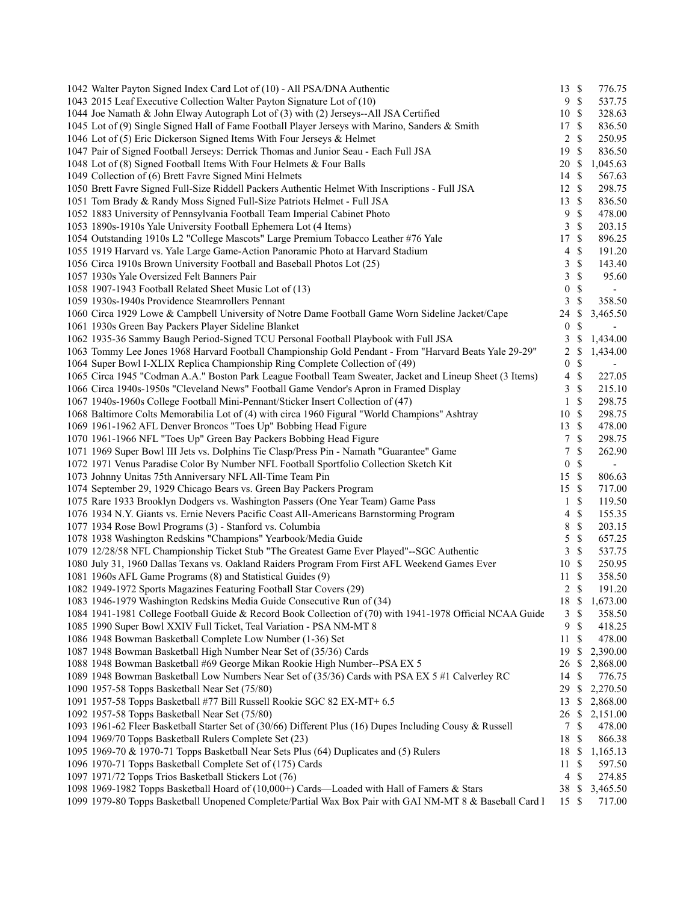| Lot | Description | Bids | | Price |
|---|---|---|---|---|
| 1042 | Walter Payton Signed Index Card Lot of (10) - All PSA/DNA Authentic | 13 | $ | 776.75 |
| 1043 | 2015 Leaf Executive Collection Walter Payton Signature Lot of (10) | 9 | $ | 537.75 |
| 1044 | Joe Namath & John Elway Autograph Lot of (3) with (2) Jerseys--All JSA Certified | 10 | $ | 328.63 |
| 1045 | Lot of (9) Single Signed Hall of Fame Football Player Jerseys with Marino, Sanders & Smith | 17 | $ | 836.50 |
| 1046 | Lot of (5) Eric Dickerson Signed Items With Four Jerseys & Helmet | 2 | $ | 250.95 |
| 1047 | Pair of Signed Football Jerseys: Derrick Thomas and Junior Seau - Each Full JSA | 19 | $ | 836.50 |
| 1048 | Lot of (8) Signed Football Items With Four Helmets & Four Balls | 20 | $ | 1,045.63 |
| 1049 | Collection of (6) Brett Favre Signed Mini Helmets | 14 | $ | 567.63 |
| 1050 | Brett Favre Signed Full-Size Riddell Packers Authentic Helmet With Inscriptions - Full JSA | 12 | $ | 298.75 |
| 1051 | Tom Brady & Randy Moss Signed Full-Size Patriots Helmet - Full JSA | 13 | $ | 836.50 |
| 1052 | 1883 University of Pennsylvania Football Team Imperial Cabinet Photo | 9 | $ | 478.00 |
| 1053 | 1890s-1910s Yale University Football Ephemera Lot (4 Items) | 3 | $ | 203.15 |
| 1054 | Outstanding 1910s L2 "College Mascots" Large Premium Tobacco Leather #76 Yale | 17 | $ | 896.25 |
| 1055 | 1919 Harvard vs. Yale Large Game-Action Panoramic Photo at Harvard Stadium | 4 | $ | 191.20 |
| 1056 | Circa 1910s Brown University Football and Baseball Photos Lot (25) | 3 | $ | 143.40 |
| 1057 | 1930s Yale Oversized Felt Banners Pair | 3 | $ | 95.60 |
| 1058 | 1907-1943 Football Related Sheet Music Lot of (13) | 0 | $ | - |
| 1059 | 1930s-1940s Providence Steamrollers Pennant | 3 | $ | 358.50 |
| 1060 | Circa 1929 Lowe & Campbell University of Notre Dame Football Game Worn Sideline Jacket/Cape | 24 | $ | 3,465.50 |
| 1061 | 1930s Green Bay Packers Player Sideline Blanket | 0 | $ | - |
| 1062 | 1935-36 Sammy Baugh Period-Signed TCU Personal Football Playbook with Full JSA | 3 | $ | 1,434.00 |
| 1063 | Tommy Lee Jones 1968 Harvard Football Championship Gold Pendant - From "Harvard Beats Yale 29-29" | 2 | $ | 1,434.00 |
| 1064 | Super Bowl I-XLIX Replica Championship Ring Complete Collection of (49) | 0 | $ | - |
| 1065 | Circa 1945 "Codman A.A." Boston Park League Football Team Sweater, Jacket and Lineup Sheet (3 Items) | 4 | $ | 227.05 |
| 1066 | Circa 1940s-1950s "Cleveland News" Football Game Vendor's Apron in Framed Display | 3 | $ | 215.10 |
| 1067 | 1940s-1960s College Football Mini-Pennant/Sticker Insert Collection of (47) | 1 | $ | 298.75 |
| 1068 | Baltimore Colts Memorabilia Lot of (4) with circa 1960 Figural "World Champions" Ashtray | 10 | $ | 298.75 |
| 1069 | 1961-1962 AFL Denver Broncos "Toes Up" Bobbing Head Figure | 13 | $ | 478.00 |
| 1070 | 1961-1966 NFL "Toes Up" Green Bay Packers Bobbing Head Figure | 7 | $ | 298.75 |
| 1071 | 1969 Super Bowl III Jets vs. Dolphins Tie Clasp/Press Pin - Namath "Guarantee" Game | 7 | $ | 262.90 |
| 1072 | 1971 Venus Paradise Color By Number NFL Football Sportfolio Collection Sketch Kit | 0 | $ | - |
| 1073 | Johnny Unitas 75th Anniversary NFL All-Time Team Pin | 15 | $ | 806.63 |
| 1074 | September 29, 1929 Chicago Bears vs. Green Bay Packers Program | 15 | $ | 717.00 |
| 1075 | Rare 1933 Brooklyn Dodgers vs. Washington Passers (One Year Team) Game Pass | 1 | $ | 119.50 |
| 1076 | 1934 N.Y. Giants vs. Ernie Nevers Pacific Coast All-Americans Barnstorming Program | 4 | $ | 155.35 |
| 1077 | 1934 Rose Bowl Programs (3) - Stanford vs. Columbia | 8 | $ | 203.15 |
| 1078 | 1938 Washington Redskins "Champions" Yearbook/Media Guide | 5 | $ | 657.25 |
| 1079 | 12/28/58 NFL Championship Ticket Stub "The Greatest Game Ever Played"--SGC Authentic | 3 | $ | 537.75 |
| 1080 | July 31, 1960 Dallas Texans vs. Oakland Raiders Program From First AFL Weekend Games Ever | 10 | $ | 250.95 |
| 1081 | 1960s AFL Game Programs (8) and Statistical Guides (9) | 11 | $ | 358.50 |
| 1082 | 1949-1972 Sports Magazines Featuring Football Star Covers (29) | 2 | $ | 191.20 |
| 1083 | 1946-1979 Washington Redskins Media Guide Consecutive Run of (34) | 18 | $ | 1,673.00 |
| 1084 | 1941-1981 College Football Guide & Record Book Collection of (70) with 1941-1978 Official NCAA Guide | 3 | $ | 358.50 |
| 1085 | 1990 Super Bowl XXIV Full Ticket, Teal Variation - PSA NM-MT 8 | 9 | $ | 418.25 |
| 1086 | 1948 Bowman Basketball Complete Low Number (1-36) Set | 11 | $ | 478.00 |
| 1087 | 1948 Bowman Basketball High Number Near Set of (35/36) Cards | 19 | $ | 2,390.00 |
| 1088 | 1948 Bowman Basketball #69 George Mikan Rookie High Number--PSA EX 5 | 26 | $ | 2,868.00 |
| 1089 | 1948 Bowman Basketball Low Numbers Near Set of (35/36) Cards with PSA EX 5 #1 Calverley RC | 14 | $ | 776.75 |
| 1090 | 1957-58 Topps Basketball Near Set (75/80) | 29 | $ | 2,270.50 |
| 1091 | 1957-58 Topps Basketball #77 Bill Russell Rookie SGC 82 EX-MT+ 6.5 | 13 | $ | 2,868.00 |
| 1092 | 1957-58 Topps Basketball Near Set (75/80) | 26 | $ | 2,151.00 |
| 1093 | 1961-62 Fleer Basketball Starter Set of (30/66) Different Plus (16) Dupes Including Cousy & Russell | 7 | $ | 478.00 |
| 1094 | 1969/70 Topps Basketball Rulers Complete Set (23) | 18 | $ | 866.38 |
| 1095 | 1969-70 & 1970-71 Topps Basketball Near Sets Plus (64) Duplicates and (5) Rulers | 18 | $ | 1,165.13 |
| 1096 | 1970-71 Topps Basketball Complete Set of (175) Cards | 11 | $ | 597.50 |
| 1097 | 1971/72 Topps Trios Basketball Stickers Lot (76) | 4 | $ | 274.85 |
| 1098 | 1969-1982 Topps Basketball Hoard of (10,000+) Cards—Loaded with Hall of Famers & Stars | 38 | $ | 3,465.50 |
| 1099 | 1979-80 Topps Basketball Unopened Complete/Partial Wax Box Pair with GAI NM-MT 8 & Baseball Card I | 15 | $ | 717.00 |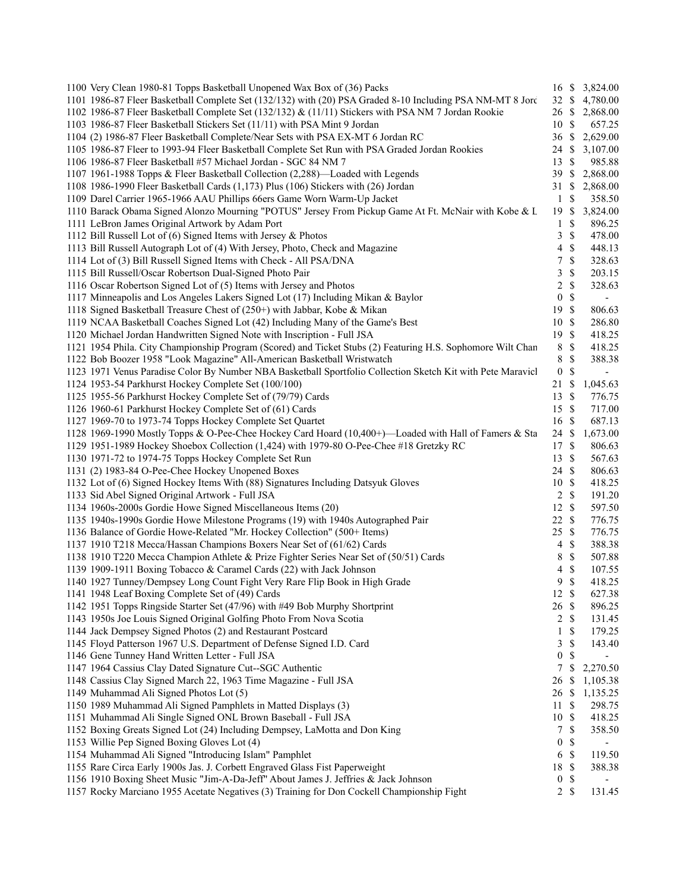| Lot | Description | Bids | | Price |
|---|---|---|---|---|
| 1100 | Very Clean 1980-81 Topps Basketball Unopened Wax Box of (36) Packs | 16 | $ | 3,824.00 |
| 1101 | 1986-87 Fleer Basketball Complete Set (132/132) with (20) PSA Graded 8-10 Including PSA NM-MT 8 Jord | 32 | $ | 4,780.00 |
| 1102 | 1986-87 Fleer Basketball Complete Set (132/132) & (11/11) Stickers with PSA NM 7 Jordan Rookie | 26 | $ | 2,868.00 |
| 1103 | 1986-87 Fleer Basketball Stickers Set (11/11) with PSA Mint 9 Jordan | 10 | $ | 657.25 |
| 1104 | (2) 1986-87 Fleer Basketball Complete/Near Sets with PSA EX-MT 6 Jordan RC | 36 | $ | 2,629.00 |
| 1105 | 1986-87 Fleer to 1993-94 Fleer Basketball Complete Set Run with PSA Graded Jordan Rookies | 24 | $ | 3,107.00 |
| 1106 | 1986-87 Fleer Basketball #57 Michael Jordan - SGC 84 NM 7 | 13 | $ | 985.88 |
| 1107 | 1961-1988 Topps & Fleer Basketball Collection (2,288)—Loaded with Legends | 39 | $ | 2,868.00 |
| 1108 | 1986-1990 Fleer Basketball Cards (1,173) Plus (106) Stickers with (26) Jordan | 31 | $ | 2,868.00 |
| 1109 | Darel Carrier 1965-1966 AAU Phillips 66ers Game Worn Warm-Up Jacket | 1 | $ | 358.50 |
| 1110 | Barack Obama Signed Alonzo Mourning "POTUS" Jersey From Pickup Game At Ft. McNair with Kobe & L | 19 | $ | 3,824.00 |
| 1111 | LeBron James Original Artwork by Adam Port | 1 | $ | 896.25 |
| 1112 | Bill Russell Lot of (6) Signed Items with Jersey & Photos | 3 | $ | 478.00 |
| 1113 | Bill Russell Autograph Lot of (4) With Jersey, Photo, Check and Magazine | 4 | $ | 448.13 |
| 1114 | Lot of (3) Bill Russell Signed Items with Check - All PSA/DNA | 7 | $ | 328.63 |
| 1115 | Bill Russell/Oscar Robertson Dual-Signed Photo Pair | 3 | $ | 203.15 |
| 1116 | Oscar Robertson Signed Lot of (5) Items with Jersey and Photos | 2 | $ | 328.63 |
| 1117 | Minneapolis and Los Angeles Lakers Signed Lot (17) Including Mikan & Baylor | 0 | $ | - |
| 1118 | Signed Basketball Treasure Chest of (250+) with Jabbar, Kobe & Mikan | 19 | $ | 806.63 |
| 1119 | NCAA Basketball Coaches Signed Lot (42) Including Many of the Game's Best | 10 | $ | 286.80 |
| 1120 | Michael Jordan Handwritten Signed Note with Inscription - Full JSA | 19 | $ | 418.25 |
| 1121 | 1954 Phila. City Championship Program (Scored) and Ticket Stubs (2) Featuring H.S. Sophomore Wilt Chan | 8 | $ | 418.25 |
| 1122 | Bob Boozer 1958 "Look Magazine" All-American Basketball Wristwatch | 8 | $ | 388.38 |
| 1123 | 1971 Venus Paradise Color By Number NBA Basketball Sportfolio Collection Sketch Kit with Pete Maravicl | 0 | $ | - |
| 1124 | 1953-54 Parkhurst Hockey Complete Set (100/100) | 21 | $ | 1,045.63 |
| 1125 | 1955-56 Parkhurst Hockey Complete Set of (79/79) Cards | 13 | $ | 776.75 |
| 1126 | 1960-61 Parkhurst Hockey Complete Set of (61) Cards | 15 | $ | 717.00 |
| 1127 | 1969-70 to 1973-74 Topps Hockey Complete Set Quartet | 16 | $ | 687.13 |
| 1128 | 1969-1990 Mostly Topps & O-Pee-Chee Hockey Card Hoard (10,400+)—Loaded with Hall of Famers & Sta | 24 | $ | 1,673.00 |
| 1129 | 1951-1989 Hockey Shoebox Collection (1,424) with 1979-80 O-Pee-Chee #18 Gretzky RC | 17 | $ | 806.63 |
| 1130 | 1971-72 to 1974-75 Topps Hockey Complete Set Run | 13 | $ | 567.63 |
| 1131 | (2) 1983-84 O-Pee-Chee Hockey Unopened Boxes | 24 | $ | 806.63 |
| 1132 | Lot of (6) Signed Hockey Items With (88) Signatures Including Datsyuk Gloves | 10 | $ | 418.25 |
| 1133 | Sid Abel Signed Original Artwork - Full JSA | 2 | $ | 191.20 |
| 1134 | 1960s-2000s Gordie Howe Signed Miscellaneous Items (20) | 12 | $ | 597.50 |
| 1135 | 1940s-1990s Gordie Howe Milestone Programs (19) with 1940s Autographed Pair | 22 | $ | 776.75 |
| 1136 | Balance of Gordie Howe-Related "Mr. Hockey Collection" (500+ Items) | 25 | $ | 776.75 |
| 1137 | 1910 T218 Mecca/Hassan Champions Boxers Near Set of (61/62) Cards | 4 | $ | 388.38 |
| 1138 | 1910 T220 Mecca Champion Athlete & Prize Fighter Series Near Set of (50/51) Cards | 8 | $ | 507.88 |
| 1139 | 1909-1911 Boxing Tobacco & Caramel Cards (22) with Jack Johnson | 4 | $ | 107.55 |
| 1140 | 1927 Tunney/Dempsey Long Count Fight Very Rare Flip Book in High Grade | 9 | $ | 418.25 |
| 1141 | 1948 Leaf Boxing Complete Set of (49) Cards | 12 | $ | 627.38 |
| 1142 | 1951 Topps Ringside Starter Set (47/96) with #49 Bob Murphy Shortprint | 26 | $ | 896.25 |
| 1143 | 1950s Joe Louis Signed Original Golfing Photo From Nova Scotia | 2 | $ | 131.45 |
| 1144 | Jack Dempsey Signed Photos (2) and Restaurant Postcard | 1 | $ | 179.25 |
| 1145 | Floyd Patterson 1967 U.S. Department of Defense Signed I.D. Card | 3 | $ | 143.40 |
| 1146 | Gene Tunney Hand Written Letter - Full JSA | 0 | $ | - |
| 1147 | 1964 Cassius Clay Dated Signature Cut--SGC Authentic | 7 | $ | 2,270.50 |
| 1148 | Cassius Clay Signed March 22, 1963 Time Magazine - Full JSA | 26 | $ | 1,105.38 |
| 1149 | Muhammad Ali Signed Photos Lot (5) | 26 | $ | 1,135.25 |
| 1150 | 1989 Muhammad Ali Signed Pamphlets in Matted Displays (3) | 11 | $ | 298.75 |
| 1151 | Muhammad Ali Single Signed ONL Brown Baseball - Full JSA | 10 | $ | 418.25 |
| 1152 | Boxing Greats Signed Lot (24) Including Dempsey, LaMotta and Don King | 7 | $ | 358.50 |
| 1153 | Willie Pep Signed Boxing Gloves Lot (4) | 0 | $ | - |
| 1154 | Muhammad Ali Signed "Introducing Islam" Pamphlet | 6 | $ | 119.50 |
| 1155 | Rare Circa Early 1900s Jas. J. Corbett Engraved Glass Fist Paperweight | 18 | $ | 388.38 |
| 1156 | 1910 Boxing Sheet Music "Jim-A-Da-Jeff" About James J. Jeffries & Jack Johnson | 0 | $ | - |
| 1157 | Rocky Marciano 1955 Acetate Negatives (3) Training for Don Cockell Championship Fight | 2 | $ | 131.45 |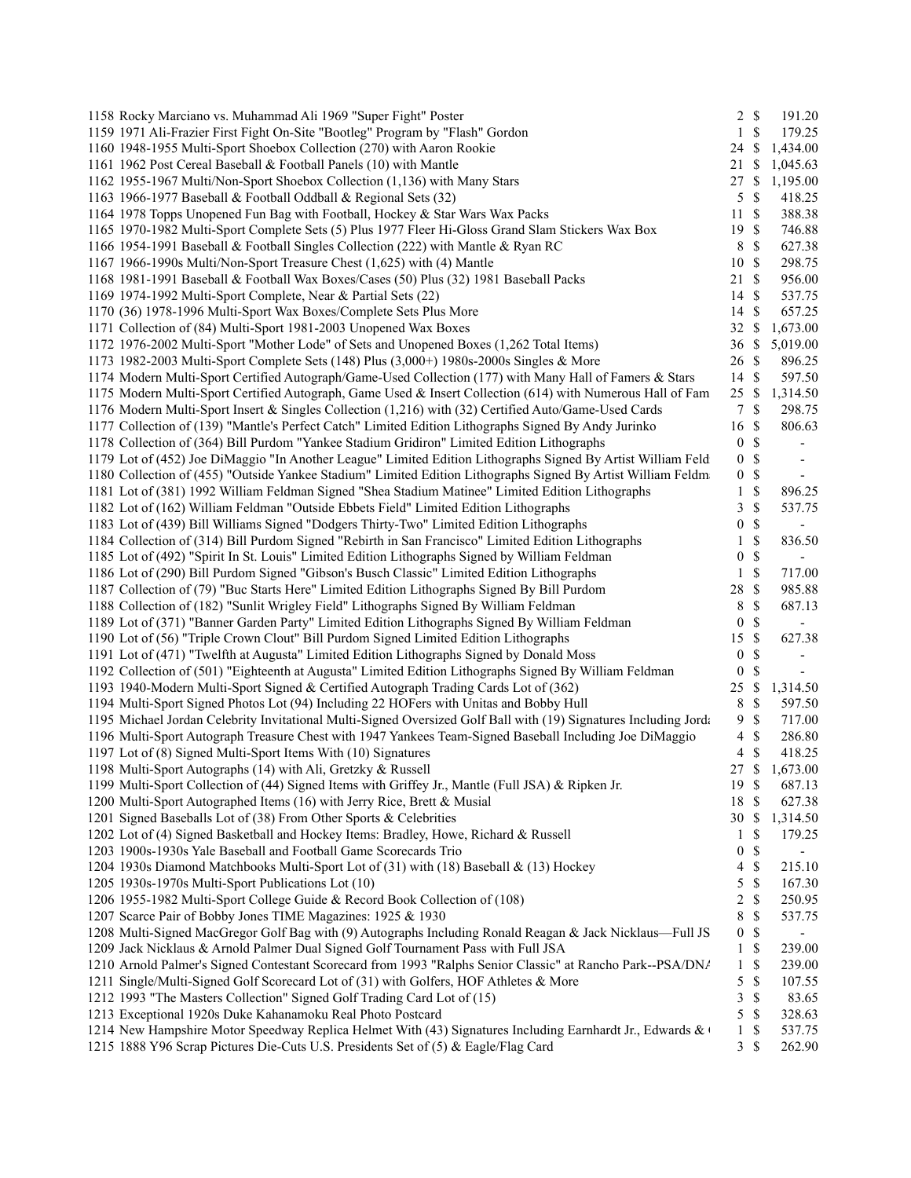| Lot | Description | Bids | | Price |
|---|---|---|---|---|
| 1158 | Rocky Marciano vs. Muhammad Ali 1969 "Super Fight" Poster | 2 | $ | 191.20 |
| 1159 | 1971 Ali-Frazier First Fight On-Site "Bootleg" Program by "Flash" Gordon | 1 | $ | 179.25 |
| 1160 | 1948-1955 Multi-Sport Shoebox Collection (270) with Aaron Rookie | 24 | $ | 1,434.00 |
| 1161 | 1962 Post Cereal Baseball & Football Panels (10) with Mantle | 21 | $ | 1,045.63 |
| 1162 | 1955-1967 Multi/Non-Sport Shoebox Collection (1,136) with Many Stars | 27 | $ | 1,195.00 |
| 1163 | 1966-1977 Baseball & Football Oddball & Regional Sets (32) | 5 | $ | 418.25 |
| 1164 | 1978 Topps Unopened Fun Bag with Football, Hockey & Star Wars Wax Packs | 11 | $ | 388.38 |
| 1165 | 1970-1982 Multi-Sport Complete Sets (5) Plus 1977 Fleer Hi-Gloss Grand Slam Stickers Wax Box | 19 | $ | 746.88 |
| 1166 | 1954-1991 Baseball & Football Singles Collection (222) with Mantle & Ryan RC | 8 | $ | 627.38 |
| 1167 | 1966-1990s Multi/Non-Sport Treasure Chest (1,625) with (4) Mantle | 10 | $ | 298.75 |
| 1168 | 1981-1991 Baseball & Football Wax Boxes/Cases (50) Plus (32) 1981 Baseball Packs | 21 | $ | 956.00 |
| 1169 | 1974-1992 Multi-Sport Complete, Near & Partial Sets (22) | 14 | $ | 537.75 |
| 1170 | (36) 1978-1996 Multi-Sport Wax Boxes/Complete Sets Plus More | 14 | $ | 657.25 |
| 1171 | Collection of (84) Multi-Sport 1981-2003 Unopened Wax Boxes | 32 | $ | 1,673.00 |
| 1172 | 1976-2002 Multi-Sport "Mother Lode" of Sets and Unopened Boxes (1,262 Total Items) | 36 | $ | 5,019.00 |
| 1173 | 1982-2003 Multi-Sport Complete Sets (148) Plus (3,000+) 1980s-2000s Singles & More | 26 | $ | 896.25 |
| 1174 | Modern Multi-Sport Certified Autograph/Game-Used Collection (177) with Many Hall of Famers & Stars | 14 | $ | 597.50 |
| 1175 | Modern Multi-Sport Certified Autograph, Game Used & Insert Collection (614) with Numerous Hall of Fam | 25 | $ | 1,314.50 |
| 1176 | Modern Multi-Sport Insert & Singles Collection (1,216) with (32) Certified Auto/Game-Used Cards | 7 | $ | 298.75 |
| 1177 | Collection of (139) "Mantle's Perfect Catch" Limited Edition Lithographs Signed By Andy Jurinko | 16 | $ | 806.63 |
| 1178 | Collection of (364) Bill Purdom "Yankee Stadium Gridiron" Limited Edition Lithographs | 0 | $ | - |
| 1179 | Lot of (452) Joe DiMaggio "In Another League" Limited Edition Lithographs Signed By Artist William Feld | 0 | $ | - |
| 1180 | Collection of (455) "Outside Yankee Stadium" Limited Edition Lithographs Signed By Artist William Feldm | 0 | $ | - |
| 1181 | Lot of (381) 1992 William Feldman Signed "Shea Stadium Matinee" Limited Edition Lithographs | 1 | $ | 896.25 |
| 1182 | Lot of (162) William Feldman "Outside Ebbets Field" Limited Edition Lithographs | 3 | $ | 537.75 |
| 1183 | Lot of (439) Bill Williams Signed "Dodgers Thirty-Two" Limited Edition Lithographs | 0 | $ | - |
| 1184 | Collection of (314) Bill Purdom Signed "Rebirth in San Francisco" Limited Edition Lithographs | 1 | $ | 836.50 |
| 1185 | Lot of (492) "Spirit In St. Louis" Limited Edition Lithographs Signed by William Feldman | 0 | $ | - |
| 1186 | Lot of (290) Bill Purdom Signed "Gibson's Busch Classic" Limited Edition Lithographs | 1 | $ | 717.00 |
| 1187 | Collection of (79) "Buc Starts Here" Limited Edition Lithographs Signed By Bill Purdom | 28 | $ | 985.88 |
| 1188 | Collection of (182) "Sunlit Wrigley Field" Lithographs Signed By William Feldman | 8 | $ | 687.13 |
| 1189 | Lot of (371) "Banner Garden Party" Limited Edition Lithographs Signed By William Feldman | 0 | $ | - |
| 1190 | Lot of (56) "Triple Crown Clout" Bill Purdom Signed Limited Edition Lithographs | 15 | $ | 627.38 |
| 1191 | Lot of (471) "Twelfth at Augusta" Limited Edition Lithographs Signed by Donald Moss | 0 | $ | - |
| 1192 | Collection of (501) "Eighteenth at Augusta" Limited Edition Lithographs Signed By William Feldman | 0 | $ | - |
| 1193 | 1940-Modern Multi-Sport Signed & Certified Autograph Trading Cards Lot of (362) | 25 | $ | 1,314.50 |
| 1194 | Multi-Sport Signed Photos Lot (94) Including 22 HOFers with Unitas and Bobby Hull | 8 | $ | 597.50 |
| 1195 | Michael Jordan Celebrity Invitational Multi-Signed Oversized Golf Ball with (19) Signatures Including Jorda | 9 | $ | 717.00 |
| 1196 | Multi-Sport Autograph Treasure Chest with 1947 Yankees Team-Signed Baseball Including Joe DiMaggio | 4 | $ | 286.80 |
| 1197 | Lot of (8) Signed Multi-Sport Items With (10) Signatures | 4 | $ | 418.25 |
| 1198 | Multi-Sport Autographs (14) with Ali, Gretzky & Russell | 27 | $ | 1,673.00 |
| 1199 | Multi-Sport Collection of (44) Signed Items with Griffey Jr., Mantle (Full JSA) & Ripken Jr. | 19 | $ | 687.13 |
| 1200 | Multi-Sport Autographed Items (16) with Jerry Rice, Brett & Musial | 18 | $ | 627.38 |
| 1201 | Signed Baseballs Lot of (38) From Other Sports & Celebrities | 30 | $ | 1,314.50 |
| 1202 | Lot of (4) Signed Basketball and Hockey Items: Bradley, Howe, Richard & Russell | 1 | $ | 179.25 |
| 1203 | 1900s-1930s Yale Baseball and Football Game Scorecards Trio | 0 | $ | - |
| 1204 | 1930s Diamond Matchbooks Multi-Sport Lot of (31) with (18) Baseball & (13) Hockey | 4 | $ | 215.10 |
| 1205 | 1930s-1970s Multi-Sport Publications Lot (10) | 5 | $ | 167.30 |
| 1206 | 1955-1982 Multi-Sport College Guide & Record Book Collection of (108) | 2 | $ | 250.95 |
| 1207 | Scarce Pair of Bobby Jones TIME Magazines: 1925 & 1930 | 8 | $ | 537.75 |
| 1208 | Multi-Signed MacGregor Golf Bag with (9) Autographs Including Ronald Reagan & Jack Nicklaus—Full JS | 0 | $ | - |
| 1209 | Jack Nicklaus & Arnold Palmer Dual Signed Golf Tournament Pass with Full JSA | 1 | $ | 239.00 |
| 1210 | Arnold Palmer's Signed Contestant Scorecard from 1993 "Ralphs Senior Classic" at Rancho Park--PSA/DNA | 1 | $ | 239.00 |
| 1211 | Single/Multi-Signed Golf Scorecard Lot of (31) with Golfers, HOF Athletes & More | 5 | $ | 107.55 |
| 1212 | 1993 "The Masters Collection" Signed Golf Trading Card Lot of (15) | 3 | $ | 83.65 |
| 1213 | Exceptional 1920s Duke Kahanamoku Real Photo Postcard | 5 | $ | 328.63 |
| 1214 | New Hampshire Motor Speedway Replica Helmet With (43) Signatures Including Earnhardt Jr., Edwards & ( | 1 | $ | 537.75 |
| 1215 | 1888 Y96 Scrap Pictures Die-Cuts U.S. Presidents Set of (5) & Eagle/Flag Card | 3 | $ | 262.90 |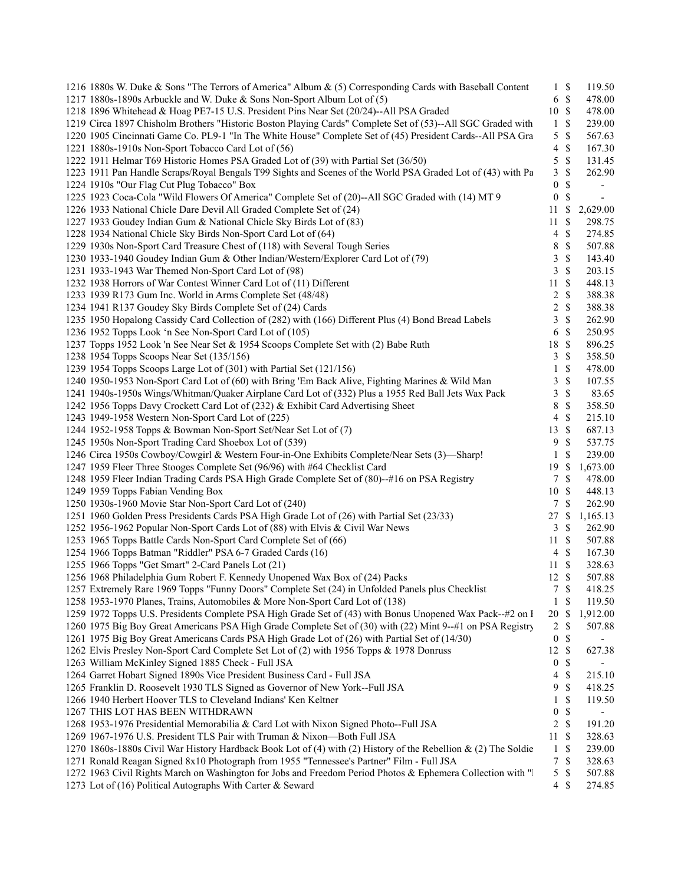| Lot | Description | Bids | | Price |
|---|---|---|---|---|
| 1216 | 1880s W. Duke & Sons "The Terrors of America" Album & (5) Corresponding Cards with Baseball Content | 1 | $ | 119.50 |
| 1217 | 1880s-1890s Arbuckle and W. Duke & Sons Non-Sport Album Lot of (5) | 6 | $ | 478.00 |
| 1218 | 1896 Whitehead & Hoag PE7-15 U.S. President Pins Near Set (20/24)--All PSA Graded | 10 | $ | 478.00 |
| 1219 | Circa 1897 Chisholm Brothers "Historic Boston Playing Cards" Complete Set of (53)--All SGC Graded with | 1 | $ | 239.00 |
| 1220 | 1905 Cincinnati Game Co. PL9-1 "In The White House" Complete Set of (45) President Cards--All PSA Gra | 5 | $ | 567.63 |
| 1221 | 1880s-1910s Non-Sport Tobacco Card Lot of (56) | 4 | $ | 167.30 |
| 1222 | 1911 Helmar T69 Historic Homes PSA Graded Lot of (39) with Partial Set (36/50) | 5 | $ | 131.45 |
| 1223 | 1911 Pan Handle Scraps/Royal Bengals T99 Sights and Scenes of the World PSA Graded Lot of (43) with Pa | 3 | $ | 262.90 |
| 1224 | 1910s "Our Flag Cut Plug Tobacco" Box | 0 | $ | - |
| 1225 | 1923 Coca-Cola "Wild Flowers Of America" Complete Set of (20)--All SGC Graded with (14) MT 9 | 0 | $ | - |
| 1226 | 1933 National Chicle Dare Devil All Graded Complete Set of (24) | 11 | $ | 2,629.00 |
| 1227 | 1933 Goudey Indian Gum & National Chicle Sky Birds Lot of (83) | 11 | $ | 298.75 |
| 1228 | 1934 National Chicle Sky Birds Non-Sport Card Lot of (64) | 4 | $ | 274.85 |
| 1229 | 1930s Non-Sport Card Treasure Chest of (118) with Several Tough Series | 8 | $ | 507.88 |
| 1230 | 1933-1940 Goudey Indian Gum & Other Indian/Western/Explorer Card Lot of (79) | 3 | $ | 143.40 |
| 1231 | 1933-1943 War Themed Non-Sport Card Lot of (98) | 3 | $ | 203.15 |
| 1232 | 1938 Horrors of War Contest Winner Card Lot of (11) Different | 11 | $ | 448.13 |
| 1233 | 1939 R173 Gum Inc. World in Arms Complete Set (48/48) | 2 | $ | 388.38 |
| 1234 | 1941 R137 Goudey Sky Birds Complete Set of (24) Cards | 2 | $ | 388.38 |
| 1235 | 1950 Hopalong Cassidy Card Collection of (282) with (166) Different Plus (4) Bond Bread Labels | 3 | $ | 262.90 |
| 1236 | 1952 Topps Look 'n See Non-Sport Card Lot of (105) | 6 | $ | 250.95 |
| 1237 | Topps 1952 Look 'n See Near Set & 1954 Scoops Complete Set with (2) Babe Ruth | 18 | $ | 896.25 |
| 1238 | 1954 Topps Scoops Near Set (135/156) | 3 | $ | 358.50 |
| 1239 | 1954 Topps Scoops Large Lot of (301) with Partial Set (121/156) | 1 | $ | 478.00 |
| 1240 | 1950-1953 Non-Sport Card Lot of (60) with Bring 'Em Back Alive, Fighting Marines & Wild Man | 3 | $ | 107.55 |
| 1241 | 1940s-1950s Wings/Whitman/Quaker Airplane Card Lot of (332) Plus a 1955 Red Ball Jets Wax Pack | 3 | $ | 83.65 |
| 1242 | 1956 Topps Davy Crockett Card Lot of (232) & Exhibit Card Advertising Sheet | 8 | $ | 358.50 |
| 1243 | 1949-1958 Western Non-Sport Card Lot of (225) | 4 | $ | 215.10 |
| 1244 | 1952-1958 Topps & Bowman Non-Sport Set/Near Set Lot of (7) | 13 | $ | 687.13 |
| 1245 | 1950s Non-Sport Trading Card Shoebox Lot of (539) | 9 | $ | 537.75 |
| 1246 | Circa 1950s Cowboy/Cowgirl & Western Four-in-One Exhibits Complete/Near Sets (3)—Sharp! | 1 | $ | 239.00 |
| 1247 | 1959 Fleer Three Stooges Complete Set (96/96) with #64 Checklist Card | 19 | $ | 1,673.00 |
| 1248 | 1959 Fleer Indian Trading Cards PSA High Grade Complete Set of (80)--#16 on PSA Registry | 7 | $ | 478.00 |
| 1249 | 1959 Topps Fabian Vending Box | 10 | $ | 448.13 |
| 1250 | 1930s-1960 Movie Star Non-Sport Card Lot of (240) | 7 | $ | 262.90 |
| 1251 | 1960 Golden Press Presidents Cards PSA High Grade Lot of (26) with Partial Set (23/33) | 27 | $ | 1,165.13 |
| 1252 | 1956-1962 Popular Non-Sport Cards Lot of (88) with Elvis & Civil War News | 3 | $ | 262.90 |
| 1253 | 1965 Topps Battle Cards Non-Sport Card Complete Set of (66) | 11 | $ | 507.88 |
| 1254 | 1966 Topps Batman "Riddler" PSA 6-7 Graded Cards (16) | 4 | $ | 167.30 |
| 1255 | 1966 Topps "Get Smart" 2-Card Panels Lot (21) | 11 | $ | 328.63 |
| 1256 | 1968 Philadelphia Gum Robert F. Kennedy Unopened Wax Box of (24) Packs | 12 | $ | 507.88 |
| 1257 | Extremely Rare 1969 Topps "Funny Doors" Complete Set (24) in Unfolded Panels plus Checklist | 7 | $ | 418.25 |
| 1258 | 1953-1970 Planes, Trains, Automobiles & More Non-Sport Card Lot of (138) | 1 | $ | 119.50 |
| 1259 | 1972 Topps U.S. Presidents Complete PSA High Grade Set of (43) with Bonus Unopened Wax Pack--#2 on I | 20 | $ | 1,912.00 |
| 1260 | 1975 Big Boy Great Americans PSA High Grade Complete Set of (30) with (22) Mint 9--#1 on PSA Registry | 2 | $ | 507.88 |
| 1261 | 1975 Big Boy Great Americans Cards PSA High Grade Lot of (26) with Partial Set (14/30) | 0 | $ | - |
| 1262 | Elvis Presley Non-Sport Card Complete Set Lot of (2) with 1956 Topps & 1978 Donruss | 12 | $ | 627.38 |
| 1263 | William McKinley Signed 1885 Check - Full JSA | 0 | $ | - |
| 1264 | Garret Hobart Signed 1890s Vice President Business Card - Full JSA | 4 | $ | 215.10 |
| 1265 | Franklin D. Roosevelt 1930 TLS Signed as Governor of New York--Full JSA | 9 | $ | 418.25 |
| 1266 | 1940 Herbert Hoover TLS to Cleveland Indians' Ken Keltner | 1 | $ | 119.50 |
| 1267 | THIS LOT HAS BEEN WITHDRAWN | 0 | $ | - |
| 1268 | 1953-1976 Presidential Memorabilia & Card Lot with Nixon Signed Photo--Full JSA | 2 | $ | 191.20 |
| 1269 | 1967-1976 U.S. President TLS Pair with Truman & Nixon—Both Full JSA | 11 | $ | 328.63 |
| 1270 | 1860s-1880s Civil War History Hardback Book Lot of (4) with (2) History of the Rebellion & (2) The Soldie | 1 | $ | 239.00 |
| 1271 | Ronald Reagan Signed 8x10 Photograph from 1955 "Tennessee's Partner" Film - Full JSA | 7 | $ | 328.63 |
| 1272 | 1963 Civil Rights March on Washington for Jobs and Freedom Period Photos & Ephemera Collection with "I | 5 | $ | 507.88 |
| 1273 | Lot of (16) Political Autographs With Carter & Seward | 4 | $ | 274.85 |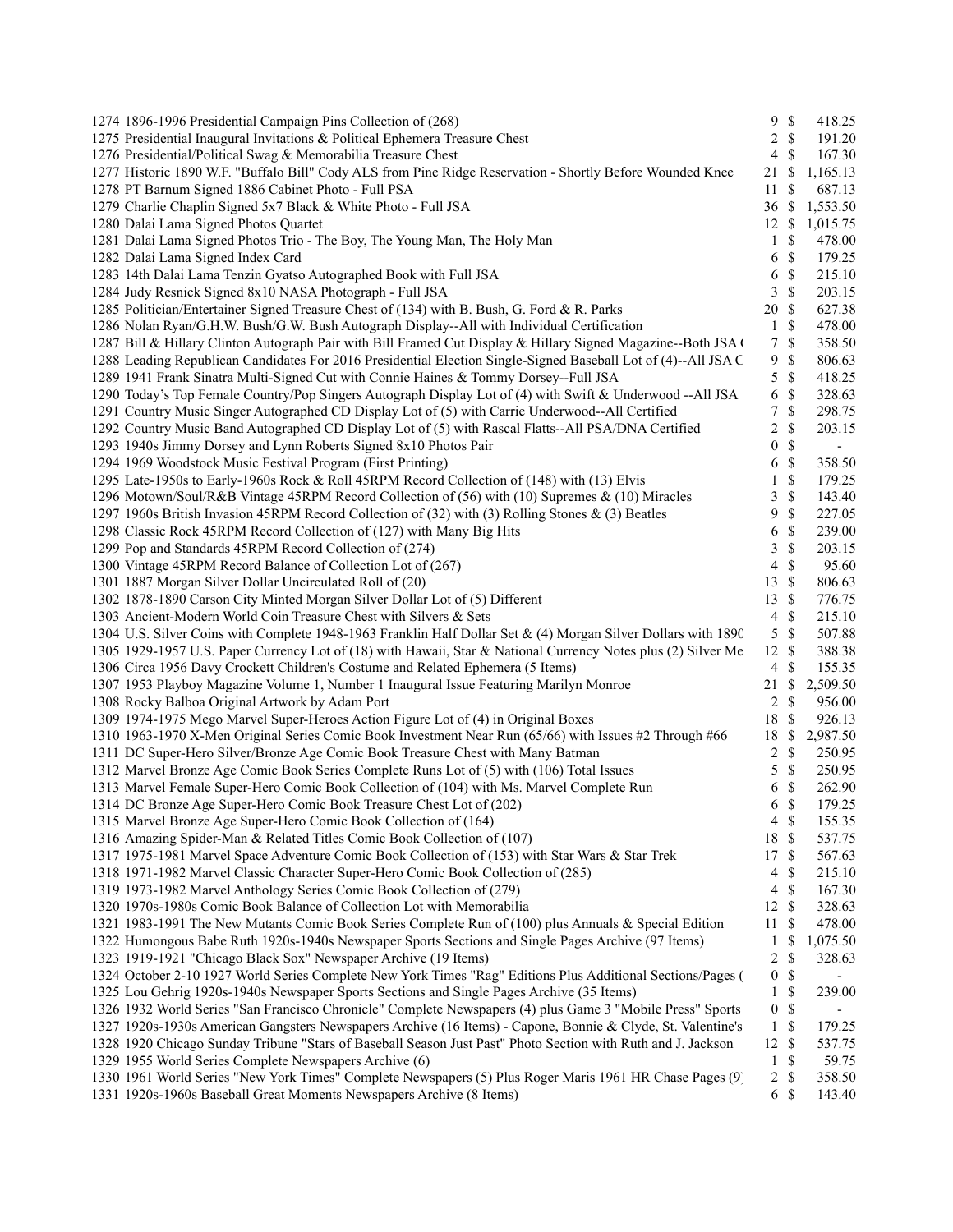| Lot | Description | Bids | | Price |
|---|---|---|---|---|
| 1274 | 1896-1996 Presidential Campaign Pins Collection of (268) | 9 | $ | 418.25 |
| 1275 | Presidential Inaugural Invitations & Political Ephemera Treasure Chest | 2 | $ | 191.20 |
| 1276 | Presidential/Political Swag & Memorabilia Treasure Chest | 4 | $ | 167.30 |
| 1277 | Historic 1890 W.F. "Buffalo Bill" Cody ALS from Pine Ridge Reservation - Shortly Before Wounded Knee | 21 | $ | 1,165.13 |
| 1278 | PT Barnum Signed 1886 Cabinet Photo - Full PSA | 11 | $ | 687.13 |
| 1279 | Charlie Chaplin Signed 5x7 Black & White Photo - Full JSA | 36 | $ | 1,553.50 |
| 1280 | Dalai Lama Signed Photos Quartet | 12 | $ | 1,015.75 |
| 1281 | Dalai Lama Signed Photos Trio - The Boy, The Young Man, The Holy Man | 1 | $ | 478.00 |
| 1282 | Dalai Lama Signed Index Card | 6 | $ | 179.25 |
| 1283 | 14th Dalai Lama Tenzin Gyatso Autographed Book with Full JSA | 6 | $ | 215.10 |
| 1284 | Judy Resnick Signed 8x10 NASA Photograph - Full JSA | 3 | $ | 203.15 |
| 1285 | Politician/Entertainer Signed Treasure Chest of (134) with B. Bush, G. Ford & R. Parks | 20 | $ | 627.38 |
| 1286 | Nolan Ryan/G.H.W. Bush/G.W. Bush Autograph Display--All with Individual Certification | 1 | $ | 478.00 |
| 1287 | Bill & Hillary Clinton Autograph Pair with Bill Framed Cut Display & Hillary Signed Magazine--Both JSA ( | 7 | $ | 358.50 |
| 1288 | Leading Republican Candidates For 2016 Presidential Election Single-Signed Baseball Lot of (4)--All JSA C | 9 | $ | 806.63 |
| 1289 | 1941 Frank Sinatra Multi-Signed Cut with Connie Haines & Tommy Dorsey--Full JSA | 5 | $ | 418.25 |
| 1290 | Today's Top Female Country/Pop Singers Autograph Display Lot of (4) with Swift & Underwood --All JSA | 6 | $ | 328.63 |
| 1291 | Country Music Singer Autographed CD Display Lot of (5) with Carrie Underwood--All Certified | 7 | $ | 298.75 |
| 1292 | Country Music Band Autographed CD Display Lot of (5) with Rascal Flatts--All PSA/DNA Certified | 2 | $ | 203.15 |
| 1293 | 1940s Jimmy Dorsey and Lynn Roberts Signed 8x10 Photos Pair | 0 | $ | - |
| 1294 | 1969 Woodstock Music Festival Program (First Printing) | 6 | $ | 358.50 |
| 1295 | Late-1950s to Early-1960s Rock & Roll 45RPM Record Collection of (148) with (13) Elvis | 1 | $ | 179.25 |
| 1296 | Motown/Soul/R&B Vintage 45RPM Record Collection of (56) with (10) Supremes & (10) Miracles | 3 | $ | 143.40 |
| 1297 | 1960s British Invasion 45RPM Record Collection of (32) with (3) Rolling Stones & (3) Beatles | 9 | $ | 227.05 |
| 1298 | Classic Rock 45RPM Record Collection of (127) with Many Big Hits | 6 | $ | 239.00 |
| 1299 | Pop and Standards 45RPM Record Collection of (274) | 3 | $ | 203.15 |
| 1300 | Vintage 45RPM Record Balance of Collection Lot of (267) | 4 | $ | 95.60 |
| 1301 | 1887 Morgan Silver Dollar Uncirculated Roll of (20) | 13 | $ | 806.63 |
| 1302 | 1878-1890 Carson City Minted Morgan Silver Dollar Lot of (5) Different | 13 | $ | 776.75 |
| 1303 | Ancient-Modern World Coin Treasure Chest with Silvers & Sets | 4 | $ | 215.10 |
| 1304 | U.S. Silver Coins with Complete 1948-1963 Franklin Half Dollar Set & (4) Morgan Silver Dollars with 1890 | 5 | $ | 507.88 |
| 1305 | 1929-1957 U.S. Paper Currency Lot of (18) with Hawaii, Star & National Currency Notes plus (2) Silver Me | 12 | $ | 388.38 |
| 1306 | Circa 1956 Davy Crockett Children's Costume and Related Ephemera (5 Items) | 4 | $ | 155.35 |
| 1307 | 1953 Playboy Magazine Volume 1, Number 1 Inaugural Issue Featuring Marilyn Monroe | 21 | $ | 2,509.50 |
| 1308 | Rocky Balboa Original Artwork by Adam Port | 2 | $ | 956.00 |
| 1309 | 1974-1975 Mego Marvel Super-Heroes Action Figure Lot of (4) in Original Boxes | 18 | $ | 926.13 |
| 1310 | 1963-1970 X-Men Original Series Comic Book Investment Near Run (65/66) with Issues #2 Through #66 | 18 | $ | 2,987.50 |
| 1311 | DC Super-Hero Silver/Bronze Age Comic Book Treasure Chest with Many Batman | 2 | $ | 250.95 |
| 1312 | Marvel Bronze Age Comic Book Series Complete Runs Lot of (5) with (106) Total Issues | 5 | $ | 250.95 |
| 1313 | Marvel Female Super-Hero Comic Book Collection of (104) with Ms. Marvel Complete Run | 6 | $ | 262.90 |
| 1314 | DC Bronze Age Super-Hero Comic Book Treasure Chest Lot of (202) | 6 | $ | 179.25 |
| 1315 | Marvel Bronze Age Super-Hero Comic Book Collection of (164) | 4 | $ | 155.35 |
| 1316 | Amazing Spider-Man & Related Titles Comic Book Collection of (107) | 18 | $ | 537.75 |
| 1317 | 1975-1981 Marvel Space Adventure Comic Book Collection of (153) with Star Wars & Star Trek | 17 | $ | 567.63 |
| 1318 | 1971-1982 Marvel Classic Character Super-Hero Comic Book Collection of (285) | 4 | $ | 215.10 |
| 1319 | 1973-1982 Marvel Anthology Series Comic Book Collection of (279) | 4 | $ | 167.30 |
| 1320 | 1970s-1980s Comic Book Balance of Collection Lot with Memorabilia | 12 | $ | 328.63 |
| 1321 | 1983-1991 The New Mutants Comic Book Series Complete Run of (100) plus Annuals & Special Edition | 11 | $ | 478.00 |
| 1322 | Humongous Babe Ruth 1920s-1940s Newspaper Sports Sections and Single Pages Archive (97 Items) | 1 | $ | 1,075.50 |
| 1323 | 1919-1921 "Chicago Black Sox" Newspaper Archive (19 Items) | 2 | $ | 328.63 |
| 1324 | October 2-10 1927 World Series Complete New York Times "Rag" Editions Plus Additional Sections/Pages ( | 0 | $ | - |
| 1325 | Lou Gehrig 1920s-1940s Newspaper Sports Sections and Single Pages Archive (35 Items) | 1 | $ | 239.00 |
| 1326 | 1932 World Series "San Francisco Chronicle" Complete Newspapers (4) plus Game 3 "Mobile Press" Sports | 0 | $ | - |
| 1327 | 1920s-1930s American Gangsters Newspapers Archive (16 Items) - Capone, Bonnie & Clyde, St. Valentine's | 1 | $ | 179.25 |
| 1328 | 1920 Chicago Sunday Tribune "Stars of Baseball Season Just Past" Photo Section with Ruth and J. Jackson | 12 | $ | 537.75 |
| 1329 | 1955 World Series Complete Newspapers Archive (6) | 1 | $ | 59.75 |
| 1330 | 1961 World Series "New York Times" Complete Newspapers (5) Plus Roger Maris 1961 HR Chase Pages (9) | 2 | $ | 358.50 |
| 1331 | 1920s-1960s Baseball Great Moments Newspapers Archive (8 Items) | 6 | $ | 143.40 |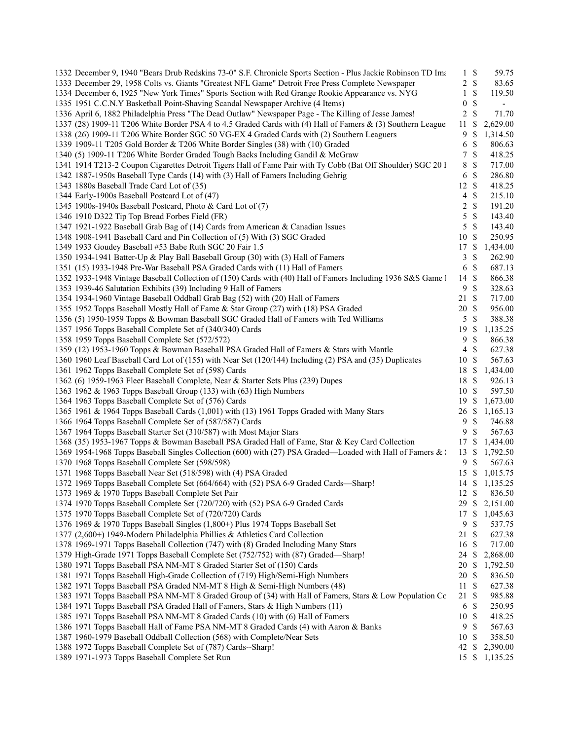| | | | | |
|---|---|---|---|---|
| 1332 | December 9, 1940 "Bears Drub Redskins 73-0" S.F. Chronicle Sports Section - Plus Jackie Robinson TD Ima | 1 | $ | 59.75 |
| 1333 | December 29, 1958 Colts vs. Giants "Greatest NFL Game" Detroit Free Press Complete Newspaper | 2 | $ | 83.65 |
| 1334 | December 6, 1925 "New York Times" Sports Section with Red Grange Rookie Appearance vs. NYG | 1 | $ | 119.50 |
| 1335 | 1951 C.C.N.Y Basketball Point-Shaving Scandal Newspaper Archive (4 Items) | 0 | $ | - |
| 1336 | April 6, 1882 Philadelphia Press "The Dead Outlaw" Newspaper Page - The Killing of Jesse James! | 2 | $ | 71.70 |
| 1337 | (28) 1909-11 T206 White Border PSA 4 to 4.5 Graded Cards with (4) Hall of Famers & (3) Southern League | 11 | $ | 2,629.00 |
| 1338 | (26) 1909-11 T206 White Border SGC 50 VG-EX 4 Graded Cards with (2) Southern Leaguers | 9 | $ | 1,314.50 |
| 1339 | 1909-11 T205 Gold Border & T206 White Border Singles (38) with (10) Graded | 6 | $ | 806.63 |
| 1340 | (5) 1909-11 T206 White Border Graded Tough Backs Including Gandil & McGraw | 7 | $ | 418.25 |
| 1341 | 1914 T213-2 Coupon Cigarettes Detroit Tigers Hall of Fame Pair with Ty Cobb (Bat Off Shoulder) SGC 20 I | 8 | $ | 717.00 |
| 1342 | 1887-1950s Baseball Type Cards (14) with (3) Hall of Famers Including Gehrig | 6 | $ | 286.80 |
| 1343 | 1880s Baseball Trade Card Lot of (35) | 12 | $ | 418.25 |
| 1344 | Early-1900s Baseball Postcard Lot of (47) | 4 | $ | 215.10 |
| 1345 | 1900s-1940s Baseball Postcard, Photo & Card Lot of (7) | 2 | $ | 191.20 |
| 1346 | 1910 D322 Tip Top Bread Forbes Field (FR) | 5 | $ | 143.40 |
| 1347 | 1921-1922 Baseball Grab Bag of (14) Cards from American & Canadian Issues | 5 | $ | 143.40 |
| 1348 | 1908-1941 Baseball Card and Pin Collection of (5) With (3) SGC Graded | 10 | $ | 250.95 |
| 1349 | 1933 Goudey Baseball #53 Babe Ruth SGC 20 Fair 1.5 | 17 | $ | 1,434.00 |
| 1350 | 1934-1941 Batter-Up & Play Ball Baseball Group (30) with (3) Hall of Famers | 3 | $ | 262.90 |
| 1351 | (15) 1933-1948 Pre-War Baseball PSA Graded Cards with (11) Hall of Famers | 6 | $ | 687.13 |
| 1352 | 1933-1948 Vintage Baseball Collection of (150) Cards with (40) Hall of Famers Including 1936 S&S Game I | 14 | $ | 866.38 |
| 1353 | 1939-46 Salutation Exhibits (39) Including 9 Hall of Famers | 9 | $ | 328.63 |
| 1354 | 1934-1960 Vintage Baseball Oddball Grab Bag (52) with (20) Hall of Famers | 21 | $ | 717.00 |
| 1355 | 1952 Topps Baseball Mostly Hall of Fame & Star Group (27) with (18) PSA Graded | 20 | $ | 956.00 |
| 1356 | (5) 1950-1959 Topps & Bowman Baseball SGC Graded Hall of Famers with Ted Williams | 5 | $ | 388.38 |
| 1357 | 1956 Topps Baseball Complete Set of (340/340) Cards | 19 | $ | 1,135.25 |
| 1358 | 1959 Topps Baseball Complete Set (572/572) | 9 | $ | 866.38 |
| 1359 | (12) 1953-1960 Topps & Bowman Baseball PSA Graded Hall of Famers & Stars with Mantle | 4 | $ | 627.38 |
| 1360 | 1960 Leaf Baseball Card Lot of (155) with Near Set (120/144) Including (2) PSA and (35) Duplicates | 10 | $ | 567.63 |
| 1361 | 1962 Topps Baseball Complete Set of (598) Cards | 18 | $ | 1,434.00 |
| 1362 | (6) 1959-1963 Fleer Baseball Complete, Near & Starter Sets Plus (239) Dupes | 18 | $ | 926.13 |
| 1363 | 1962 & 1963 Topps Baseball Group (133) with (63) High Numbers | 10 | $ | 597.50 |
| 1364 | 1963 Topps Baseball Complete Set of (576) Cards | 19 | $ | 1,673.00 |
| 1365 | 1961 & 1964 Topps Baseball Cards (1,001) with (13) 1961 Topps Graded with Many Stars | 26 | $ | 1,165.13 |
| 1366 | 1964 Topps Baseball Complete Set of (587/587) Cards | 9 | $ | 746.88 |
| 1367 | 1964 Topps Baseball Starter Set (310/587) with Most Major Stars | 9 | $ | 567.63 |
| 1368 | (35) 1953-1967 Topps & Bowman Baseball PSA Graded Hall of Fame, Star & Key Card Collection | 17 | $ | 1,434.00 |
| 1369 | 1954-1968 Topps Baseball Singles Collection (600) with (27) PSA Graded—Loaded with Hall of Famers & : | 13 | $ | 1,792.50 |
| 1370 | 1968 Topps Baseball Complete Set (598/598) | 9 | $ | 567.63 |
| 1371 | 1968 Topps Baseball Near Set (518/598) with (4) PSA Graded | 15 | $ | 1,015.75 |
| 1372 | 1969 Topps Baseball Complete Set (664/664) with (52) PSA 6-9 Graded Cards—Sharp! | 14 | $ | 1,135.25 |
| 1373 | 1969 & 1970 Topps Baseball Complete Set Pair | 12 | $ | 836.50 |
| 1374 | 1970 Topps Baseball Complete Set (720/720) with (52) PSA 6-9 Graded Cards | 29 | $ | 2,151.00 |
| 1375 | 1970 Topps Baseball Complete Set of (720/720) Cards | 17 | $ | 1,045.63 |
| 1376 | 1969 & 1970 Topps Baseball Singles (1,800+) Plus 1974 Topps Baseball Set | 9 | $ | 537.75 |
| 1377 | (2,600+) 1949-Modern Philadelphia Phillies & Athletics Card Collection | 21 | $ | 627.38 |
| 1378 | 1969-1971 Topps Baseball Collection (747) with (8) Graded Including Many Stars | 16 | $ | 717.00 |
| 1379 | High-Grade 1971 Topps Baseball Complete Set (752/752) with (87) Graded—Sharp! | 24 | $ | 2,868.00 |
| 1380 | 1971 Topps Baseball PSA NM-MT 8 Graded Starter Set of (150) Cards | 20 | $ | 1,792.50 |
| 1381 | 1971 Topps Baseball High-Grade Collection of (719) High/Semi-High Numbers | 20 | $ | 836.50 |
| 1382 | 1971 Topps Baseball PSA Graded NM-MT 8 High & Semi-High Numbers (48) | 11 | $ | 627.38 |
| 1383 | 1971 Topps Baseball PSA NM-MT 8 Graded Group of (34) with Hall of Famers, Stars & Low Population Cc | 21 | $ | 985.88 |
| 1384 | 1971 Topps Baseball PSA Graded Hall of Famers, Stars & High Numbers (11) | 6 | $ | 250.95 |
| 1385 | 1971 Topps Baseball PSA NM-MT 8 Graded Cards (10) with (6) Hall of Famers | 10 | $ | 418.25 |
| 1386 | 1971 Topps Baseball Hall of Fame PSA NM-MT 8 Graded Cards (4) with Aaron & Banks | 9 | $ | 567.63 |
| 1387 | 1960-1979 Baseball Oddball Collection (568) with Complete/Near Sets | 10 | $ | 358.50 |
| 1388 | 1972 Topps Baseball Complete Set of (787) Cards--Sharp! | 42 | $ | 2,390.00 |
| 1389 | 1971-1973 Topps Baseball Complete Set Run | 15 | $ | 1,135.25 |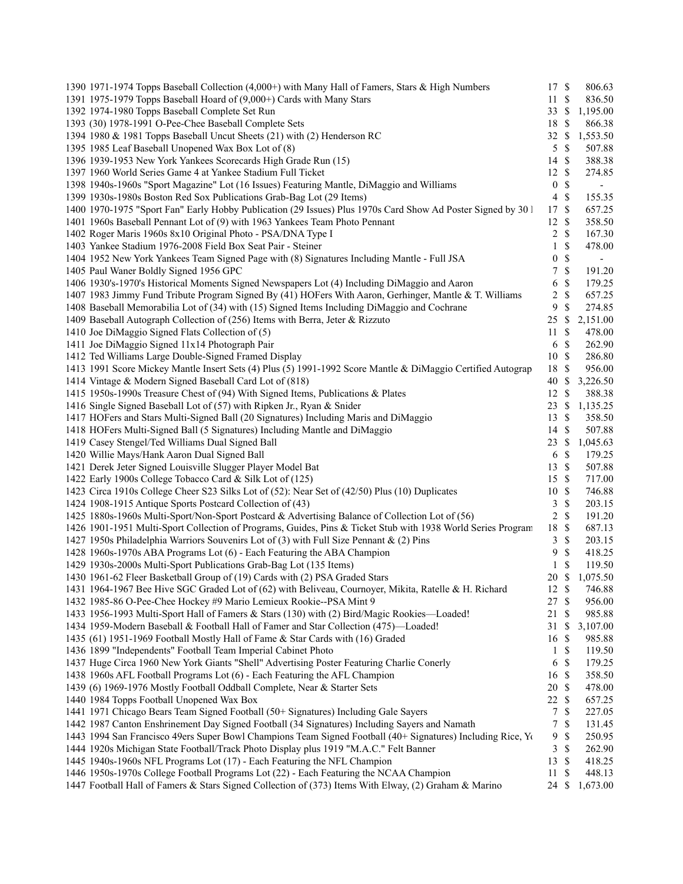| | | | | |
|---|---|---|---|---|
| 1390 | 1971-1974 Topps Baseball Collection (4,000+) with Many Hall of Famers, Stars & High Numbers | 17 | $ | 806.63 |
| 1391 | 1975-1979 Topps Baseball Hoard of (9,000+) Cards with Many Stars | 11 | $ | 836.50 |
| 1392 | 1974-1980 Topps Baseball Complete Set Run | 33 | $ | 1,195.00 |
| 1393 | (30) 1978-1991 O-Pee-Chee Baseball Complete Sets | 18 | $ | 866.38 |
| 1394 | 1980 & 1981 Topps Baseball Uncut Sheets (21) with (2) Henderson RC | 32 | $ | 1,553.50 |
| 1395 | 1985 Leaf Baseball Unopened Wax Box Lot of (8) | 5 | $ | 507.88 |
| 1396 | 1939-1953 New York Yankees Scorecards High Grade Run (15) | 14 | $ | 388.38 |
| 1397 | 1960 World Series Game 4 at Yankee Stadium Full Ticket | 12 | $ | 274.85 |
| 1398 | 1940s-1960s "Sport Magazine" Lot (16 Issues) Featuring Mantle, DiMaggio and Williams | 0 | $ | - |
| 1399 | 1930s-1980s Boston Red Sox Publications Grab-Bag Lot (29 Items) | 4 | $ | 155.35 |
| 1400 | 1970-1975 "Sport Fan" Early Hobby Publication (29 Issues) Plus 1970s Card Show Ad Poster Signed by 30 I | 17 | $ | 657.25 |
| 1401 | 1960s Baseball Pennant Lot of (9) with 1963 Yankees Team Photo Pennant | 12 | $ | 358.50 |
| 1402 | Roger Maris 1960s 8x10 Original Photo - PSA/DNA Type I | 2 | $ | 167.30 |
| 1403 | Yankee Stadium 1976-2008 Field Box Seat Pair - Steiner | 1 | $ | 478.00 |
| 1404 | 1952 New York Yankees Team Signed Page with (8) Signatures Including Mantle - Full JSA | 0 | $ | - |
| 1405 | Paul Waner Boldly Signed 1956 GPC | 7 | $ | 191.20 |
| 1406 | 1930's-1970's Historical Moments Signed Newspapers Lot (4) Including DiMaggio and Aaron | 6 | $ | 179.25 |
| 1407 | 1983 Jimmy Fund Tribute Program Signed By (41) HOFers With Aaron, Gerhinger, Mantle & T. Williams | 2 | $ | 657.25 |
| 1408 | Baseball Memorabilia Lot of (34) with (15) Signed Items Including DiMaggio and Cochrane | 9 | $ | 274.85 |
| 1409 | Baseball Autograph Collection of (256) Items with Berra, Jeter & Rizzuto | 25 | $ | 2,151.00 |
| 1410 | Joe DiMaggio Signed Flats Collection of (5) | 11 | $ | 478.00 |
| 1411 | Joe DiMaggio Signed 11x14 Photograph Pair | 6 | $ | 262.90 |
| 1412 | Ted Williams Large Double-Signed Framed Display | 10 | $ | 286.80 |
| 1413 | 1991 Score Mickey Mantle Insert Sets (4) Plus (5) 1991-1992 Score Mantle & DiMaggio Certified Autograp | 18 | $ | 956.00 |
| 1414 | Vintage & Modern Signed Baseball Card Lot of (818) | 40 | $ | 3,226.50 |
| 1415 | 1950s-1990s Treasure Chest of (94) With Signed Items, Publications & Plates | 12 | $ | 388.38 |
| 1416 | Single Signed Baseball Lot of (57) with Ripken Jr., Ryan & Snider | 23 | $ | 1,135.25 |
| 1417 | HOFers and Stars Multi-Signed Ball (20 Signatures) Including Maris and DiMaggio | 13 | $ | 358.50 |
| 1418 | HOFers Multi-Signed Ball (5 Signatures) Including Mantle and DiMaggio | 14 | $ | 507.88 |
| 1419 | Casey Stengel/Ted Williams Dual Signed Ball | 23 | $ | 1,045.63 |
| 1420 | Willie Mays/Hank Aaron Dual Signed Ball | 6 | $ | 179.25 |
| 1421 | Derek Jeter Signed Louisville Slugger Player Model Bat | 13 | $ | 507.88 |
| 1422 | Early 1900s College Tobacco Card & Silk Lot of (125) | 15 | $ | 717.00 |
| 1423 | Circa 1910s College Cheer S23 Silks Lot of (52): Near Set of (42/50) Plus (10) Duplicates | 10 | $ | 746.88 |
| 1424 | 1908-1915 Antique Sports Postcard Collection of (43) | 3 | $ | 203.15 |
| 1425 | 1880s-1960s Multi-Sport/Non-Sport Postcard & Advertising Balance of Collection Lot of (56) | 2 | $ | 191.20 |
| 1426 | 1901-1951 Multi-Sport Collection of Programs, Guides, Pins & Ticket Stub with 1938 World Series Program | 18 | $ | 687.13 |
| 1427 | 1950s Philadelphia Warriors Souvenirs Lot of (3) with Full Size Pennant & (2) Pins | 3 | $ | 203.15 |
| 1428 | 1960s-1970s ABA Programs Lot (6) - Each Featuring the ABA Champion | 9 | $ | 418.25 |
| 1429 | 1930s-2000s Multi-Sport Publications Grab-Bag Lot (135 Items) | 1 | $ | 119.50 |
| 1430 | 1961-62 Fleer Basketball Group of (19) Cards with (2) PSA Graded Stars | 20 | $ | 1,075.50 |
| 1431 | 1964-1967 Bee Hive SGC Graded Lot of (62) with Beliveau, Cournoyer, Mikita, Ratelle & H. Richard | 12 | $ | 746.88 |
| 1432 | 1985-86 O-Pee-Chee Hockey #9 Mario Lemieux Rookie--PSA Mint 9 | 27 | $ | 956.00 |
| 1433 | 1956-1993 Multi-Sport Hall of Famers & Stars (130) with (2) Bird/Magic Rookies—Loaded! | 21 | $ | 985.88 |
| 1434 | 1959-Modern Baseball & Football Hall of Famer and Star Collection (475)—Loaded! | 31 | $ | 3,107.00 |
| 1435 | (61) 1951-1969 Football Mostly Hall of Fame & Star Cards with (16) Graded | 16 | $ | 985.88 |
| 1436 | 1899 "Independents" Football Team Imperial Cabinet Photo | 1 | $ | 119.50 |
| 1437 | Huge Circa 1960 New York Giants "Shell" Advertising Poster Featuring Charlie Conerly | 6 | $ | 179.25 |
| 1438 | 1960s AFL Football Programs Lot (6) - Each Featuring the AFL Champion | 16 | $ | 358.50 |
| 1439 | (6) 1969-1976 Mostly Football Oddball Complete, Near & Starter Sets | 20 | $ | 478.00 |
| 1440 | 1984 Topps Football Unopened Wax Box | 22 | $ | 657.25 |
| 1441 | 1971 Chicago Bears Team Signed Football (50+ Signatures) Including Gale Sayers | 7 | $ | 227.05 |
| 1442 | 1987 Canton Enshrinement Day Signed Football (34 Signatures) Including Sayers and Namath | 7 | $ | 131.45 |
| 1443 | 1994 San Francisco 49ers Super Bowl Champions Team Signed Football (40+ Signatures) Including Rice, Yo | 9 | $ | 250.95 |
| 1444 | 1920s Michigan State Football/Track Photo Display plus 1919 "M.A.C." Felt Banner | 3 | $ | 262.90 |
| 1445 | 1940s-1960s NFL Programs Lot (17) - Each Featuring the NFL Champion | 13 | $ | 418.25 |
| 1446 | 1950s-1970s College Football Programs Lot (22) - Each Featuring the NCAA Champion | 11 | $ | 448.13 |
| 1447 | Football Hall of Famers & Stars Signed Collection of (373) Items With Elway, (2) Graham & Marino | 24 | $ | 1,673.00 |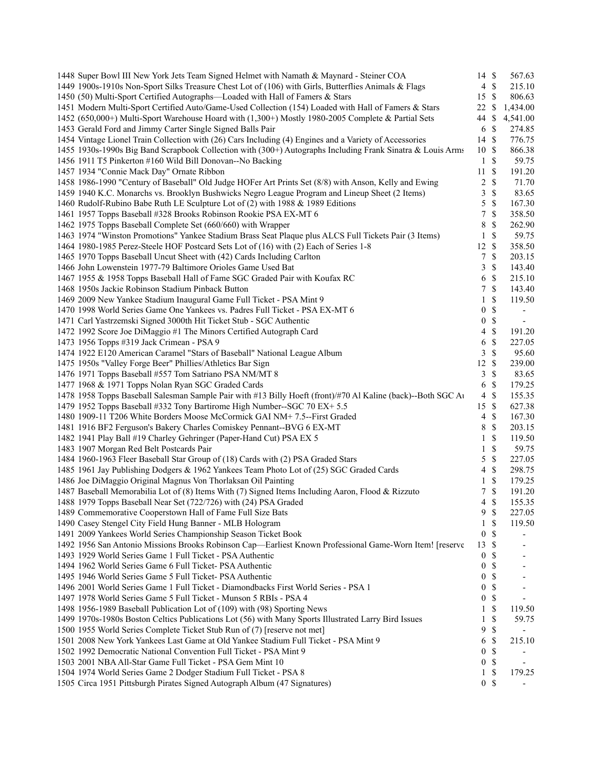| Lot | Description | Bids | | Price |
|---|---|---|---|---|
| 1448 | Super Bowl III New York Jets Team Signed Helmet with Namath & Maynard - Steiner COA | 14 | $ | 567.63 |
| 1449 | 1900s-1910s Non-Sport Silks Treasure Chest Lot of (106) with Girls, Butterflies Animals & Flags | 4 | $ | 215.10 |
| 1450 | (50) Multi-Sport Certified Autographs—Loaded with Hall of Famers & Stars | 15 | $ | 806.63 |
| 1451 | Modern Multi-Sport Certified Auto/Game-Used Collection (154) Loaded with Hall of Famers & Stars | 22 | $ | 1,434.00 |
| 1452 | (650,000+) Multi-Sport Warehouse Hoard with (1,300+) Mostly 1980-2005 Complete & Partial Sets | 44 | $ | 4,541.00 |
| 1453 | Gerald Ford and Jimmy Carter Single Signed Balls Pair | 6 | $ | 274.85 |
| 1454 | Vintage Lionel Train Collection with (26) Cars Including (4) Engines and a Variety of Accessories | 14 | $ | 776.75 |
| 1455 | 1930s-1990s Big Band Scrapbook Collection with (300+) Autographs Including Frank Sinatra & Louis Arms | 10 | $ | 866.38 |
| 1456 | 1911 T5 Pinkerton #160 Wild Bill Donovan--No Backing | 1 | $ | 59.75 |
| 1457 | 1934 "Connie Mack Day" Ornate Ribbon | 11 | $ | 191.20 |
| 1458 | 1986-1990 "Century of Baseball" Old Judge HOFer Art Prints Set (8/8) with Anson, Kelly and Ewing | 2 | $ | 71.70 |
| 1459 | 1940 K.C. Monarchs vs. Brooklyn Bushwicks Negro League Program and Lineup Sheet (2 Items) | 3 | $ | 83.65 |
| 1460 | Rudolf-Rubino Babe Ruth LE Sculpture Lot of (2) with 1988 & 1989 Editions | 5 | $ | 167.30 |
| 1461 | 1957 Topps Baseball #328 Brooks Robinson Rookie PSA EX-MT 6 | 7 | $ | 358.50 |
| 1462 | 1975 Topps Baseball Complete Set (660/660) with Wrapper | 8 | $ | 262.90 |
| 1463 | 1974 "Winston Promotions" Yankee Stadium Brass Seat Plaque plus ALCS Full Tickets Pair (3 Items) | 1 | $ | 59.75 |
| 1464 | 1980-1985 Perez-Steele HOF Postcard Sets Lot of (16) with (2) Each of Series 1-8 | 12 | $ | 358.50 |
| 1465 | 1970 Topps Baseball Uncut Sheet with (42) Cards Including Carlton | 7 | $ | 203.15 |
| 1466 | John Lowenstein 1977-79 Baltimore Orioles Game Used Bat | 3 | $ | 143.40 |
| 1467 | 1955 & 1958 Topps Baseball Hall of Fame SGC Graded Pair with Koufax RC | 6 | $ | 215.10 |
| 1468 | 1950s Jackie Robinson Stadium Pinback Button | 7 | $ | 143.40 |
| 1469 | 2009 New Yankee Stadium Inaugural Game Full Ticket - PSA Mint 9 | 1 | $ | 119.50 |
| 1470 | 1998 World Series Game One Yankees vs. Padres Full Ticket - PSA EX-MT 6 | 0 | $ | - |
| 1471 | Carl Yastrzemski Signed 3000th Hit Ticket Stub - SGC Authentic | 0 | $ | - |
| 1472 | 1992 Score Joe DiMaggio #1 The Minors Certified Autograph Card | 4 | $ | 191.20 |
| 1473 | 1956 Topps #319 Jack Crimean - PSA 9 | 6 | $ | 227.05 |
| 1474 | 1922 E120 American Caramel "Stars of Baseball" National League Album | 3 | $ | 95.60 |
| 1475 | 1950s "Valley Forge Beer" Phillies/Athletics Bar Sign | 12 | $ | 239.00 |
| 1476 | 1971 Topps Baseball #557 Tom Satriano PSA NM/MT 8 | 3 | $ | 83.65 |
| 1477 | 1968 & 1971 Topps Nolan Ryan SGC Graded Cards | 6 | $ | 179.25 |
| 1478 | 1958 Topps Baseball Salesman Sample Pair with #13 Billy Hoeft (front)/#70 Al Kaline (back)--Both SGC Au | 4 | $ | 155.35 |
| 1479 | 1952 Topps Baseball #332 Tony Bartirome High Number--SGC 70 EX+ 5.5 | 15 | $ | 627.38 |
| 1480 | 1909-11 T206 White Borders Moose McCormick GAI NM+ 7.5--First Graded | 4 | $ | 167.30 |
| 1481 | 1916 BF2 Ferguson's Bakery Charles Comiskey Pennant--BVG 6 EX-MT | 8 | $ | 203.15 |
| 1482 | 1941 Play Ball #19 Charley Gehringer (Paper-Hand Cut) PSA EX 5 | 1 | $ | 119.50 |
| 1483 | 1907 Morgan Red Belt Postcards Pair | 1 | $ | 59.75 |
| 1484 | 1960-1963 Fleer Baseball Star Group of (18) Cards with (2) PSA Graded Stars | 5 | $ | 227.05 |
| 1485 | 1961 Jay Publishing Dodgers & 1962 Yankees Team Photo Lot of (25) SGC Graded Cards | 4 | $ | 298.75 |
| 1486 | Joe DiMaggio Original Magnus Von Thorlaksan Oil Painting | 1 | $ | 179.25 |
| 1487 | Baseball Memorabilia Lot of (8) Items With (7) Signed Items Including Aaron, Flood & Rizzuto | 7 | $ | 191.20 |
| 1488 | 1979 Topps Baseball Near Set (722/726) with (24) PSA Graded | 4 | $ | 155.35 |
| 1489 | Commemorative Cooperstown Hall of Fame Full Size Bats | 9 | $ | 227.05 |
| 1490 | Casey Stengel City Field Hung Banner - MLB Hologram | 1 | $ | 119.50 |
| 1491 | 2009 Yankees World Series Championship Season Ticket Book | 0 | $ | - |
| 1492 | 1956 San Antonio Missions Brooks Robinson Cap—Earliest Known Professional Game-Worn Item! [reserve | 13 | $ | - |
| 1493 | 1929 World Series Game 1 Full Ticket - PSA Authentic | 0 | $ | - |
| 1494 | 1962 World Series Game 6 Full Ticket- PSA Authentic | 0 | $ | - |
| 1495 | 1946 World Series Game 5 Full Ticket- PSA Authentic | 0 | $ | - |
| 1496 | 2001 World Series Game 1 Full Ticket - Diamondbacks First World Series - PSA 1 | 0 | $ | - |
| 1497 | 1978 World Series Game 5 Full Ticket - Munson 5 RBIs - PSA 4 | 0 | $ | - |
| 1498 | 1956-1989 Baseball Publication Lot of (109) with (98) Sporting News | 1 | $ | 119.50 |
| 1499 | 1970s-1980s Boston Celtics Publications Lot (56) with Many Sports Illustrated Larry Bird Issues | 1 | $ | 59.75 |
| 1500 | 1955 World Series Complete Ticket Stub Run of (7) [reserve not met] | 9 | $ | - |
| 1501 | 2008 New York Yankees Last Game at Old Yankee Stadium Full Ticket - PSA Mint 9 | 6 | $ | 215.10 |
| 1502 | 1992 Democratic National Convention Full Ticket - PSA Mint 9 | 0 | $ | - |
| 1503 | 2001 NBA All-Star Game Full Ticket - PSA Gem Mint 10 | 0 | $ | - |
| 1504 | 1974 World Series Game 2 Dodger Stadium Full Ticket - PSA 8 | 1 | $ | 179.25 |
| 1505 | Circa 1951 Pittsburgh Pirates Signed Autograph Album (47 Signatures) | 0 | $ | - |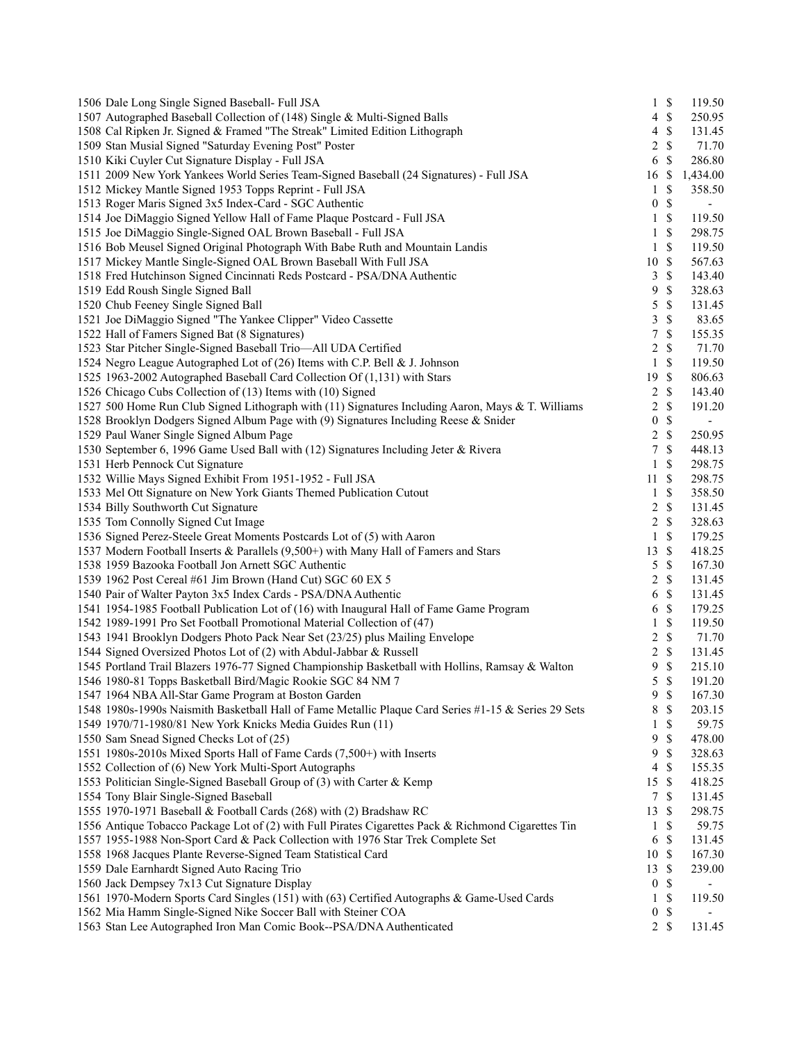| Lot | Description | Bids | | Price |
|---|---|---|---|---|
| 1506 | Dale Long Single Signed Baseball- Full JSA | 1 | $ | 119.50 |
| 1507 | Autographed Baseball Collection of (148) Single & Multi-Signed Balls | 4 | $ | 250.95 |
| 1508 | Cal Ripken Jr. Signed & Framed "The Streak" Limited Edition Lithograph | 4 | $ | 131.45 |
| 1509 | Stan Musial Signed "Saturday Evening Post" Poster | 2 | $ | 71.70 |
| 1510 | Kiki Cuyler Cut Signature Display - Full JSA | 6 | $ | 286.80 |
| 1511 | 2009 New York Yankees World Series Team-Signed Baseball (24 Signatures) - Full JSA | 16 | $ | 1,434.00 |
| 1512 | Mickey Mantle Signed 1953 Topps Reprint - Full JSA | 1 | $ | 358.50 |
| 1513 | Roger Maris Signed 3x5 Index-Card - SGC Authentic | 0 | $ | - |
| 1514 | Joe DiMaggio Signed Yellow Hall of Fame Plaque Postcard - Full JSA | 1 | $ | 119.50 |
| 1515 | Joe DiMaggio Single-Signed OAL Brown Baseball - Full JSA | 1 | $ | 298.75 |
| 1516 | Bob Meusel Signed Original Photograph With Babe Ruth and Mountain Landis | 1 | $ | 119.50 |
| 1517 | Mickey Mantle Single-Signed OAL Brown Baseball With Full JSA | 10 | $ | 567.63 |
| 1518 | Fred Hutchinson Signed Cincinnati Reds Postcard - PSA/DNA Authentic | 3 | $ | 143.40 |
| 1519 | Edd Roush Single Signed Ball | 9 | $ | 328.63 |
| 1520 | Chub Feeney Single Signed Ball | 5 | $ | 131.45 |
| 1521 | Joe DiMaggio Signed "The Yankee Clipper" Video Cassette | 3 | $ | 83.65 |
| 1522 | Hall of Famers Signed Bat (8 Signatures) | 7 | $ | 155.35 |
| 1523 | Star Pitcher Single-Signed Baseball Trio—All UDA Certified | 2 | $ | 71.70 |
| 1524 | Negro League Autographed Lot of (26) Items with C.P. Bell & J. Johnson | 1 | $ | 119.50 |
| 1525 | 1963-2002 Autographed Baseball Card Collection Of (1,131) with Stars | 19 | $ | 806.63 |
| 1526 | Chicago Cubs Collection of (13) Items with (10) Signed | 2 | $ | 143.40 |
| 1527 | 500 Home Run Club Signed Lithograph with (11) Signatures Including Aaron, Mays & T. Williams | 2 | $ | 191.20 |
| 1528 | Brooklyn Dodgers Signed Album Page with (9) Signatures Including Reese & Snider | 0 | $ | - |
| 1529 | Paul Waner Single Signed Album Page | 2 | $ | 250.95 |
| 1530 | September 6, 1996 Game Used Ball with (12) Signatures Including Jeter & Rivera | 7 | $ | 448.13 |
| 1531 | Herb Pennock Cut Signature | 1 | $ | 298.75 |
| 1532 | Willie Mays Signed Exhibit From 1951-1952 - Full JSA | 11 | $ | 298.75 |
| 1533 | Mel Ott Signature on New York Giants Themed Publication Cutout | 1 | $ | 358.50 |
| 1534 | Billy Southworth Cut Signature | 2 | $ | 131.45 |
| 1535 | Tom Connolly Signed Cut Image | 2 | $ | 328.63 |
| 1536 | Signed Perez-Steele Great Moments Postcards Lot of (5) with Aaron | 1 | $ | 179.25 |
| 1537 | Modern Football Inserts & Parallels (9,500+) with Many Hall of Famers and Stars | 13 | $ | 418.25 |
| 1538 | 1959 Bazooka Football Jon Arnett SGC Authentic | 5 | $ | 167.30 |
| 1539 | 1962 Post Cereal #61 Jim Brown (Hand Cut) SGC 60 EX 5 | 2 | $ | 131.45 |
| 1540 | Pair of Walter Payton 3x5 Index Cards - PSA/DNA Authentic | 6 | $ | 131.45 |
| 1541 | 1954-1985 Football Publication Lot of (16) with Inaugural Hall of Fame Game Program | 6 | $ | 179.25 |
| 1542 | 1989-1991 Pro Set Football Promotional Material Collection of (47) | 1 | $ | 119.50 |
| 1543 | 1941 Brooklyn Dodgers Photo Pack Near Set (23/25) plus Mailing Envelope | 2 | $ | 71.70 |
| 1544 | Signed Oversized Photos Lot of (2) with Abdul-Jabbar & Russell | 2 | $ | 131.45 |
| 1545 | Portland Trail Blazers 1976-77 Signed Championship Basketball with Hollins, Ramsay & Walton | 9 | $ | 215.10 |
| 1546 | 1980-81 Topps Basketball Bird/Magic Rookie SGC 84 NM 7 | 5 | $ | 191.20 |
| 1547 | 1964 NBA All-Star Game Program at Boston Garden | 9 | $ | 167.30 |
| 1548 | 1980s-1990s Naismith Basketball Hall of Fame Metallic Plaque Card Series #1-15 & Series 29 Sets | 8 | $ | 203.15 |
| 1549 | 1970/71-1980/81 New York Knicks Media Guides Run (11) | 1 | $ | 59.75 |
| 1550 | Sam Snead Signed Checks Lot of (25) | 9 | $ | 478.00 |
| 1551 | 1980s-2010s Mixed Sports Hall of Fame Cards (7,500+) with Inserts | 9 | $ | 328.63 |
| 1552 | Collection of (6) New York Multi-Sport Autographs | 4 | $ | 155.35 |
| 1553 | Politician Single-Signed Baseball Group of (3) with Carter & Kemp | 15 | $ | 418.25 |
| 1554 | Tony Blair Single-Signed Baseball | 7 | $ | 131.45 |
| 1555 | 1970-1971 Baseball & Football Cards (268) with (2) Bradshaw RC | 13 | $ | 298.75 |
| 1556 | Antique Tobacco Package Lot of (2) with Full Pirates Cigarettes Pack & Richmond Cigarettes Tin | 1 | $ | 59.75 |
| 1557 | 1955-1988 Non-Sport Card & Pack Collection with 1976 Star Trek Complete Set | 6 | $ | 131.45 |
| 1558 | 1968 Jacques Plante Reverse-Signed Team Statistical Card | 10 | $ | 167.30 |
| 1559 | Dale Earnhardt Signed Auto Racing Trio | 13 | $ | 239.00 |
| 1560 | Jack Dempsey 7x13 Cut Signature Display | 0 | $ | - |
| 1561 | 1970-Modern Sports Card Singles (151) with (63) Certified Autographs & Game-Used Cards | 1 | $ | 119.50 |
| 1562 | Mia Hamm Single-Signed Nike Soccer Ball with Steiner COA | 0 | $ | - |
| 1563 | Stan Lee Autographed Iron Man Comic Book--PSA/DNA Authenticated | 2 | $ | 131.45 |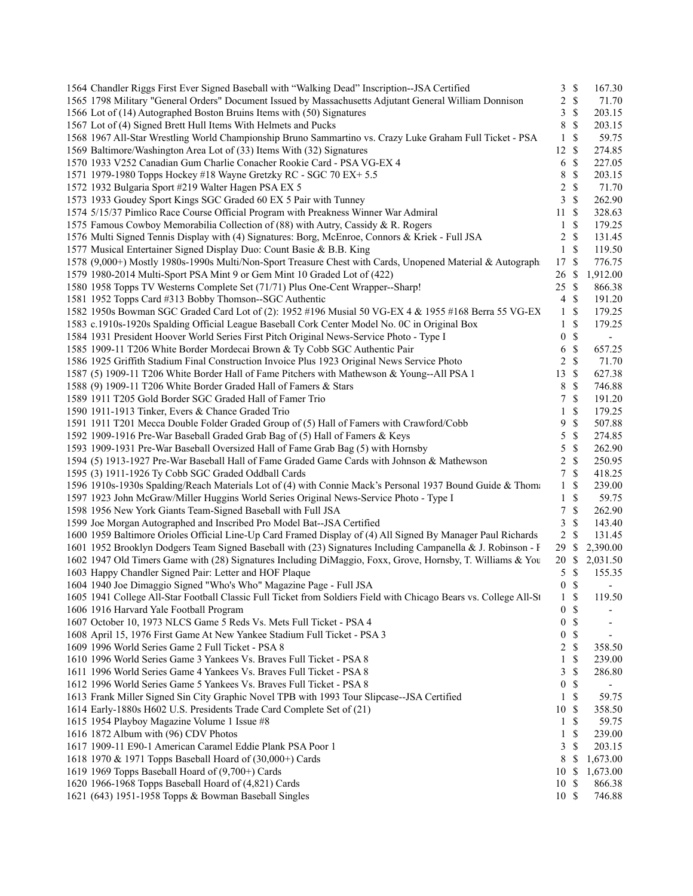| | | | |
|---|---|---|---|
| 1564 Chandler Riggs First Ever Signed Baseball with "Walking Dead" Inscription--JSA Certified | 3 | $ | 167.30 |
| 1565 1798 Military "General Orders" Document Issued by Massachusetts Adjutant General William Donnison | 2 | $ | 71.70 |
| 1566 Lot of (14) Autographed Boston Bruins Items with (50) Signatures | 3 | $ | 203.15 |
| 1567 Lot of (4) Signed Brett Hull Items With Helmets and Pucks | 8 | $ | 203.15 |
| 1568 1967 All-Star Wrestling World Championship Bruno Sammartino vs. Crazy Luke Graham Full Ticket - PSA | 1 | $ | 59.75 |
| 1569 Baltimore/Washington Area Lot of (33) Items With (32) Signatures | 12 | $ | 274.85 |
| 1570 1933 V252 Canadian Gum Charlie Conacher Rookie Card - PSA VG-EX 4 | 6 | $ | 227.05 |
| 1571 1979-1980 Topps Hockey #18 Wayne Gretzky RC - SGC 70 EX+ 5.5 | 8 | $ | 203.15 |
| 1572 1932 Bulgaria Sport #219 Walter Hagen PSA EX 5 | 2 | $ | 71.70 |
| 1573 1933 Goudey Sport Kings SGC Graded 60 EX 5 Pair with Tunney | 3 | $ | 262.90 |
| 1574 5/15/37 Pimlico Race Course Official Program with Preakness Winner War Admiral | 11 | $ | 328.63 |
| 1575 Famous Cowboy Memorabilia Collection of (88) with Autry, Cassidy & R. Rogers | 1 | $ | 179.25 |
| 1576 Multi Signed Tennis Display with (4) Signatures: Borg, McEnroe, Connors & Kriek - Full JSA | 2 | $ | 131.45 |
| 1577 Musical Entertainer Signed Display Duo: Count Basie & B.B. King | 1 | $ | 119.50 |
| 1578 (9,000+) Mostly 1980s-1990s Multi/Non-Sport Treasure Chest with Cards, Unopened Material & Autograph | 17 | $ | 776.75 |
| 1579 1980-2014 Multi-Sport PSA Mint 9 or Gem Mint 10 Graded Lot of (422) | 26 | $ | 1,912.00 |
| 1580 1958 Topps TV Westerns Complete Set (71/71) Plus One-Cent Wrapper--Sharp! | 25 | $ | 866.38 |
| 1581 1952 Topps Card #313 Bobby Thomson--SGC Authentic | 4 | $ | 191.20 |
| 1582 1950s Bowman SGC Graded Card Lot of (2): 1952 #196 Musial 50 VG-EX 4 & 1955 #168 Berra 55 VG-EX | 1 | $ | 179.25 |
| 1583 c.1910s-1920s Spalding Official League Baseball Cork Center Model No. 0C in Original Box | 1 | $ | 179.25 |
| 1584 1931 President Hoover World Series First Pitch Original News-Service Photo - Type I | 0 | $ | - |
| 1585 1909-11 T206 White Border Mordecai Brown & Ty Cobb SGC Authentic Pair | 6 | $ | 657.25 |
| 1586 1925 Griffith Stadium Final Construction Invoice Plus 1923 Original News Service Photo | 2 | $ | 71.70 |
| 1587 (5) 1909-11 T206 White Border Hall of Fame Pitchers with Mathewson & Young--All PSA 1 | 13 | $ | 627.38 |
| 1588 (9) 1909-11 T206 White Border Graded Hall of Famers & Stars | 8 | $ | 746.88 |
| 1589 1911 T205 Gold Border SGC Graded Hall of Famer Trio | 7 | $ | 191.20 |
| 1590 1911-1913 Tinker, Evers & Chance Graded Trio | 1 | $ | 179.25 |
| 1591 1911 T201 Mecca Double Folder Graded Group of (5) Hall of Famers with Crawford/Cobb | 9 | $ | 507.88 |
| 1592 1909-1916 Pre-War Baseball Graded Grab Bag of (5) Hall of Famers & Keys | 5 | $ | 274.85 |
| 1593 1909-1931 Pre-War Baseball Oversized Hall of Fame Grab Bag (5) with Hornsby | 5 | $ | 262.90 |
| 1594 (5) 1913-1927 Pre-War Baseball Hall of Fame Graded Game Cards with Johnson & Mathewson | 2 | $ | 250.95 |
| 1595 (3) 1911-1926 Ty Cobb SGC Graded Oddball Cards | 7 | $ | 418.25 |
| 1596 1910s-1930s Spalding/Reach Materials Lot of (4) with Connie Mack's Personal 1937 Bound Guide & Thom | 1 | $ | 239.00 |
| 1597 1923 John McGraw/Miller Huggins World Series Original News-Service Photo - Type I | 1 | $ | 59.75 |
| 1598 1956 New York Giants Team-Signed Baseball with Full JSA | 7 | $ | 262.90 |
| 1599 Joe Morgan Autographed and Inscribed Pro Model Bat--JSA Certified | 3 | $ | 143.40 |
| 1600 1959 Baltimore Orioles Official Line-Up Card Framed Display of (4) All Signed By Manager Paul Richards | 2 | $ | 131.45 |
| 1601 1952 Brooklyn Dodgers Team Signed Baseball with (23) Signatures Including Campanella & J. Robinson - F | 29 | $ | 2,390.00 |
| 1602 1947 Old Timers Game with (28) Signatures Including DiMaggio, Foxx, Grove, Hornsby, T. Williams & You | 20 | $ | 2,031.50 |
| 1603 Happy Chandler Signed Pair: Letter and HOF Plaque | 5 | $ | 155.35 |
| 1604 1940 Joe Dimaggio Signed "Who's Who" Magazine Page - Full JSA | 0 | $ | - |
| 1605 1941 College All-Star Football Classic Full Ticket from Soldiers Field with Chicago Bears vs. College All-St | 1 | $ | 119.50 |
| 1606 1916 Harvard Yale Football Program | 0 | $ | - |
| 1607 October 10, 1973 NLCS Game 5 Reds Vs. Mets Full Ticket - PSA 4 | 0 | $ | - |
| 1608 April 15, 1976 First Game At New Yankee Stadium Full Ticket - PSA 3 | 0 | $ | - |
| 1609 1996 World Series Game 2 Full Ticket - PSA 8 | 2 | $ | 358.50 |
| 1610 1996 World Series Game 3 Yankees Vs. Braves Full Ticket - PSA 8 | 1 | $ | 239.00 |
| 1611 1996 World Series Game 4 Yankees Vs. Braves Full Ticket - PSA 8 | 3 | $ | 286.80 |
| 1612 1996 World Series Game 5 Yankees Vs. Braves Full Ticket - PSA 8 | 0 | $ | - |
| 1613 Frank Miller Signed Sin City Graphic Novel TPB with 1993 Tour Slipcase--JSA Certified | 1 | $ | 59.75 |
| 1614 Early-1880s H602 U.S. Presidents Trade Card Complete Set of (21) | 10 | $ | 358.50 |
| 1615 1954 Playboy Magazine Volume 1 Issue #8 | 1 | $ | 59.75 |
| 1616 1872 Album with (96) CDV Photos | 1 | $ | 239.00 |
| 1617 1909-11 E90-1 American Caramel Eddie Plank PSA Poor 1 | 3 | $ | 203.15 |
| 1618 1970 & 1971 Topps Baseball Hoard of (30,000+) Cards | 8 | $ | 1,673.00 |
| 1619 1969 Topps Baseball Hoard of (9,700+) Cards | 10 | $ | 1,673.00 |
| 1620 1966-1968 Topps Baseball Hoard of (4,821) Cards | 10 | $ | 866.38 |
| 1621 (643) 1951-1958 Topps & Bowman Baseball Singles | 10 | $ | 746.88 |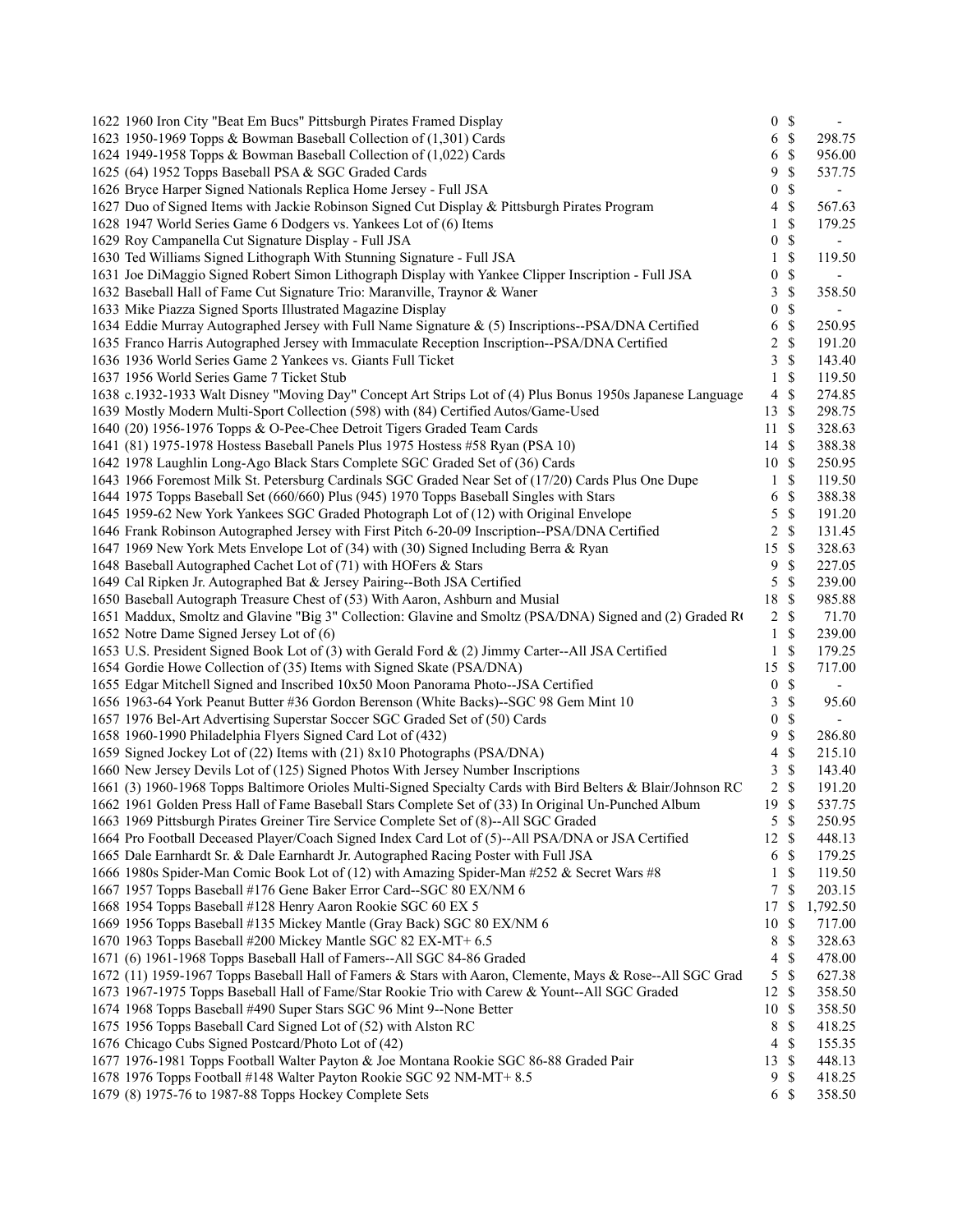| Lot | Description | Bids | | Price |
|---|---|---|---|---|
| 1622 | 1960 Iron City "Beat Em Bucs" Pittsburgh Pirates Framed Display | 0 | $ | - |
| 1623 | 1950-1969 Topps & Bowman Baseball Collection of (1,301) Cards | 6 | $ | 298.75 |
| 1624 | 1949-1958 Topps & Bowman Baseball Collection of (1,022) Cards | 6 | $ | 956.00 |
| 1625 | (64) 1952 Topps Baseball PSA & SGC Graded Cards | 9 | $ | 537.75 |
| 1626 | Bryce Harper Signed Nationals Replica Home Jersey - Full JSA | 0 | $ | - |
| 1627 | Duo of Signed Items with Jackie Robinson Signed Cut Display & Pittsburgh Pirates Program | 4 | $ | 567.63 |
| 1628 | 1947 World Series Game 6 Dodgers vs. Yankees Lot of (6) Items | 1 | $ | 179.25 |
| 1629 | Roy Campanella Cut Signature Display - Full JSA | 0 | $ | - |
| 1630 | Ted Williams Signed Lithograph With Stunning Signature - Full JSA | 1 | $ | 119.50 |
| 1631 | Joe DiMaggio Signed Robert Simon Lithograph Display with Yankee Clipper Inscription - Full JSA | 0 | $ | - |
| 1632 | Baseball Hall of Fame Cut Signature Trio: Maranville, Traynor & Waner | 3 | $ | 358.50 |
| 1633 | Mike Piazza Signed Sports Illustrated Magazine Display | 0 | $ | - |
| 1634 | Eddie Murray Autographed Jersey with Full Name Signature & (5) Inscriptions--PSA/DNA Certified | 6 | $ | 250.95 |
| 1635 | Franco Harris Autographed Jersey with Immaculate Reception Inscription--PSA/DNA Certified | 2 | $ | 191.20 |
| 1636 | 1936 World Series Game 2 Yankees vs. Giants Full Ticket | 3 | $ | 143.40 |
| 1637 | 1956 World Series Game 7 Ticket Stub | 1 | $ | 119.50 |
| 1638 | c.1932-1933 Walt Disney "Moving Day" Concept Art Strips Lot of (4) Plus Bonus 1950s Japanese Language | 4 | $ | 274.85 |
| 1639 | Mostly Modern Multi-Sport Collection (598) with (84) Certified Autos/Game-Used | 13 | $ | 298.75 |
| 1640 | (20) 1956-1976 Topps & O-Pee-Chee Detroit Tigers Graded Team Cards | 11 | $ | 328.63 |
| 1641 | (81) 1975-1978 Hostess Baseball Panels Plus 1975 Hostess #58 Ryan (PSA 10) | 14 | $ | 388.38 |
| 1642 | 1978 Laughlin Long-Ago Black Stars Complete SGC Graded Set of (36) Cards | 10 | $ | 250.95 |
| 1643 | 1966 Foremost Milk St. Petersburg Cardinals SGC Graded Near Set of (17/20) Cards Plus One Dupe | 1 | $ | 119.50 |
| 1644 | 1975 Topps Baseball Set (660/660) Plus (945) 1970 Topps Baseball Singles with Stars | 6 | $ | 388.38 |
| 1645 | 1959-62 New York Yankees SGC Graded Photograph Lot of (12) with Original Envelope | 5 | $ | 191.20 |
| 1646 | Frank Robinson Autographed Jersey with First Pitch 6-20-09 Inscription--PSA/DNA Certified | 2 | $ | 131.45 |
| 1647 | 1969 New York Mets Envelope Lot of (34) with (30) Signed Including Berra & Ryan | 15 | $ | 328.63 |
| 1648 | Baseball Autographed Cachet Lot of (71) with HOFers & Stars | 9 | $ | 227.05 |
| 1649 | Cal Ripken Jr. Autographed Bat & Jersey Pairing--Both JSA Certified | 5 | $ | 239.00 |
| 1650 | Baseball Autograph Treasure Chest of (53) With Aaron, Ashburn and Musial | 18 | $ | 985.88 |
| 1651 | Maddux, Smoltz and Glavine "Big 3" Collection: Glavine and Smoltz (PSA/DNA) Signed and (2) Graded R( | 2 | $ | 71.70 |
| 1652 | Notre Dame Signed Jersey Lot of (6) | 1 | $ | 239.00 |
| 1653 | U.S. President Signed Book Lot of (3) with Gerald Ford & (2) Jimmy Carter--All JSA Certified | 1 | $ | 179.25 |
| 1654 | Gordie Howe Collection of (35) Items with Signed Skate (PSA/DNA) | 15 | $ | 717.00 |
| 1655 | Edgar Mitchell Signed and Inscribed 10x50 Moon Panorama Photo--JSA Certified | 0 | $ | - |
| 1656 | 1963-64 York Peanut Butter #36 Gordon Berenson (White Backs)--SGC 98 Gem Mint 10 | 3 | $ | 95.60 |
| 1657 | 1976 Bel-Art Advertising Superstar Soccer SGC Graded Set of (50) Cards | 0 | $ | - |
| 1658 | 1960-1990 Philadelphia Flyers Signed Card Lot of (432) | 9 | $ | 286.80 |
| 1659 | Signed Jockey Lot of (22) Items with (21) 8x10 Photographs (PSA/DNA) | 4 | $ | 215.10 |
| 1660 | New Jersey Devils Lot of (125) Signed Photos With Jersey Number Inscriptions | 3 | $ | 143.40 |
| 1661 | (3) 1960-1968 Topps Baltimore Orioles Multi-Signed Specialty Cards with Bird Belters & Blair/Johnson RC | 2 | $ | 191.20 |
| 1662 | 1961 Golden Press Hall of Fame Baseball Stars Complete Set of (33) In Original Un-Punched Album | 19 | $ | 537.75 |
| 1663 | 1969 Pittsburgh Pirates Greiner Tire Service Complete Set of (8)--All SGC Graded | 5 | $ | 250.95 |
| 1664 | Pro Football Deceased Player/Coach Signed Index Card Lot of (5)--All PSA/DNA or JSA Certified | 12 | $ | 448.13 |
| 1665 | Dale Earnhardt Sr. & Dale Earnhardt Jr. Autographed Racing Poster with Full JSA | 6 | $ | 179.25 |
| 1666 | 1980s Spider-Man Comic Book Lot of (12) with Amazing Spider-Man #252 & Secret Wars #8 | 1 | $ | 119.50 |
| 1667 | 1957 Topps Baseball #176 Gene Baker Error Card--SGC 80 EX/NM 6 | 7 | $ | 203.15 |
| 1668 | 1954 Topps Baseball #128 Henry Aaron Rookie SGC 60 EX 5 | 17 | $ | 1,792.50 |
| 1669 | 1956 Topps Baseball #135 Mickey Mantle (Gray Back) SGC 80 EX/NM 6 | 10 | $ | 717.00 |
| 1670 | 1963 Topps Baseball #200 Mickey Mantle SGC 82 EX-MT+ 6.5 | 8 | $ | 328.63 |
| 1671 | (6) 1961-1968 Topps Baseball Hall of Famers--All SGC 84-86 Graded | 4 | $ | 478.00 |
| 1672 | (11) 1959-1967 Topps Baseball Hall of Famers & Stars with Aaron, Clemente, Mays & Rose--All SGC Grad | 5 | $ | 627.38 |
| 1673 | 1967-1975 Topps Baseball Hall of Fame/Star Rookie Trio with Carew & Yount--All SGC Graded | 12 | $ | 358.50 |
| 1674 | 1968 Topps Baseball #490 Super Stars SGC 96 Mint 9--None Better | 10 | $ | 358.50 |
| 1675 | 1956 Topps Baseball Card Signed Lot of (52) with Alston RC | 8 | $ | 418.25 |
| 1676 | Chicago Cubs Signed Postcard/Photo Lot of (42) | 4 | $ | 155.35 |
| 1677 | 1976-1981 Topps Football Walter Payton & Joe Montana Rookie SGC 86-88 Graded Pair | 13 | $ | 448.13 |
| 1678 | 1976 Topps Football #148 Walter Payton Rookie SGC 92 NM-MT+ 8.5 | 9 | $ | 418.25 |
| 1679 | (8) 1975-76 to 1987-88 Topps Hockey Complete Sets | 6 | $ | 358.50 |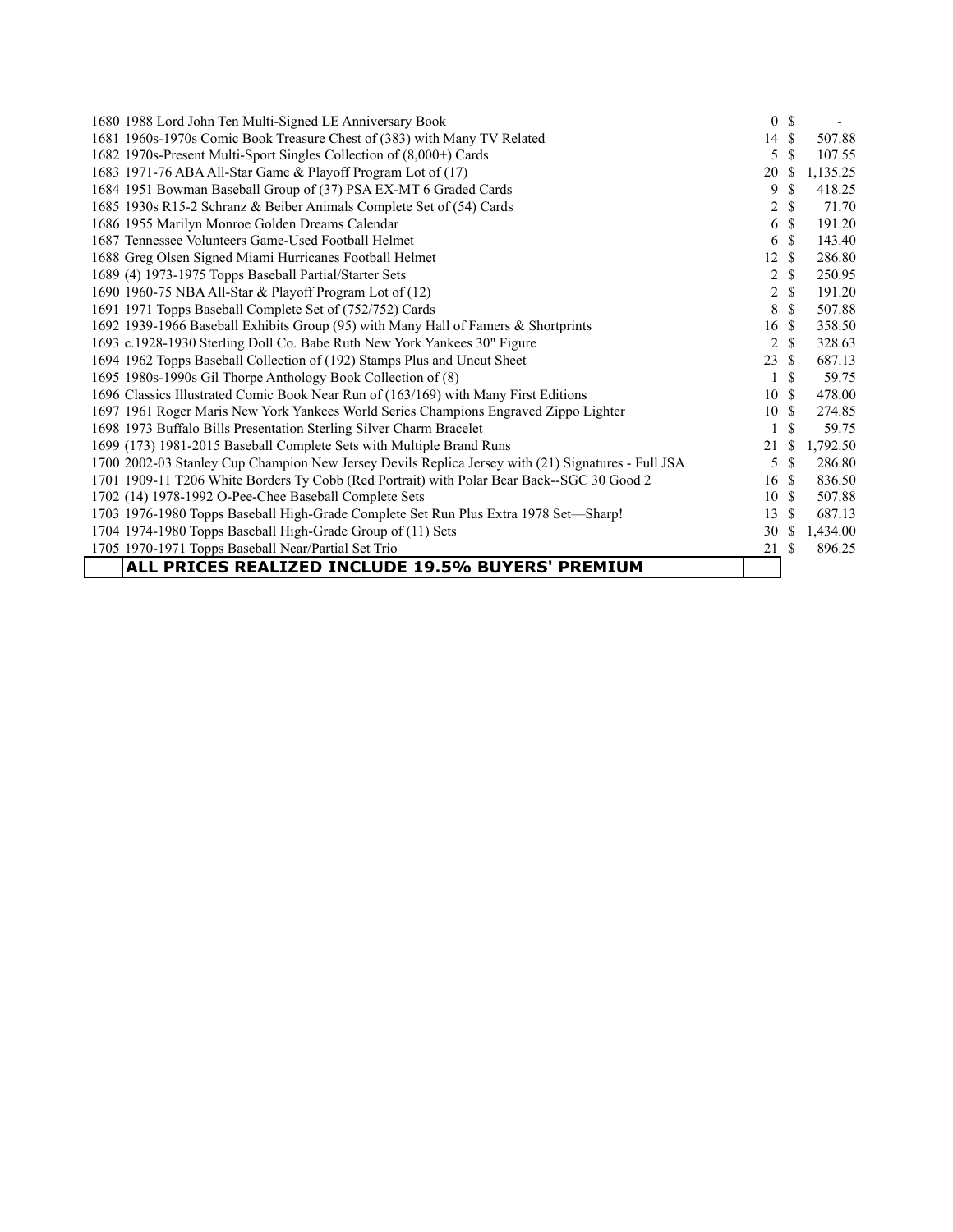| | | | |
|---|---|---|---|
| 1680 | 1988 Lord John Ten Multi-Signed LE Anniversary Book | 0 | $ - |
| 1681 | 1960s-1970s Comic Book Treasure Chest of (383) with Many TV Related | 14 | $ 507.88 |
| 1682 | 1970s-Present Multi-Sport Singles Collection of (8,000+) Cards | 5 | $ 107.55 |
| 1683 | 1971-76 ABA All-Star Game & Playoff Program Lot of (17) | 20 | $ 1,135.25 |
| 1684 | 1951 Bowman Baseball Group of (37) PSA EX-MT 6 Graded Cards | 9 | $ 418.25 |
| 1685 | 1930s R15-2 Schranz & Beiber Animals Complete Set of (54) Cards | 2 | $ 71.70 |
| 1686 | 1955 Marilyn Monroe Golden Dreams Calendar | 6 | $ 191.20 |
| 1687 | Tennessee Volunteers Game-Used Football Helmet | 6 | $ 143.40 |
| 1688 | Greg Olsen Signed Miami Hurricanes Football Helmet | 12 | $ 286.80 |
| 1689 | (4) 1973-1975 Topps Baseball Partial/Starter Sets | 2 | $ 250.95 |
| 1690 | 1960-75 NBA All-Star & Playoff Program Lot of (12) | 2 | $ 191.20 |
| 1691 | 1971 Topps Baseball Complete Set of (752/752) Cards | 8 | $ 507.88 |
| 1692 | 1939-1966 Baseball Exhibits Group (95) with Many Hall of Famers & Shortprints | 16 | $ 358.50 |
| 1693 | c.1928-1930 Sterling Doll Co. Babe Ruth New York Yankees 30" Figure | 2 | $ 328.63 |
| 1694 | 1962 Topps Baseball Collection of (192) Stamps Plus and Uncut Sheet | 23 | $ 687.13 |
| 1695 | 1980s-1990s Gil Thorpe Anthology Book Collection of (8) | 1 | $ 59.75 |
| 1696 | Classics Illustrated Comic Book Near Run of (163/169) with Many First Editions | 10 | $ 478.00 |
| 1697 | 1961 Roger Maris New York Yankees World Series Champions Engraved Zippo Lighter | 10 | $ 274.85 |
| 1698 | 1973 Buffalo Bills Presentation Sterling Silver Charm Bracelet | 1 | $ 59.75 |
| 1699 | (173) 1981-2015 Baseball Complete Sets with Multiple Brand Runs | 21 | $ 1,792.50 |
| 1700 | 2002-03 Stanley Cup Champion New Jersey Devils Replica Jersey with (21) Signatures - Full JSA | 5 | $ 286.80 |
| 1701 | 1909-11 T206 White Borders Ty Cobb (Red Portrait) with Polar Bear Back--SGC 30 Good 2 | 16 | $ 836.50 |
| 1702 | (14) 1978-1992 O-Pee-Chee Baseball Complete Sets | 10 | $ 507.88 |
| 1703 | 1976-1980 Topps Baseball High-Grade Complete Set Run Plus Extra 1978 Set—Sharp! | 13 | $ 687.13 |
| 1704 | 1974-1980 Topps Baseball High-Grade Group of (11) Sets | 30 | $ 1,434.00 |
| 1705 | 1970-1971 Topps Baseball Near/Partial Set Trio | 21 | $ 896.25 |
| | **ALL PRICES REALIZED INCLUDE 19.5% BUYERS' PREMIUM** | | |